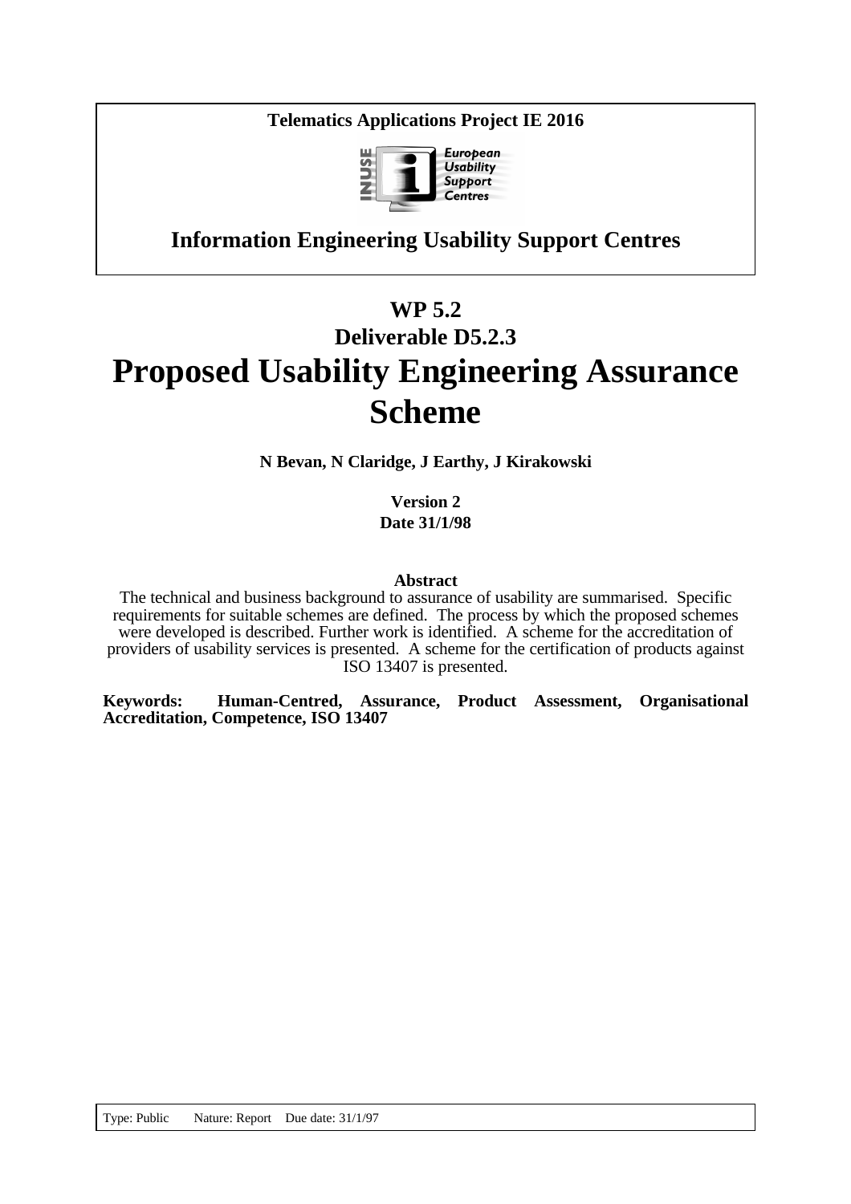**Telematics Applications Project IE 2016**

European Usability Support Centres

**Information Engineering Usability Support Centres**

# WP 5.2
# Deliverable D5.2.3
# Proposed Usability Engineering Assurance Scheme

**N Bevan, N Claridge, J Earthy, J Kirakowski**

**Version 2**
**Date 31/1/98**

**Abstract**

The technical and business background to assurance of usability are summarised. Specific requirements for suitable schemes are defined. The process by which the proposed schemes were developed is described. Further work is identified. A scheme for the accreditation of providers of usability services is presented. A scheme for the certification of products against ISO 13407 is presented.

**Keywords: Human-Centred, Assurance, Product Assessment, Organisational Accreditation, Competence, ISO 13407**

Type: Public Nature: Report Due date: 31/1/97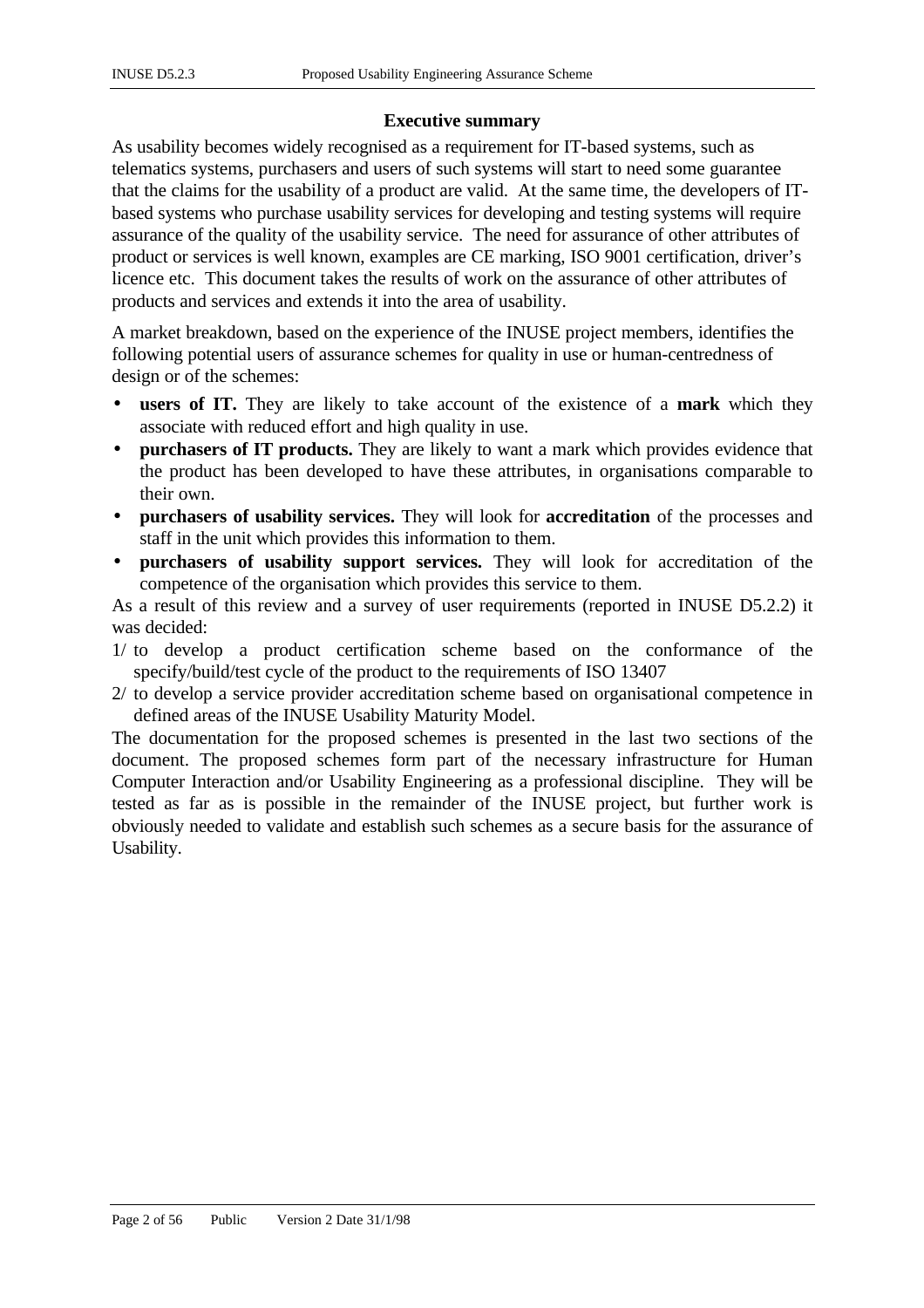## Executive summary

As usability becomes widely recognised as a requirement for IT-based systems, such as telematics systems, purchasers and users of such systems will start to need some guarantee that the claims for the usability of a product are valid. At the same time, the developers of IT-based systems who purchase usability services for developing and testing systems will require assurance of the quality of the usability service. The need for assurance of other attributes of product or services is well known, examples are CE marking, ISO 9001 certification, driver's licence etc. This document takes the results of work on the assurance of other attributes of products and services and extends it into the area of usability.

A market breakdown, based on the experience of the INUSE project members, identifies the following potential users of assurance schemes for quality in use or human-centredness of design or of the schemes:

- **users of IT.** They are likely to take account of the existence of a **mark** which they associate with reduced effort and high quality in use.
- **purchasers of IT products.** They are likely to want a mark which provides evidence that the product has been developed to have these attributes, in organisations comparable to their own.
- **purchasers of usability services.** They will look for **accreditation** of the processes and staff in the unit which provides this information to them.
- **purchasers of usability support services.** They will look for accreditation of the competence of the organisation which provides this service to them.

As a result of this review and a survey of user requirements (reported in INUSE D5.2.2) it was decided:

1/ to develop a product certification scheme based on the conformance of the specify/build/test cycle of the product to the requirements of ISO 13407

2/ to develop a service provider accreditation scheme based on organisational competence in defined areas of the INUSE Usability Maturity Model.

The documentation for the proposed schemes is presented in the last two sections of the document. The proposed schemes form part of the necessary infrastructure for Human Computer Interaction and/or Usability Engineering as a professional discipline. They will be tested as far as is possible in the remainder of the INUSE project, but further work is obviously needed to validate and establish such schemes as a secure basis for the assurance of Usability.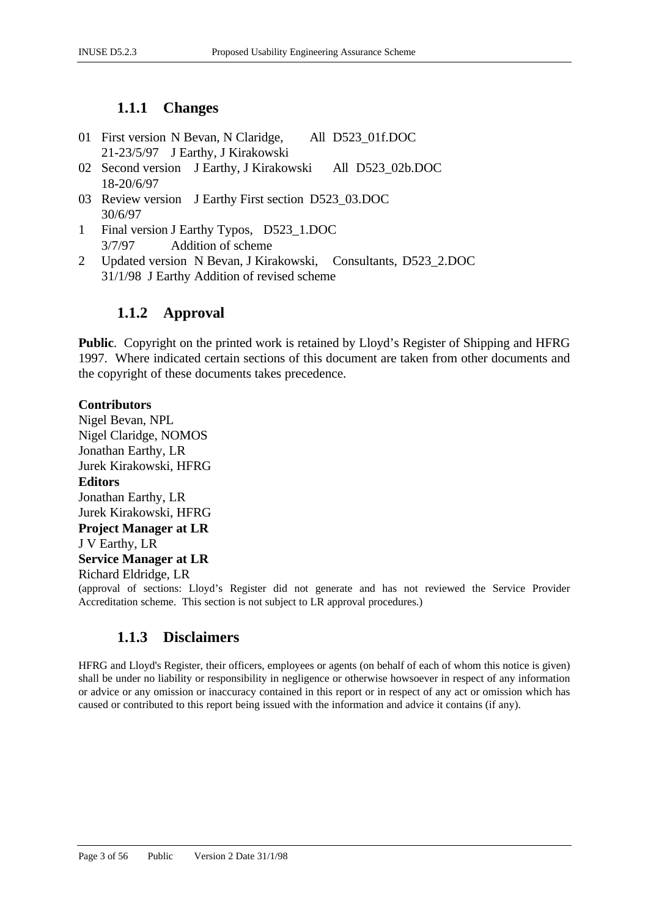### 1.1.1 Changes

| | | | | | |
|---|---|---|---|---|---|
| 01 | First version 21-23/5/97 | N Bevan, N Claridge, J Earthy, J Kirakowski | All | D523_01f.DOC |
| 02 | Second version 18-20/6/97 | J Earthy, J Kirakowski | All | D523_02b.DOC |
| 03 | Review version 30/6/97 | J Earthy | First section | D523_03.DOC |
| 1 | Final version 3/7/97 | J Earthy | Typos, Addition of scheme | D523_1.DOC |
| 2 | Updated version 31/1/98 | N Bevan, J Kirakowski, J Earthy | Consultants, Addition of revised scheme | D523_2.DOC |

### 1.1.2 Approval

**Public**. Copyright on the printed work is retained by Lloyd's Register of Shipping and HFRG 1997. Where indicated certain sections of this document are taken from other documents and the copyright of these documents takes precedence.

**Contributors**
Nigel Bevan, NPL
Nigel Claridge, NOMOS
Jonathan Earthy, LR
Jurek Kirakowski, HFRG

**Editors**
Jonathan Earthy, LR
Jurek Kirakowski, HFRG

**Project Manager at LR**
J V Earthy, LR

**Service Manager at LR**
Richard Eldridge, LR

(approval of sections: Lloyd's Register did not generate and has not reviewed the Service Provider Accreditation scheme. This section is not subject to LR approval procedures.)

### 1.1.3 Disclaimers

HFRG and Lloyd's Register, their officers, employees or agents (on behalf of each of whom this notice is given) shall be under no liability or responsibility in negligence or otherwise howsoever in respect of any information or advice or any omission or inaccuracy contained in this report or in respect of any act or omission which has caused or contributed to this report being issued with the information and advice it contains (if any).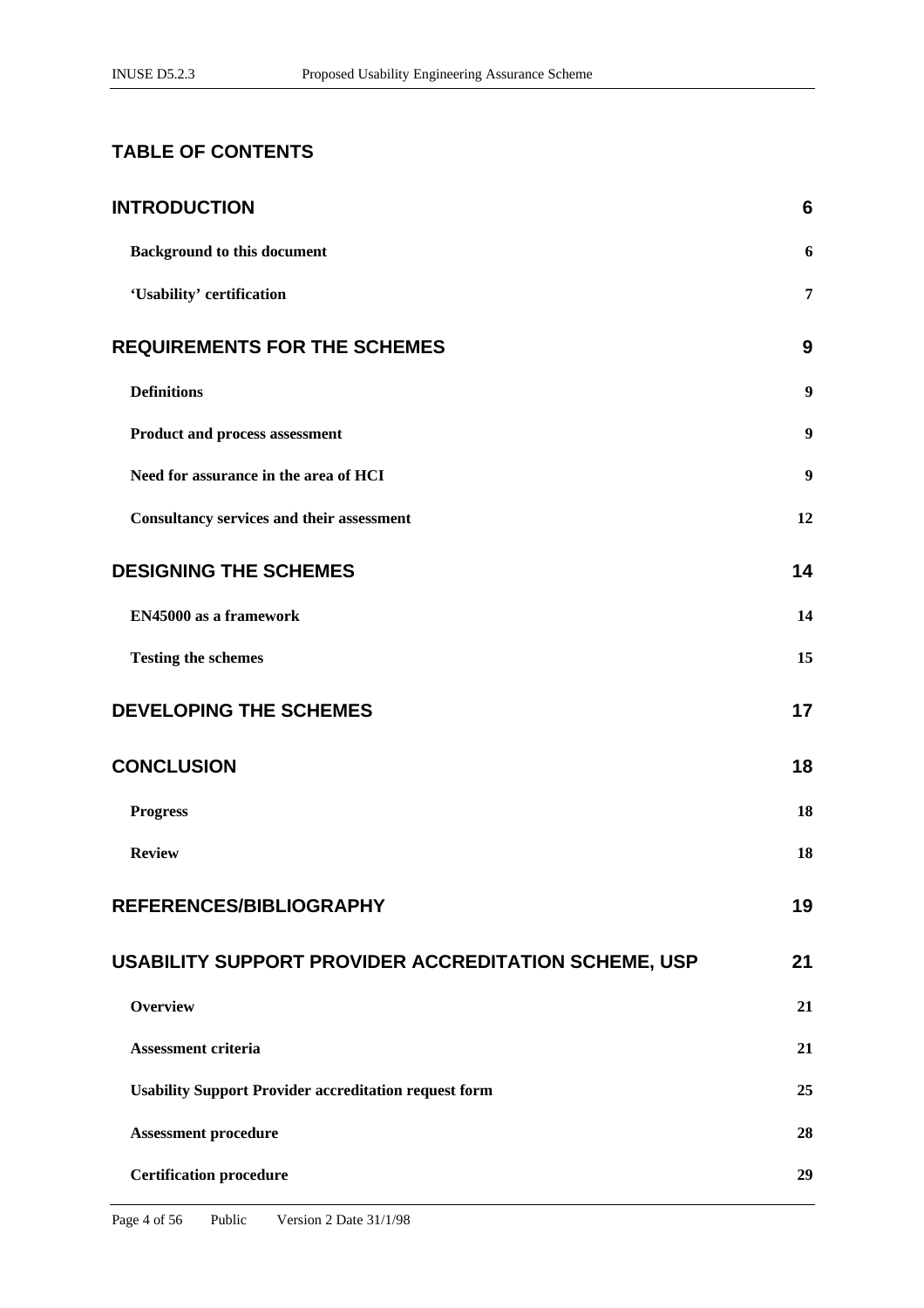# TABLE OF CONTENTS

| | |
|---|---|
| **INTRODUCTION** | **6** |
| **Background to this document** | **6** |
| **'Usability' certification** | **7** |
| **REQUIREMENTS FOR THE SCHEMES** | **9** |
| **Definitions** | **9** |
| **Product and process assessment** | **9** |
| **Need for assurance in the area of HCI** | **9** |
| **Consultancy services and their assessment** | **12** |
| **DESIGNING THE SCHEMES** | **14** |
| **EN45000 as a framework** | **14** |
| **Testing the schemes** | **15** |
| **DEVELOPING THE SCHEMES** | **17** |
| **CONCLUSION** | **18** |
| **Progress** | **18** |
| **Review** | **18** |
| **REFERENCES/BIBLIOGRAPHY** | **19** |
| **USABILITY SUPPORT PROVIDER ACCREDITATION SCHEME, USP** | **21** |
| **Overview** | **21** |
| **Assessment criteria** | **21** |
| **Usability Support Provider accreditation request form** | **25** |
| **Assessment procedure** | **28** |
| **Certification procedure** | **29** |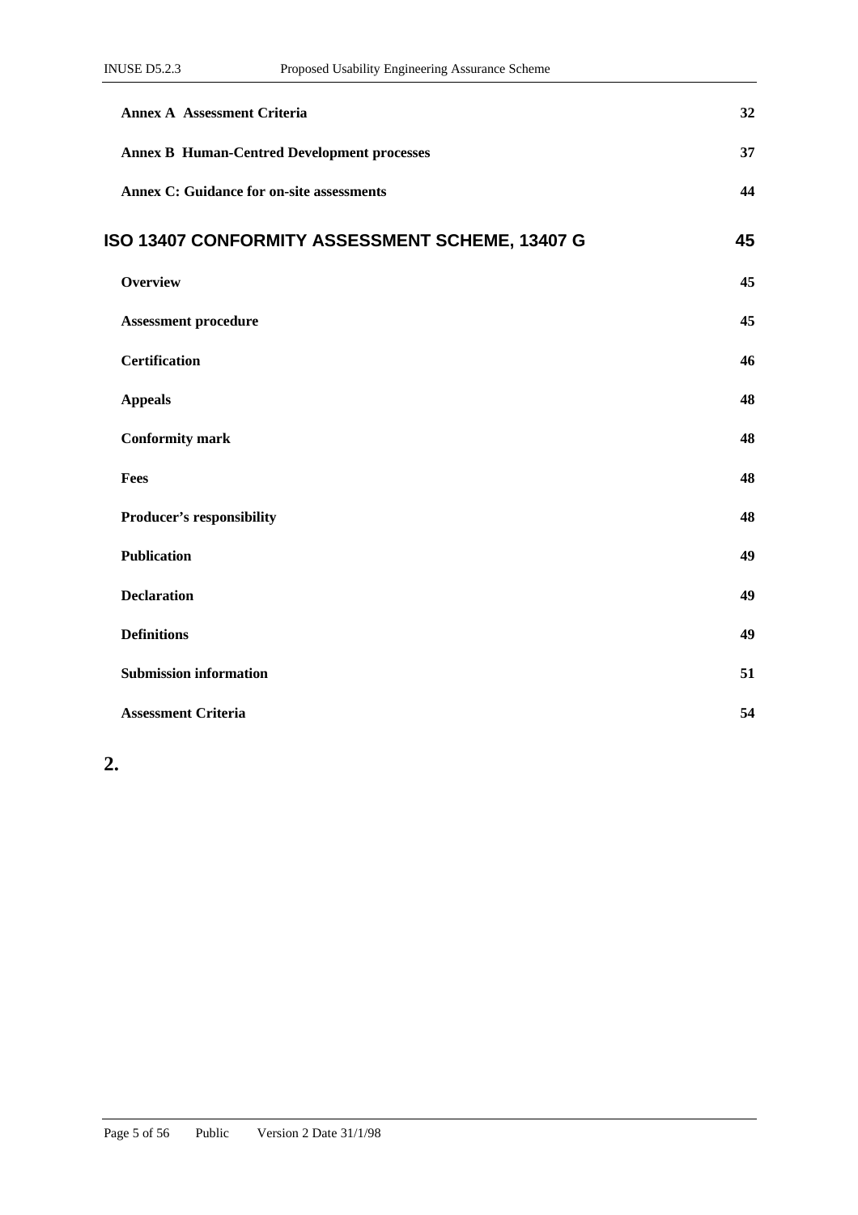| | |
|---|---|
| **Annex A Assessment Criteria** | **32** |
| **Annex B Human-Centred Development processes** | **37** |
| **Annex C: Guidance for on-site assessments** | **44** |
| **ISO 13407 CONFORMITY ASSESSMENT SCHEME, 13407 G** | **45** |
| **Overview** | **45** |
| **Assessment procedure** | **45** |
| **Certification** | **46** |
| **Appeals** | **48** |
| **Conformity mark** | **48** |
| **Fees** | **48** |
| **Producer's responsibility** | **48** |
| **Publication** | **49** |
| **Declaration** | **49** |
| **Definitions** | **49** |
| **Submission information** | **51** |
| **Assessment Criteria** | **54** |

**2.**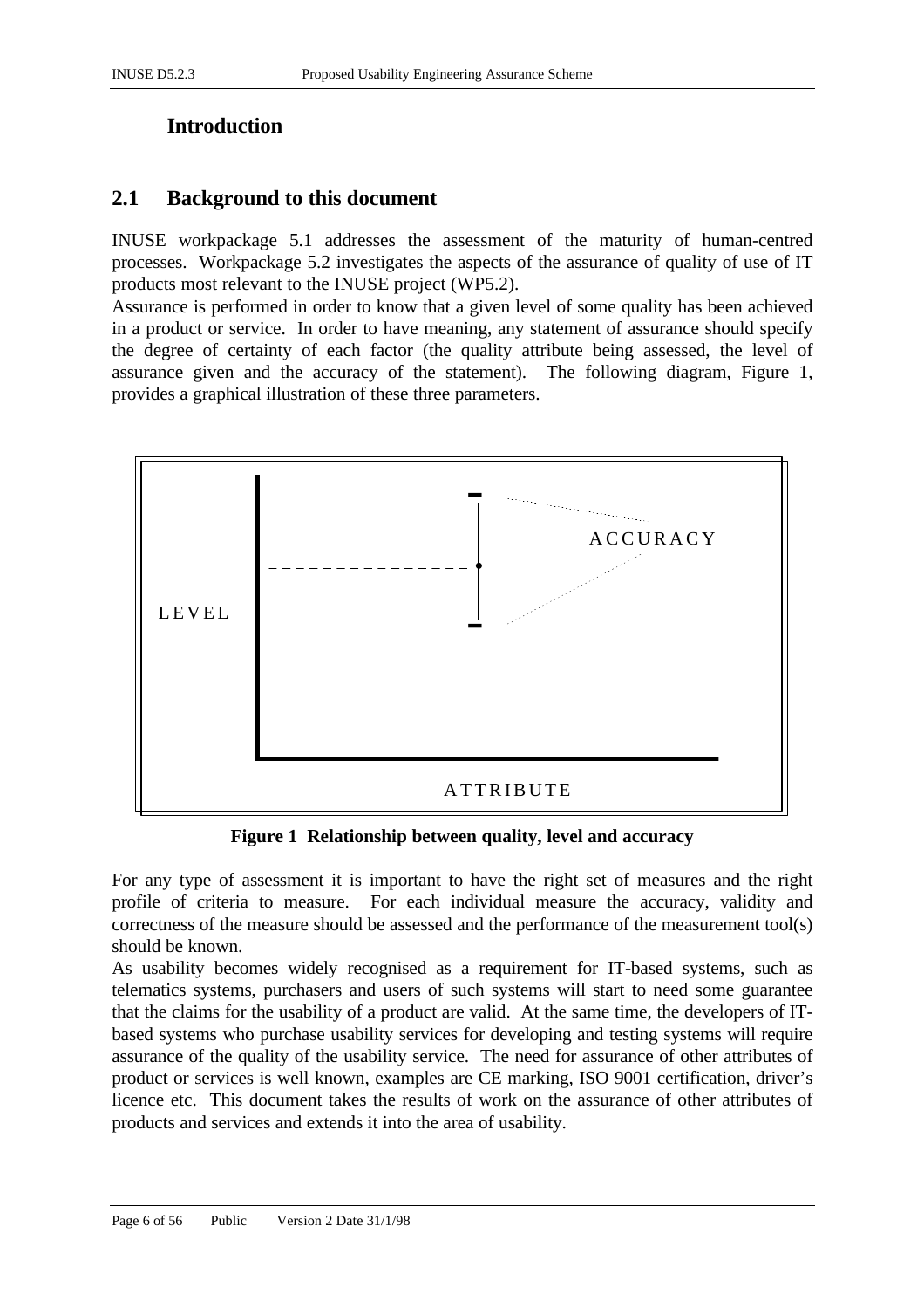# Introduction

## 2.1 Background to this document

INUSE workpackage 5.1 addresses the assessment of the maturity of human-centred processes. Workpackage 5.2 investigates the aspects of the assurance of quality of use of IT products most relevant to the INUSE project (WP5.2).

Assurance is performed in order to know that a given level of some quality has been achieved in a product or service. In order to have meaning, any statement of assurance should specify the degree of certainty of each factor (the quality attribute being assessed, the level of assurance given and the accuracy of the statement). The following diagram, Figure 1, provides a graphical illustration of these three parameters.

LEVEL

ACCURACY

ATTRIBUTE

**Figure 1 Relationship between quality, level and accuracy**

For any type of assessment it is important to have the right set of measures and the right profile of criteria to measure. For each individual measure the accuracy, validity and correctness of the measure should be assessed and the performance of the measurement tool(s) should be known.

As usability becomes widely recognised as a requirement for IT-based systems, such as telematics systems, purchasers and users of such systems will start to need some guarantee that the claims for the usability of a product are valid. At the same time, the developers of IT-based systems who purchase usability services for developing and testing systems will require assurance of the quality of the usability service. The need for assurance of other attributes of product or services is well known, examples are CE marking, ISO 9001 certification, driver's licence etc. This document takes the results of work on the assurance of other attributes of products and services and extends it into the area of usability.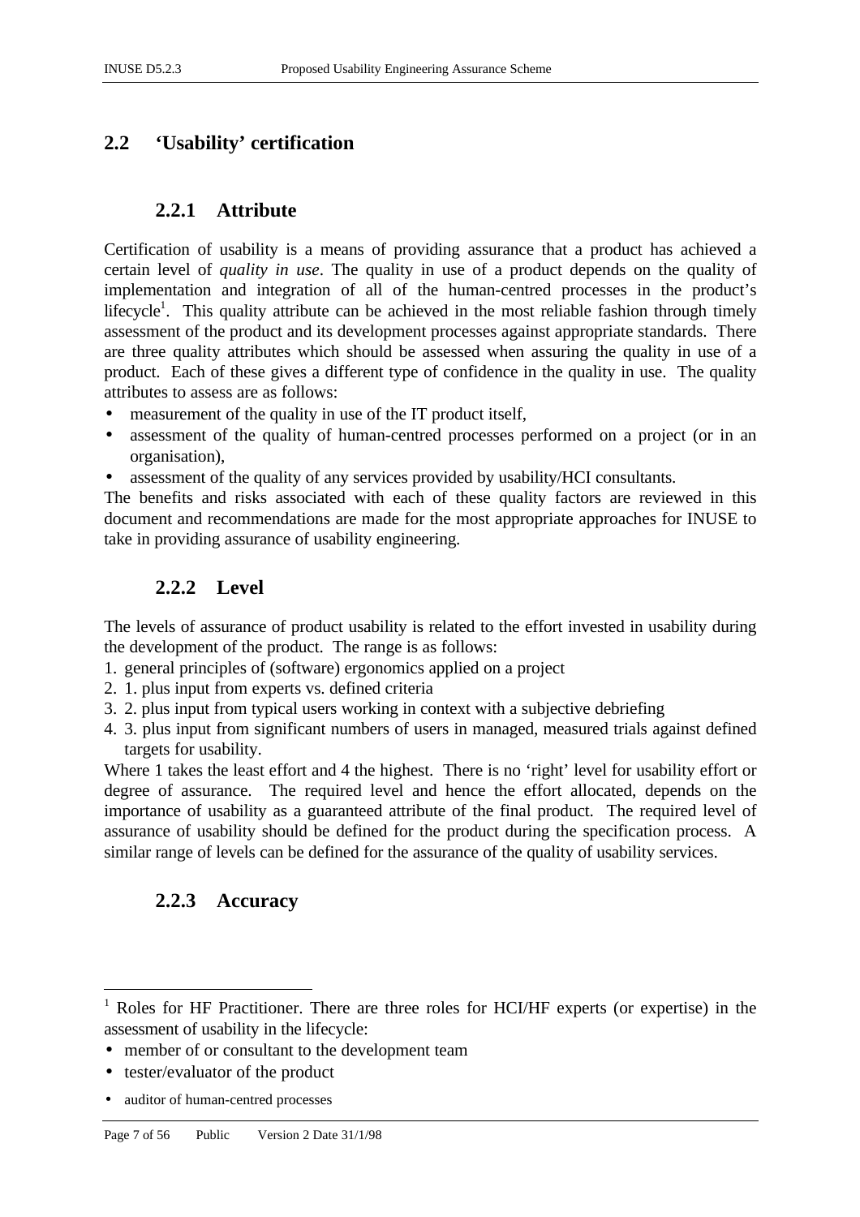## 2.2 'Usability' certification

### 2.2.1 Attribute

Certification of usability is a means of providing assurance that a product has achieved a certain level of *quality in use*. The quality in use of a product depends on the quality of implementation and integration of all of the human-centred processes in the product's lifecycle[1]. This quality attribute can be achieved in the most reliable fashion through timely assessment of the product and its development processes against appropriate standards. There are three quality attributes which should be assessed when assuring the quality in use of a product. Each of these gives a different type of confidence in the quality in use. The quality attributes to assess are as follows:

- measurement of the quality in use of the IT product itself,
- assessment of the quality of human-centred processes performed on a project (or in an organisation),
- assessment of the quality of any services provided by usability/HCI consultants.

The benefits and risks associated with each of these quality factors are reviewed in this document and recommendations are made for the most appropriate approaches for INUSE to take in providing assurance of usability engineering.

### 2.2.2 Level

The levels of assurance of product usability is related to the effort invested in usability during the development of the product. The range is as follows:

1. general principles of (software) ergonomics applied on a project
2. 1. plus input from experts vs. defined criteria
3. 2. plus input from typical users working in context with a subjective debriefing
4. 3. plus input from significant numbers of users in managed, measured trials against defined targets for usability.

Where 1 takes the least effort and 4 the highest. There is no 'right' level for usability effort or degree of assurance. The required level and hence the effort allocated, depends on the importance of usability as a guaranteed attribute of the final product. The required level of assurance of usability should be defined for the product during the specification process. A similar range of levels can be defined for the assurance of the quality of usability services.

### 2.2.3 Accuracy

---

[1] Roles for HF Practitioner. There are three roles for HCI/HF experts (or expertise) in the assessment of usability in the lifecycle:

- member of or consultant to the development team
- tester/evaluator of the product
- auditor of human-centred processes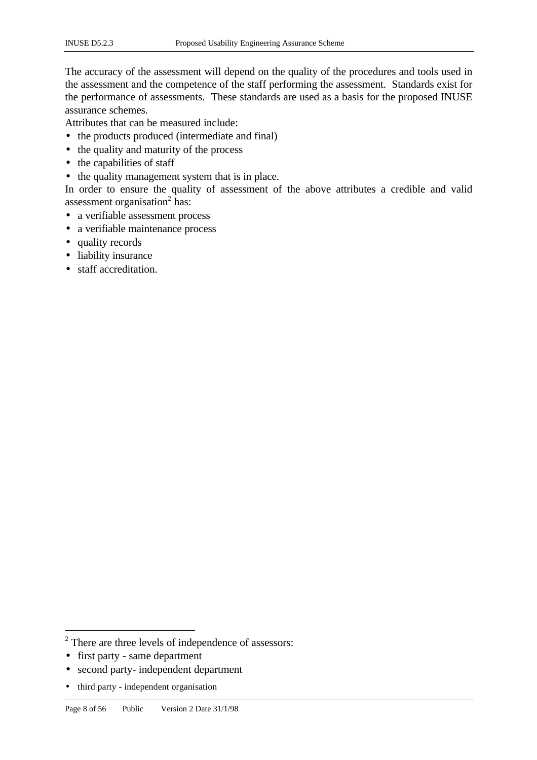The accuracy of the assessment will depend on the quality of the procedures and tools used in the assessment and the competence of the staff performing the assessment. Standards exist for the performance of assessments. These standards are used as a basis for the proposed INUSE assurance schemes.

Attributes that can be measured include:

- the products produced (intermediate and final)
- the quality and maturity of the process
- the capabilities of staff
- the quality management system that is in place.

In order to ensure the quality of assessment of the above attributes a credible and valid assessment organisation[2] has:

- a verifiable assessment process
- a verifiable maintenance process
- quality records
- liability insurance
- staff accreditation.

---

[2] There are three levels of independence of assessors:

- first party - same department
- second party- independent department
- third party - independent organisation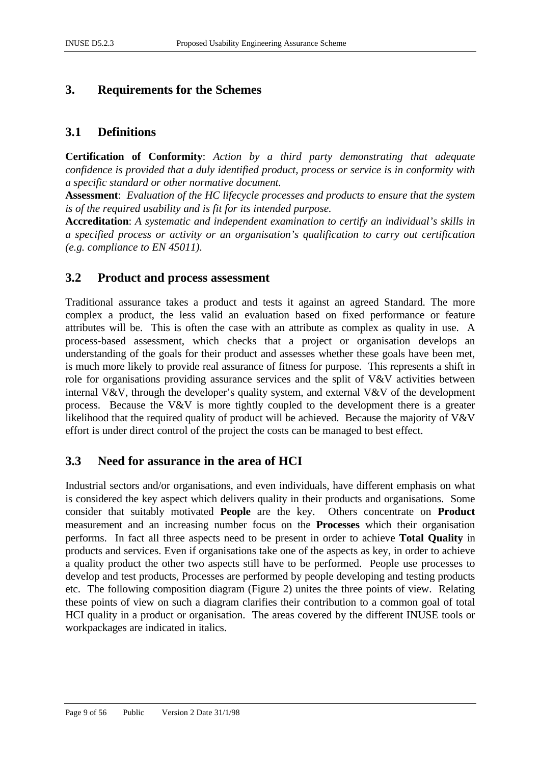# 3. Requirements for the Schemes

## 3.1 Definitions

**Certification of Conformity**: *Action by a third party demonstrating that adequate confidence is provided that a duly identified product, process or service is in conformity with a specific standard or other normative document.*

**Assessment**: *Evaluation of the HC lifecycle processes and products to ensure that the system is of the required usability and is fit for its intended purpose.*

**Accreditation**: *A systematic and independent examination to certify an individual's skills in a specified process or activity or an organisation's qualification to carry out certification (e.g. compliance to EN 45011).*

## 3.2 Product and process assessment

Traditional assurance takes a product and tests it against an agreed Standard. The more complex a product, the less valid an evaluation based on fixed performance or feature attributes will be. This is often the case with an attribute as complex as quality in use. A process-based assessment, which checks that a project or organisation develops an understanding of the goals for their product and assesses whether these goals have been met, is much more likely to provide real assurance of fitness for purpose. This represents a shift in role for organisations providing assurance services and the split of V&V activities between internal V&V, through the developer's quality system, and external V&V of the development process. Because the V&V is more tightly coupled to the development there is a greater likelihood that the required quality of product will be achieved. Because the majority of V&V effort is under direct control of the project the costs can be managed to best effect.

## 3.3 Need for assurance in the area of HCI

Industrial sectors and/or organisations, and even individuals, have different emphasis on what is considered the key aspect which delivers quality in their products and organisations. Some consider that suitably motivated **People** are the key. Others concentrate on **Product** measurement and an increasing number focus on the **Processes** which their organisation performs. In fact all three aspects need to be present in order to achieve **Total Quality** in products and services. Even if organisations take one of the aspects as key, in order to achieve a quality product the other two aspects still have to be performed. People use processes to develop and test products, Processes are performed by people developing and testing products etc. The following composition diagram (Figure 2) unites the three points of view. Relating these points of view on such a diagram clarifies their contribution to a common goal of total HCI quality in a product or organisation. The areas covered by the different INUSE tools or workpackages are indicated in italics.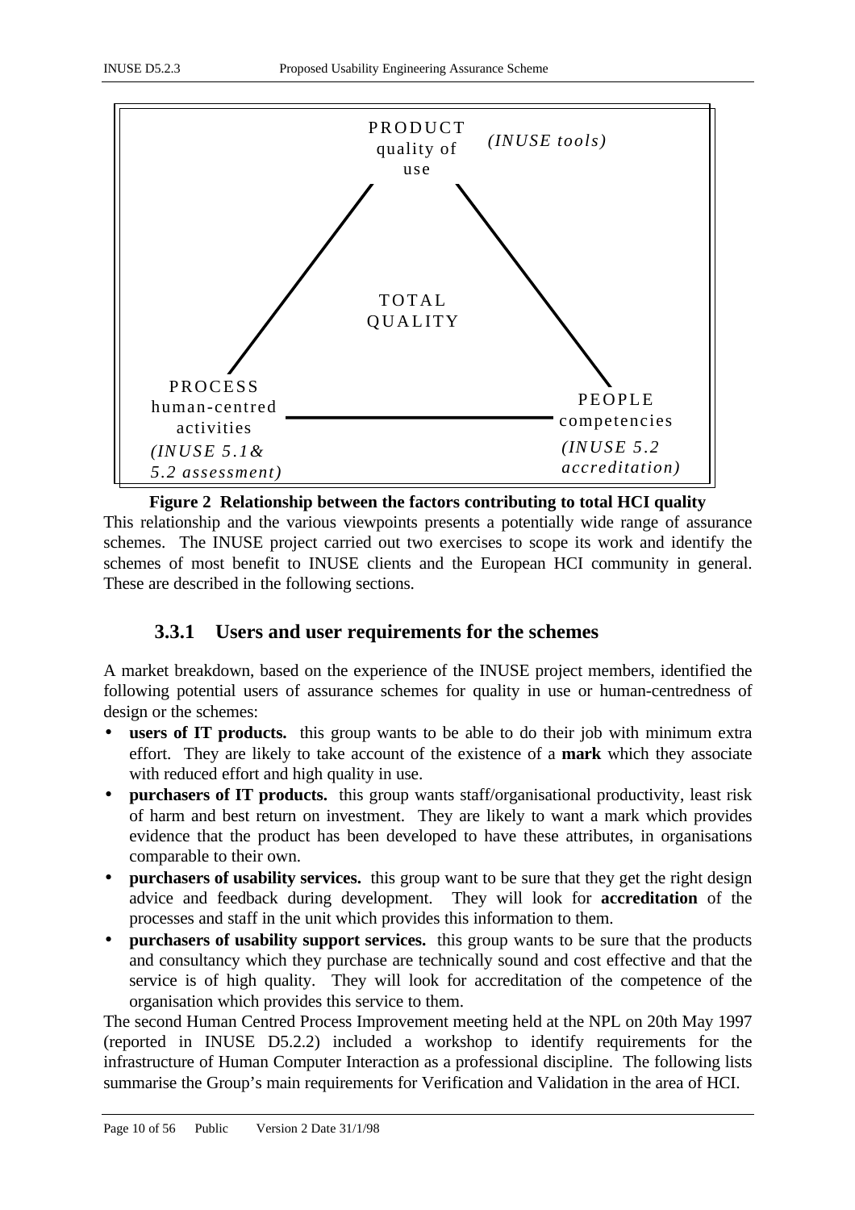PRODUCT
quality of use
*(INUSE tools)*

TOTAL QUALITY

PROCESS
human-centred activities
*(INUSE 5.1& 5.2 assessment)*

PEOPLE
competencies
*(INUSE 5.2 accreditation)*

**Figure 2 Relationship between the factors contributing to total HCI quality**

This relationship and the various viewpoints presents a potentially wide range of assurance schemes. The INUSE project carried out two exercises to scope its work and identify the schemes of most benefit to INUSE clients and the European HCI community in general. These are described in the following sections.

### 3.3.1 Users and user requirements for the schemes

A market breakdown, based on the experience of the INUSE project members, identified the following potential users of assurance schemes for quality in use or human-centredness of design or the schemes:

- **users of IT products.** this group wants to be able to do their job with minimum extra effort. They are likely to take account of the existence of a **mark** which they associate with reduced effort and high quality in use.
- **purchasers of IT products.** this group wants staff/organisational productivity, least risk of harm and best return on investment. They are likely to want a mark which provides evidence that the product has been developed to have these attributes, in organisations comparable to their own.
- **purchasers of usability services.** this group want to be sure that they get the right design advice and feedback during development. They will look for **accreditation** of the processes and staff in the unit which provides this information to them.
- **purchasers of usability support services.** this group wants to be sure that the products and consultancy which they purchase are technically sound and cost effective and that the service is of high quality. They will look for accreditation of the competence of the organisation which provides this service to them.

The second Human Centred Process Improvement meeting held at the NPL on 20th May 1997 (reported in INUSE D5.2.2) included a workshop to identify requirements for the infrastructure of Human Computer Interaction as a professional discipline. The following lists summarise the Group's main requirements for Verification and Validation in the area of HCI.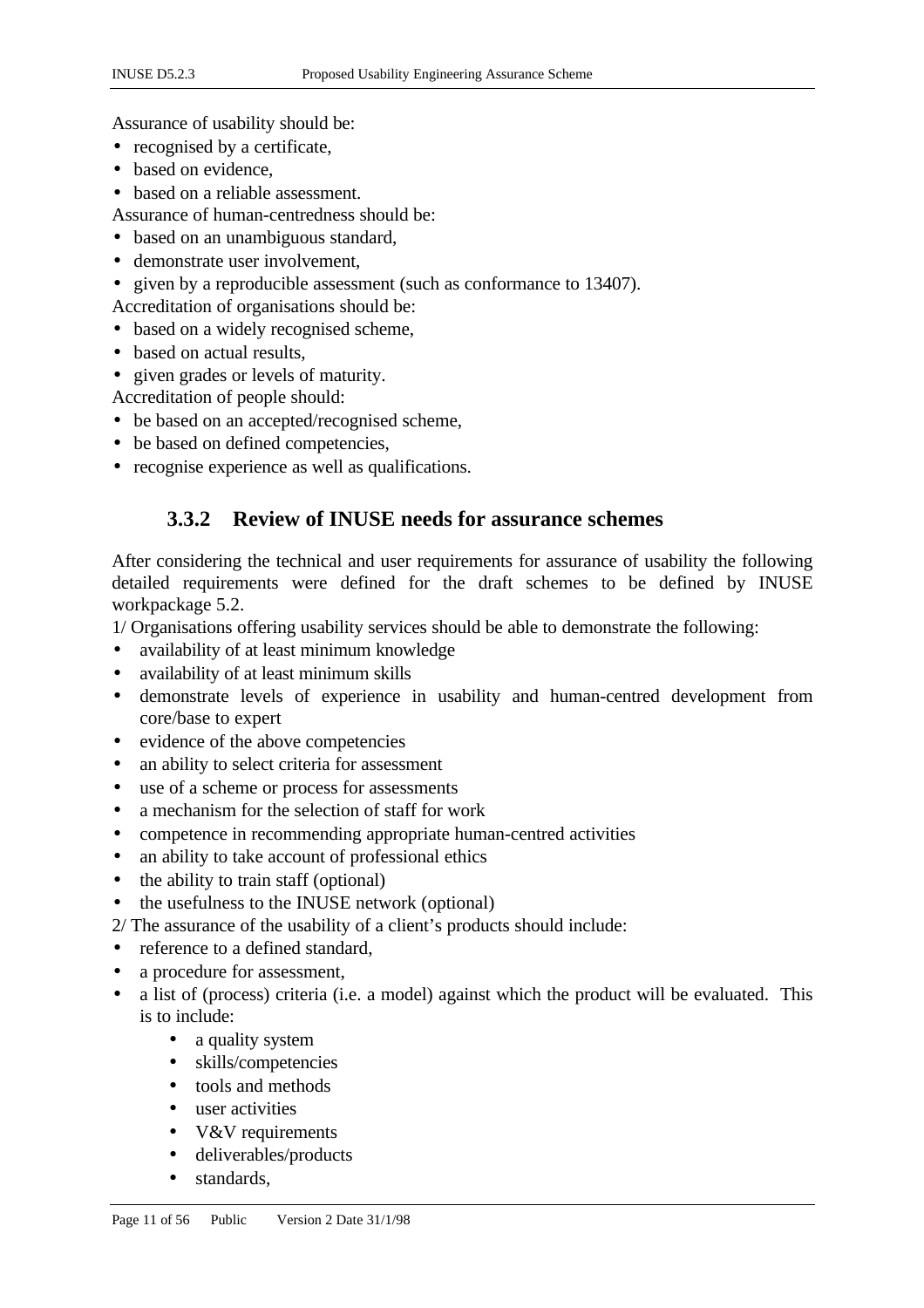Assurance of usability should be:

- recognised by a certificate,
- based on evidence,
- based on a reliable assessment.

Assurance of human-centredness should be:

- based on an unambiguous standard,
- demonstrate user involvement,
- given by a reproducible assessment (such as conformance to 13407).

Accreditation of organisations should be:

- based on a widely recognised scheme,
- based on actual results,
- given grades or levels of maturity.

Accreditation of people should:

- be based on an accepted/recognised scheme,
- be based on defined competencies,
- recognise experience as well as qualifications.

### 3.3.2 Review of INUSE needs for assurance schemes

After considering the technical and user requirements for assurance of usability the following detailed requirements were defined for the draft schemes to be defined by INUSE workpackage 5.2.

1/ Organisations offering usability services should be able to demonstrate the following:

- availability of at least minimum knowledge
- availability of at least minimum skills
- demonstrate levels of experience in usability and human-centred development from core/base to expert
- evidence of the above competencies
- an ability to select criteria for assessment
- use of a scheme or process for assessments
- a mechanism for the selection of staff for work
- competence in recommending appropriate human-centred activities
- an ability to take account of professional ethics
- the ability to train staff (optional)
- the usefulness to the INUSE network (optional)

2/ The assurance of the usability of a client's products should include:

- reference to a defined standard,
- a procedure for assessment,
- a list of (process) criteria (i.e. a model) against which the product will be evaluated. This is to include:
    - a quality system
    - skills/competencies
    - tools and methods
    - user activities
    - V&V requirements
    - deliverables/products
    - standards,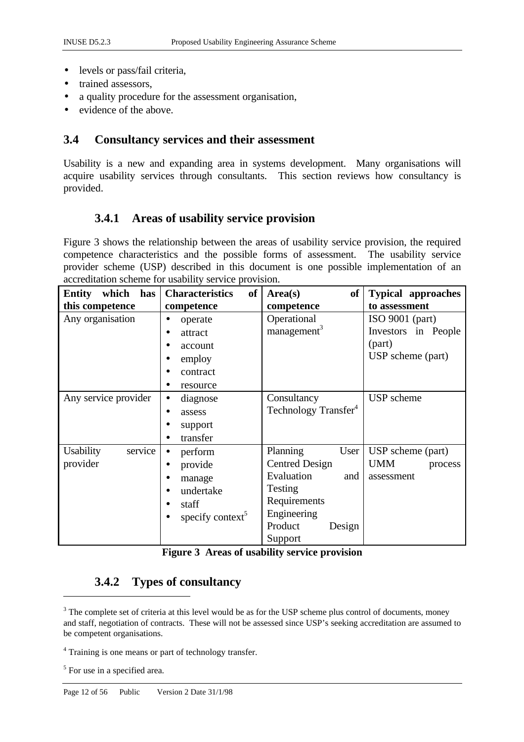- levels or pass/fail criteria,
- trained assessors,
- a quality procedure for the assessment organisation,
- evidence of the above.

## 3.4 Consultancy services and their assessment

Usability is a new and expanding area in systems development. Many organisations will acquire usability services through consultants. This section reviews how consultancy is provided.

### 3.4.1 Areas of usability service provision

Figure 3 shows the relationship between the areas of usability service provision, the required competence characteristics and the possible forms of assessment. The usability service provider scheme (USP) described in this document is one possible implementation of an accreditation scheme for usability service provision.

| Entity which has this competence | Characteristics of competence | Area(s) of competence | Typical approaches to assessment |
|---|---|---|---|
| Any organisation | • operate<br>• attract<br>• account<br>• employ<br>• contract<br>• resource | Operational management[3] | ISO 9001 (part)<br>Investors in People (part)<br>USP scheme (part) |
| Any service provider | • diagnose<br>• assess<br>• support<br>• transfer | Consultancy<br>Technology Transfer[4] | USP scheme |
| Usability service provider | • perform<br>• provide<br>• manage<br>• undertake<br>• staff<br>• specify context[5] | Planning User Centred Design<br>Evaluation and Testing<br>Requirements Engineering<br>Product Design Support | USP scheme (part)<br>UMM process assessment |

**Figure 3 Areas of usability service provision**

### 3.4.2 Types of consultancy

[3] The complete set of criteria at this level would be as for the USP scheme plus control of documents, money and staff, negotiation of contracts. These will not be assessed since USP's seeking accreditation are assumed to be competent organisations.

[4] Training is one means or part of technology transfer.

[5] For use in a specified area.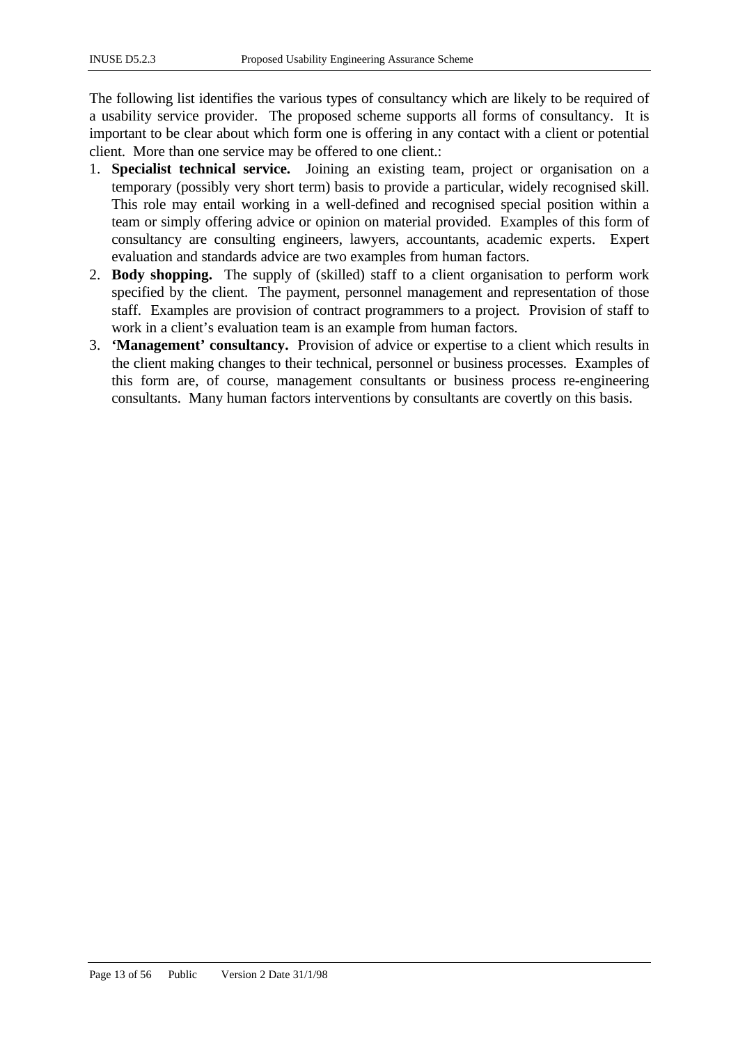The following list identifies the various types of consultancy which are likely to be required of a usability service provider. The proposed scheme supports all forms of consultancy. It is important to be clear about which form one is offering in any contact with a client or potential client. More than one service may be offered to one client.:

1. **Specialist technical service.** Joining an existing team, project or organisation on a temporary (possibly very short term) basis to provide a particular, widely recognised skill. This role may entail working in a well-defined and recognised special position within a team or simply offering advice or opinion on material provided. Examples of this form of consultancy are consulting engineers, lawyers, accountants, academic experts. Expert evaluation and standards advice are two examples from human factors.
2. **Body shopping.** The supply of (skilled) staff to a client organisation to perform work specified by the client. The payment, personnel management and representation of those staff. Examples are provision of contract programmers to a project. Provision of staff to work in a client's evaluation team is an example from human factors.
3. **'Management' consultancy.** Provision of advice or expertise to a client which results in the client making changes to their technical, personnel or business processes. Examples of this form are, of course, management consultants or business process re-engineering consultants. Many human factors interventions by consultants are covertly on this basis.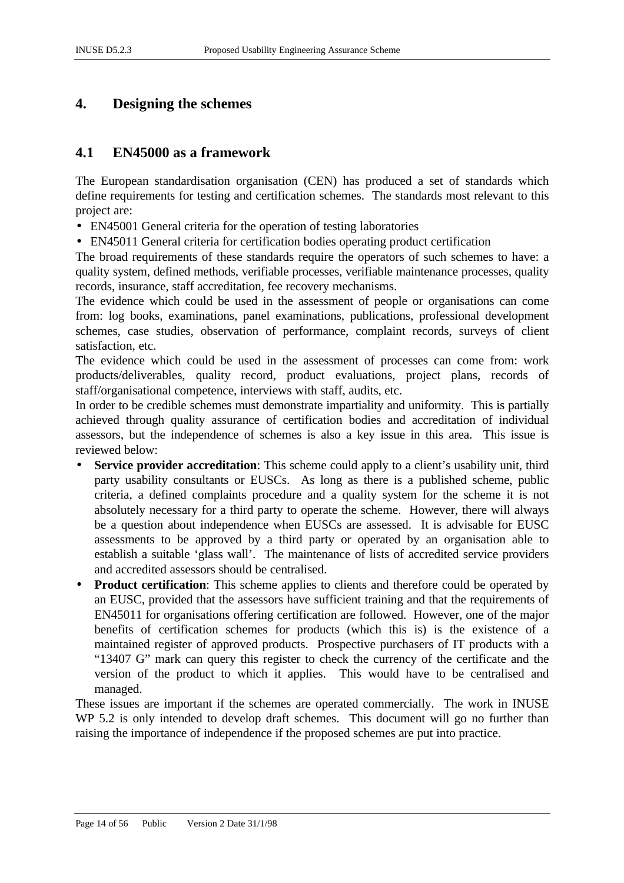# 4. Designing the schemes

## 4.1 EN45000 as a framework

The European standardisation organisation (CEN) has produced a set of standards which define requirements for testing and certification schemes. The standards most relevant to this project are:

- EN45001 General criteria for the operation of testing laboratories
- EN45011 General criteria for certification bodies operating product certification

The broad requirements of these standards require the operators of such schemes to have: a quality system, defined methods, verifiable processes, verifiable maintenance processes, quality records, insurance, staff accreditation, fee recovery mechanisms.

The evidence which could be used in the assessment of people or organisations can come from: log books, examinations, panel examinations, publications, professional development schemes, case studies, observation of performance, complaint records, surveys of client satisfaction, etc.

The evidence which could be used in the assessment of processes can come from: work products/deliverables, quality record, product evaluations, project plans, records of staff/organisational competence, interviews with staff, audits, etc.

In order to be credible schemes must demonstrate impartiality and uniformity. This is partially achieved through quality assurance of certification bodies and accreditation of individual assessors, but the independence of schemes is also a key issue in this area. This issue is reviewed below:

- **Service provider accreditation**: This scheme could apply to a client's usability unit, third party usability consultants or EUSCs. As long as there is a published scheme, public criteria, a defined complaints procedure and a quality system for the scheme it is not absolutely necessary for a third party to operate the scheme. However, there will always be a question about independence when EUSCs are assessed. It is advisable for EUSC assessments to be approved by a third party or operated by an organisation able to establish a suitable 'glass wall'. The maintenance of lists of accredited service providers and accredited assessors should be centralised.
- **Product certification**: This scheme applies to clients and therefore could be operated by an EUSC, provided that the assessors have sufficient training and that the requirements of EN45011 for organisations offering certification are followed. However, one of the major benefits of certification schemes for products (which this is) is the existence of a maintained register of approved products. Prospective purchasers of IT products with a "13407 G" mark can query this register to check the currency of the certificate and the version of the product to which it applies. This would have to be centralised and managed.

These issues are important if the schemes are operated commercially. The work in INUSE WP 5.2 is only intended to develop draft schemes. This document will go no further than raising the importance of independence if the proposed schemes are put into practice.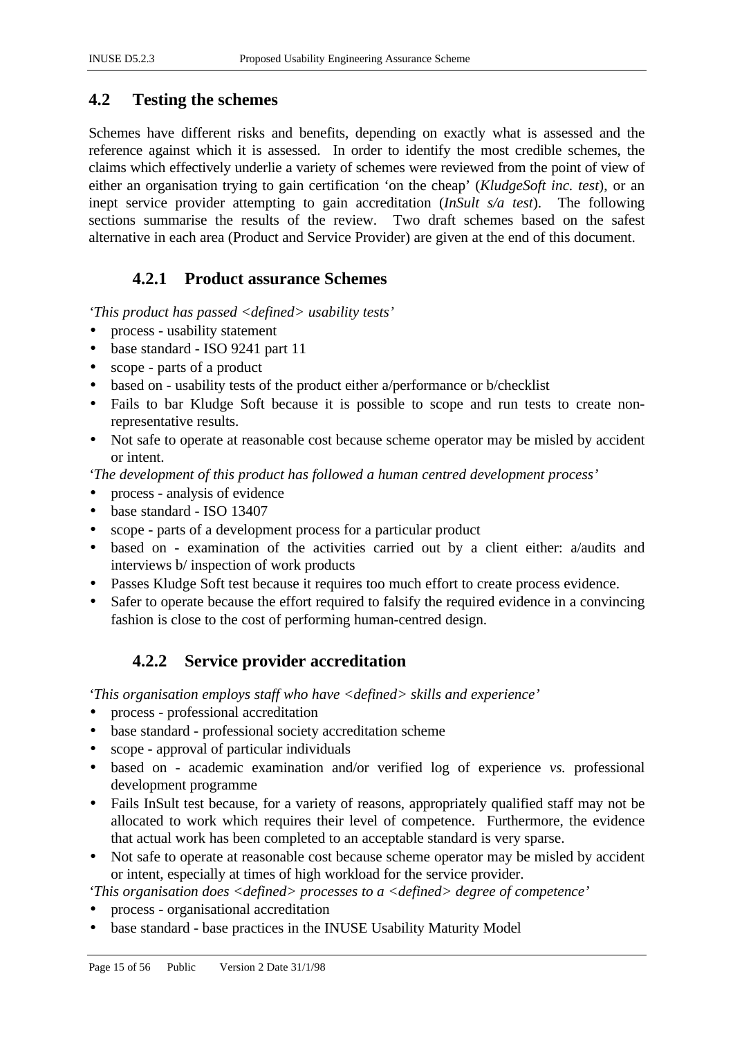## 4.2 Testing the schemes

Schemes have different risks and benefits, depending on exactly what is assessed and the reference against which it is assessed. In order to identify the most credible schemes, the claims which effectively underlie a variety of schemes were reviewed from the point of view of either an organisation trying to gain certification 'on the cheap' (*KludgeSoft inc. test*), or an inept service provider attempting to gain accreditation (*InSult s/a test*). The following sections summarise the results of the review. Two draft schemes based on the safest alternative in each area (Product and Service Provider) are given at the end of this document.

### 4.2.1 Product assurance Schemes

*'This product has passed <defined> usability tests'*

- process - usability statement
- base standard - ISO 9241 part 11
- scope - parts of a product
- based on - usability tests of the product either a/performance or b/checklist
- Fails to bar Kludge Soft because it is possible to scope and run tests to create non-representative results.
- Not safe to operate at reasonable cost because scheme operator may be misled by accident or intent.

*'The development of this product has followed a human centred development process'*

- process - analysis of evidence
- base standard - ISO 13407
- scope - parts of a development process for a particular product
- based on - examination of the activities carried out by a client either: a/audits and interviews b/ inspection of work products
- Passes Kludge Soft test because it requires too much effort to create process evidence.
- Safer to operate because the effort required to falsify the required evidence in a convincing fashion is close to the cost of performing human-centred design.

### 4.2.2 Service provider accreditation

*'This organisation employs staff who have <defined> skills and experience'*

- process - professional accreditation
- base standard - professional society accreditation scheme
- scope - approval of particular individuals
- based on - academic examination and/or verified log of experience *vs.* professional development programme
- Fails InSult test because, for a variety of reasons, appropriately qualified staff may not be allocated to work which requires their level of competence. Furthermore, the evidence that actual work has been completed to an acceptable standard is very sparse.
- Not safe to operate at reasonable cost because scheme operator may be misled by accident or intent, especially at times of high workload for the service provider.

*'This organisation does <defined> processes to a <defined> degree of competence'*

- process - organisational accreditation
- base standard - base practices in the INUSE Usability Maturity Model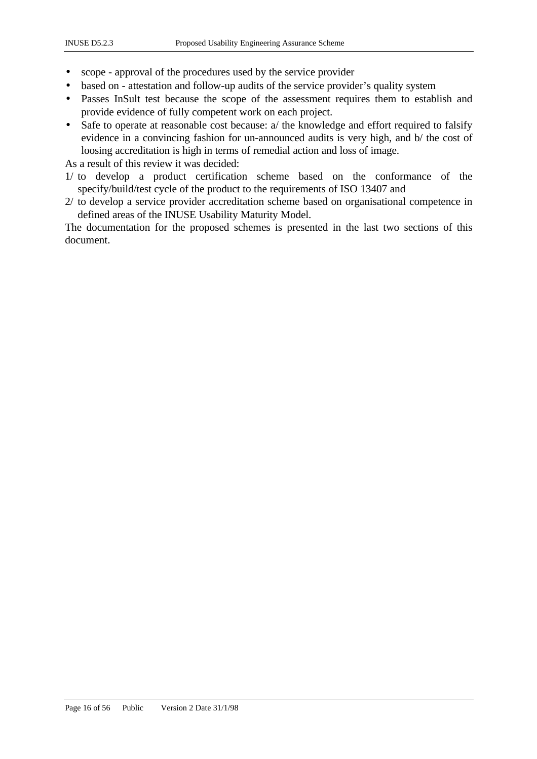- scope - approval of the procedures used by the service provider
- based on - attestation and follow-up audits of the service provider's quality system
- Passes InSult test because the scope of the assessment requires them to establish and provide evidence of fully competent work on each project.
- Safe to operate at reasonable cost because: a/ the knowledge and effort required to falsify evidence in a convincing fashion for un-announced audits is very high, and b/ the cost of loosing accreditation is high in terms of remedial action and loss of image.

As a result of this review it was decided:

1/ to develop a product certification scheme based on the conformance of the specify/build/test cycle of the product to the requirements of ISO 13407 and

2/ to develop a service provider accreditation scheme based on organisational competence in defined areas of the INUSE Usability Maturity Model.

The documentation for the proposed schemes is presented in the last two sections of this document.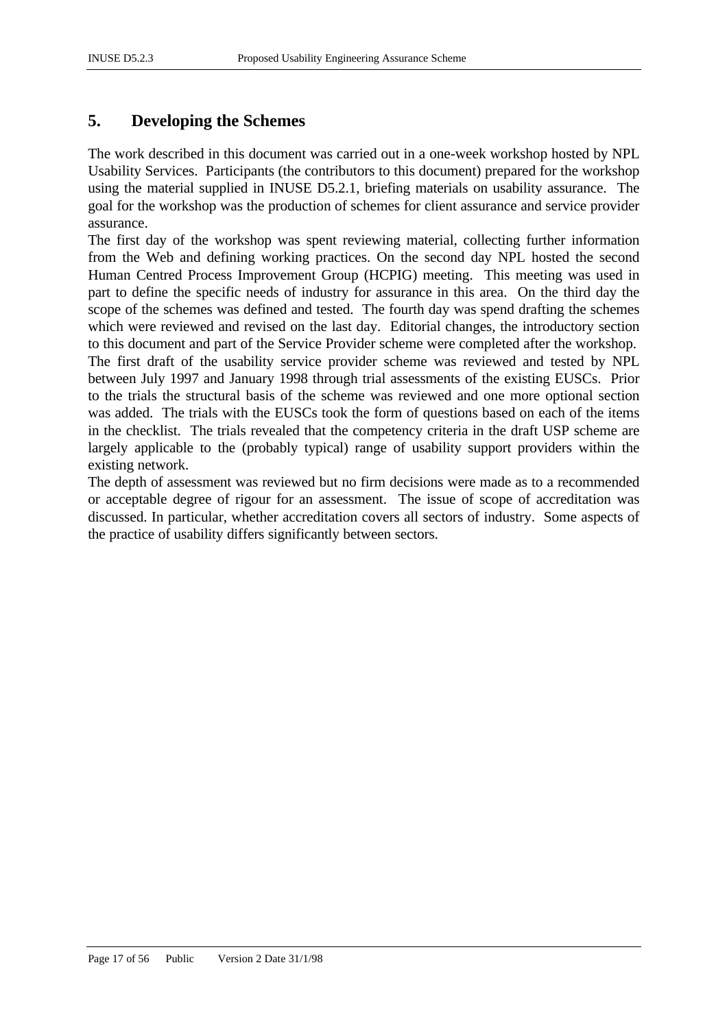## 5. Developing the Schemes

The work described in this document was carried out in a one-week workshop hosted by NPL Usability Services. Participants (the contributors to this document) prepared for the workshop using the material supplied in INUSE D5.2.1, briefing materials on usability assurance. The goal for the workshop was the production of schemes for client assurance and service provider assurance.

The first day of the workshop was spent reviewing material, collecting further information from the Web and defining working practices. On the second day NPL hosted the second Human Centred Process Improvement Group (HCPIG) meeting. This meeting was used in part to define the specific needs of industry for assurance in this area. On the third day the scope of the schemes was defined and tested. The fourth day was spend drafting the schemes which were reviewed and revised on the last day. Editorial changes, the introductory section to this document and part of the Service Provider scheme were completed after the workshop.

The first draft of the usability service provider scheme was reviewed and tested by NPL between July 1997 and January 1998 through trial assessments of the existing EUSCs. Prior to the trials the structural basis of the scheme was reviewed and one more optional section was added. The trials with the EUSCs took the form of questions based on each of the items in the checklist. The trials revealed that the competency criteria in the draft USP scheme are largely applicable to the (probably typical) range of usability support providers within the existing network.

The depth of assessment was reviewed but no firm decisions were made as to a recommended or acceptable degree of rigour for an assessment. The issue of scope of accreditation was discussed. In particular, whether accreditation covers all sectors of industry. Some aspects of the practice of usability differs significantly between sectors.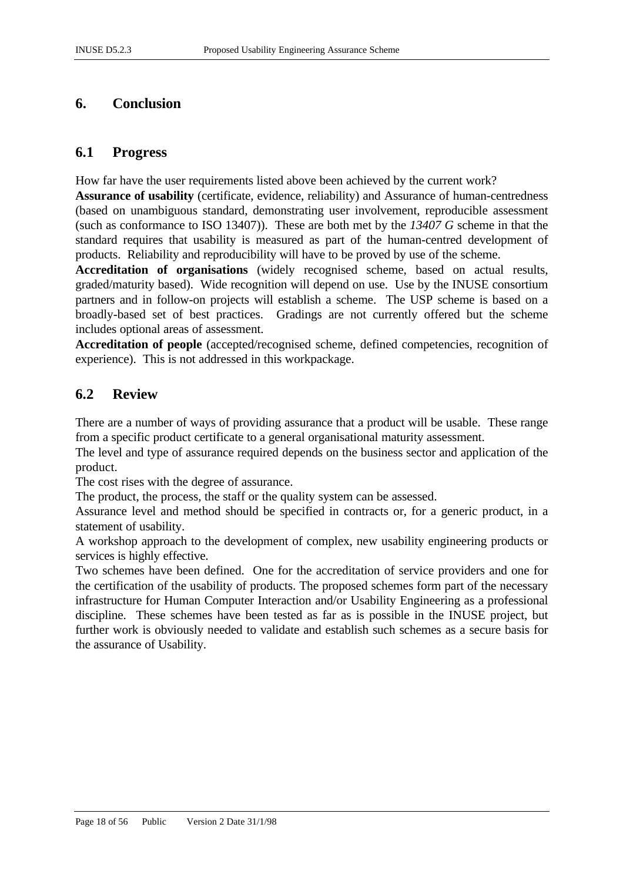# 6. Conclusion

## 6.1 Progress

How far have the user requirements listed above been achieved by the current work?

**Assurance of usability** (certificate, evidence, reliability) and Assurance of human-centredness (based on unambiguous standard, demonstrating user involvement, reproducible assessment (such as conformance to ISO 13407)). These are both met by the *13407 G* scheme in that the standard requires that usability is measured as part of the human-centred development of products. Reliability and reproducibility will have to be proved by use of the scheme.

**Accreditation of organisations** (widely recognised scheme, based on actual results, graded/maturity based). Wide recognition will depend on use. Use by the INUSE consortium partners and in follow-on projects will establish a scheme. The USP scheme is based on a broadly-based set of best practices. Gradings are not currently offered but the scheme includes optional areas of assessment.

**Accreditation of people** (accepted/recognised scheme, defined competencies, recognition of experience). This is not addressed in this workpackage.

## 6.2 Review

There are a number of ways of providing assurance that a product will be usable. These range from a specific product certificate to a general organisational maturity assessment.

The level and type of assurance required depends on the business sector and application of the product.

The cost rises with the degree of assurance.

The product, the process, the staff or the quality system can be assessed.

Assurance level and method should be specified in contracts or, for a generic product, in a statement of usability.

A workshop approach to the development of complex, new usability engineering products or services is highly effective.

Two schemes have been defined. One for the accreditation of service providers and one for the certification of the usability of products. The proposed schemes form part of the necessary infrastructure for Human Computer Interaction and/or Usability Engineering as a professional discipline. These schemes have been tested as far as is possible in the INUSE project, but further work is obviously needed to validate and establish such schemes as a secure basis for the assurance of Usability.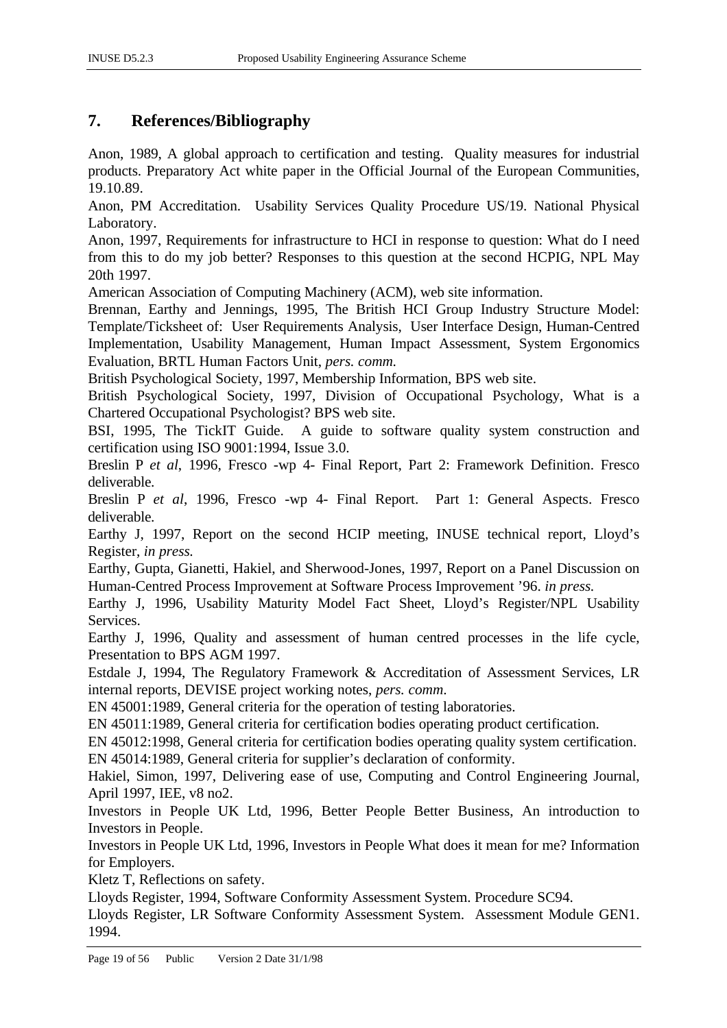## 7. References/Bibliography

Anon, 1989, A global approach to certification and testing. Quality measures for industrial products. Preparatory Act white paper in the Official Journal of the European Communities, 19.10.89.

Anon, PM Accreditation. Usability Services Quality Procedure US/19. National Physical Laboratory.

Anon, 1997, Requirements for infrastructure to HCI in response to question: What do I need from this to do my job better? Responses to this question at the second HCPIG, NPL May 20th 1997.

American Association of Computing Machinery (ACM), web site information.

Brennan, Earthy and Jennings, 1995, The British HCI Group Industry Structure Model: Template/Ticksheet of: User Requirements Analysis, User Interface Design, Human-Centred Implementation, Usability Management, Human Impact Assessment, System Ergonomics Evaluation, BRTL Human Factors Unit, *pers. comm.*

British Psychological Society, 1997, Membership Information, BPS web site.

British Psychological Society, 1997, Division of Occupational Psychology, What is a Chartered Occupational Psychologist? BPS web site.

BSI, 1995, The TickIT Guide. A guide to software quality system construction and certification using ISO 9001:1994, Issue 3.0.

Breslin P *et al*, 1996, Fresco -wp 4- Final Report, Part 2: Framework Definition. Fresco deliverable.

Breslin P *et al*, 1996, Fresco -wp 4- Final Report. Part 1: General Aspects. Fresco deliverable.

Earthy J, 1997, Report on the second HCIP meeting, INUSE technical report, Lloyd's Register, *in press.*

Earthy, Gupta, Gianetti, Hakiel, and Sherwood-Jones, 1997, Report on a Panel Discussion on Human-Centred Process Improvement at Software Process Improvement '96. *in press.*

Earthy J, 1996, Usability Maturity Model Fact Sheet, Lloyd's Register/NPL Usability Services.

Earthy J, 1996, Quality and assessment of human centred processes in the life cycle, Presentation to BPS AGM 1997.

Estdale J, 1994, The Regulatory Framework & Accreditation of Assessment Services, LR internal reports, DEVISE project working notes, *pers. comm.*

EN 45001:1989, General criteria for the operation of testing laboratories.

EN 45011:1989, General criteria for certification bodies operating product certification.

EN 45012:1998, General criteria for certification bodies operating quality system certification.

EN 45014:1989, General criteria for supplier's declaration of conformity.

Hakiel, Simon, 1997, Delivering ease of use, Computing and Control Engineering Journal, April 1997, IEE, v8 no2.

Investors in People UK Ltd, 1996, Better People Better Business, An introduction to Investors in People.

Investors in People UK Ltd, 1996, Investors in People What does it mean for me? Information for Employers.

Kletz T, Reflections on safety.

Lloyds Register, 1994, Software Conformity Assessment System. Procedure SC94.

Lloyds Register, LR Software Conformity Assessment System. Assessment Module GEN1. 1994.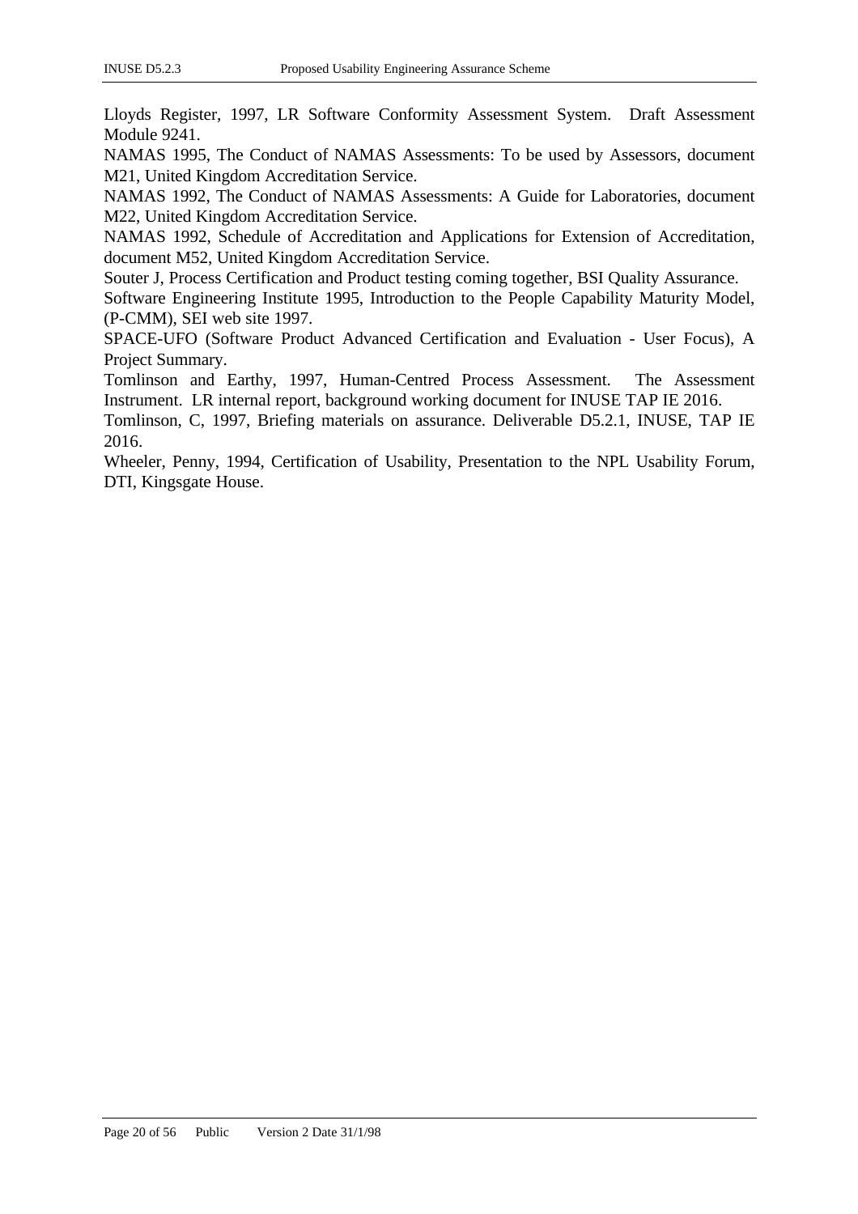Lloyds Register, 1997, LR Software Conformity Assessment System. Draft Assessment Module 9241.

NAMAS 1995, The Conduct of NAMAS Assessments: To be used by Assessors, document M21, United Kingdom Accreditation Service.

NAMAS 1992, The Conduct of NAMAS Assessments: A Guide for Laboratories, document M22, United Kingdom Accreditation Service.

NAMAS 1992, Schedule of Accreditation and Applications for Extension of Accreditation, document M52, United Kingdom Accreditation Service.

Souter J, Process Certification and Product testing coming together, BSI Quality Assurance.

Software Engineering Institute 1995, Introduction to the People Capability Maturity Model, (P-CMM), SEI web site 1997.

SPACE-UFO (Software Product Advanced Certification and Evaluation - User Focus), A Project Summary.

Tomlinson and Earthy, 1997, Human-Centred Process Assessment. The Assessment Instrument. LR internal report, background working document for INUSE TAP IE 2016.

Tomlinson, C, 1997, Briefing materials on assurance. Deliverable D5.2.1, INUSE, TAP IE 2016.

Wheeler, Penny, 1994, Certification of Usability, Presentation to the NPL Usability Forum, DTI, Kingsgate House.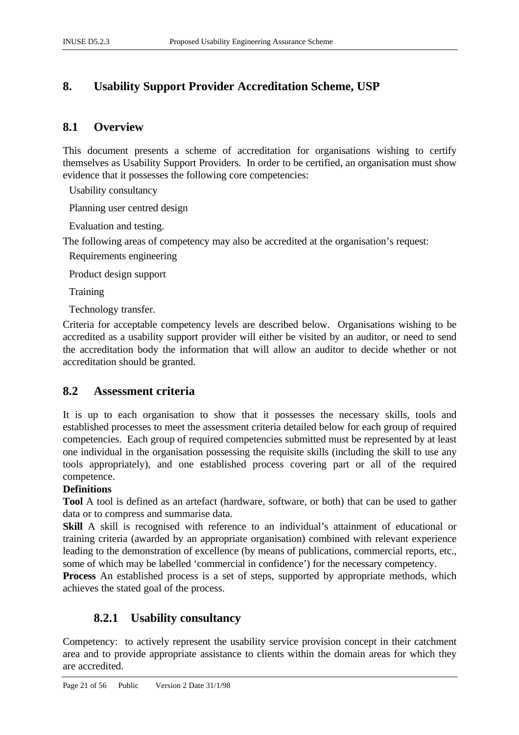# 8. Usability Support Provider Accreditation Scheme, USP

## 8.1 Overview

This document presents a scheme of accreditation for organisations wishing to certify themselves as Usability Support Providers. In order to be certified, an organisation must show evidence that it possesses the following core competencies:

- Usability consultancy
- Planning user centred design
- Evaluation and testing.

The following areas of competency may also be accredited at the organisation's request:

- Requirements engineering
- Product design support
- Training
- Technology transfer.

Criteria for acceptable competency levels are described below. Organisations wishing to be accredited as a usability support provider will either be visited by an auditor, or need to send the accreditation body the information that will allow an auditor to decide whether or not accreditation should be granted.

## 8.2 Assessment criteria

It is up to each organisation to show that it possesses the necessary skills, tools and established processes to meet the assessment criteria detailed below for each group of required competencies. Each group of required competencies submitted must be represented by at least one individual in the organisation possessing the requisite skills (including the skill to use any tools appropriately), and one established process covering part or all of the required competence.

**Definitions**

**Tool** A tool is defined as an artefact (hardware, software, or both) that can be used to gather data or to compress and summarise data.

**Skill** A skill is recognised with reference to an individual's attainment of educational or training criteria (awarded by an appropriate organisation) combined with relevant experience leading to the demonstration of excellence (by means of publications, commercial reports, etc., some of which may be labelled 'commercial in confidence') for the necessary competency.

**Process** An established process is a set of steps, supported by appropriate methods, which achieves the stated goal of the process.

### 8.2.1 Usability consultancy

Competency: to actively represent the usability service provision concept in their catchment area and to provide appropriate assistance to clients within the domain areas for which they are accredited.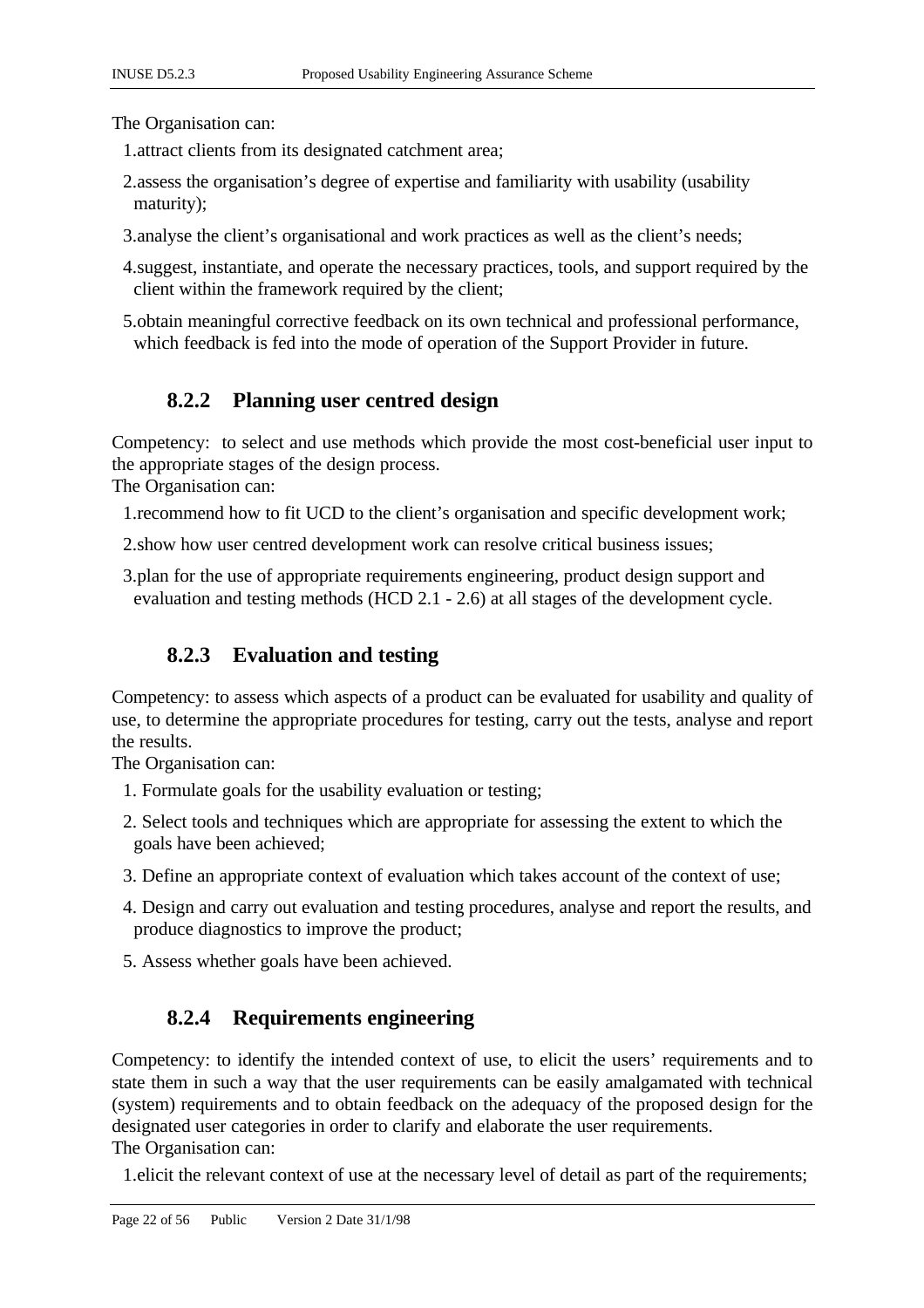The Organisation can:

1. attract clients from its designated catchment area;
2. assess the organisation's degree of expertise and familiarity with usability (usability maturity);
3. analyse the client's organisational and work practices as well as the client's needs;
4. suggest, instantiate, and operate the necessary practices, tools, and support required by the client within the framework required by the client;
5. obtain meaningful corrective feedback on its own technical and professional performance, which feedback is fed into the mode of operation of the Support Provider in future.

### 8.2.2 Planning user centred design

Competency: to select and use methods which provide the most cost-beneficial user input to the appropriate stages of the design process.
The Organisation can:

1. recommend how to fit UCD to the client's organisation and specific development work;
2. show how user centred development work can resolve critical business issues;
3. plan for the use of appropriate requirements engineering, product design support and evaluation and testing methods (HCD 2.1 - 2.6) at all stages of the development cycle.

### 8.2.3 Evaluation and testing

Competency: to assess which aspects of a product can be evaluated for usability and quality of use, to determine the appropriate procedures for testing, carry out the tests, analyse and report the results.
The Organisation can:

1. Formulate goals for the usability evaluation or testing;
2. Select tools and techniques which are appropriate for assessing the extent to which the goals have been achieved;
3. Define an appropriate context of evaluation which takes account of the context of use;
4. Design and carry out evaluation and testing procedures, analyse and report the results, and produce diagnostics to improve the product;
5. Assess whether goals have been achieved.

### 8.2.4 Requirements engineering

Competency: to identify the intended context of use, to elicit the users' requirements and to state them in such a way that the user requirements can be easily amalgamated with technical (system) requirements and to obtain feedback on the adequacy of the proposed design for the designated user categories in order to clarify and elaborate the user requirements.
The Organisation can:

1. elicit the relevant context of use at the necessary level of detail as part of the requirements;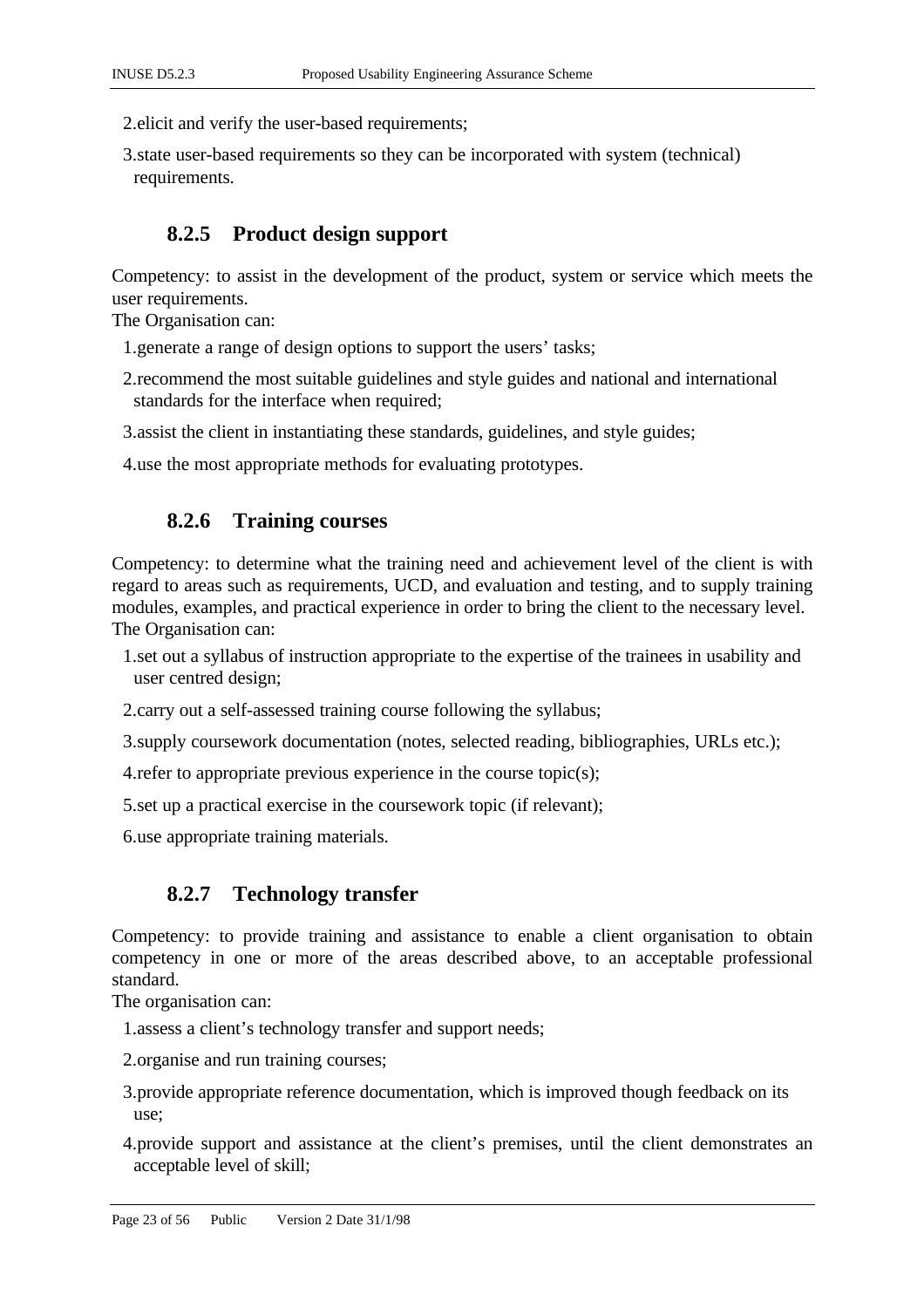2. elicit and verify the user-based requirements;
3. state user-based requirements so they can be incorporated with system (technical) requirements.

### 8.2.5 Product design support

Competency: to assist in the development of the product, system or service which meets the user requirements.
The Organisation can:

1. generate a range of design options to support the users' tasks;
2. recommend the most suitable guidelines and style guides and national and international standards for the interface when required;
3. assist the client in instantiating these standards, guidelines, and style guides;
4. use the most appropriate methods for evaluating prototypes.

### 8.2.6 Training courses

Competency: to determine what the training need and achievement level of the client is with regard to areas such as requirements, UCD, and evaluation and testing, and to supply training modules, examples, and practical experience in order to bring the client to the necessary level.
The Organisation can:

1. set out a syllabus of instruction appropriate to the expertise of the trainees in usability and user centred design;
2. carry out a self-assessed training course following the syllabus;
3. supply coursework documentation (notes, selected reading, bibliographies, URLs etc.);
4. refer to appropriate previous experience in the course topic(s);
5. set up a practical exercise in the coursework topic (if relevant);
6. use appropriate training materials.

### 8.2.7 Technology transfer

Competency: to provide training and assistance to enable a client organisation to obtain competency in one or more of the areas described above, to an acceptable professional standard.
The organisation can:

1. assess a client's technology transfer and support needs;
2. organise and run training courses;
3. provide appropriate reference documentation, which is improved though feedback on its use;
4. provide support and assistance at the client's premises, until the client demonstrates an acceptable level of skill;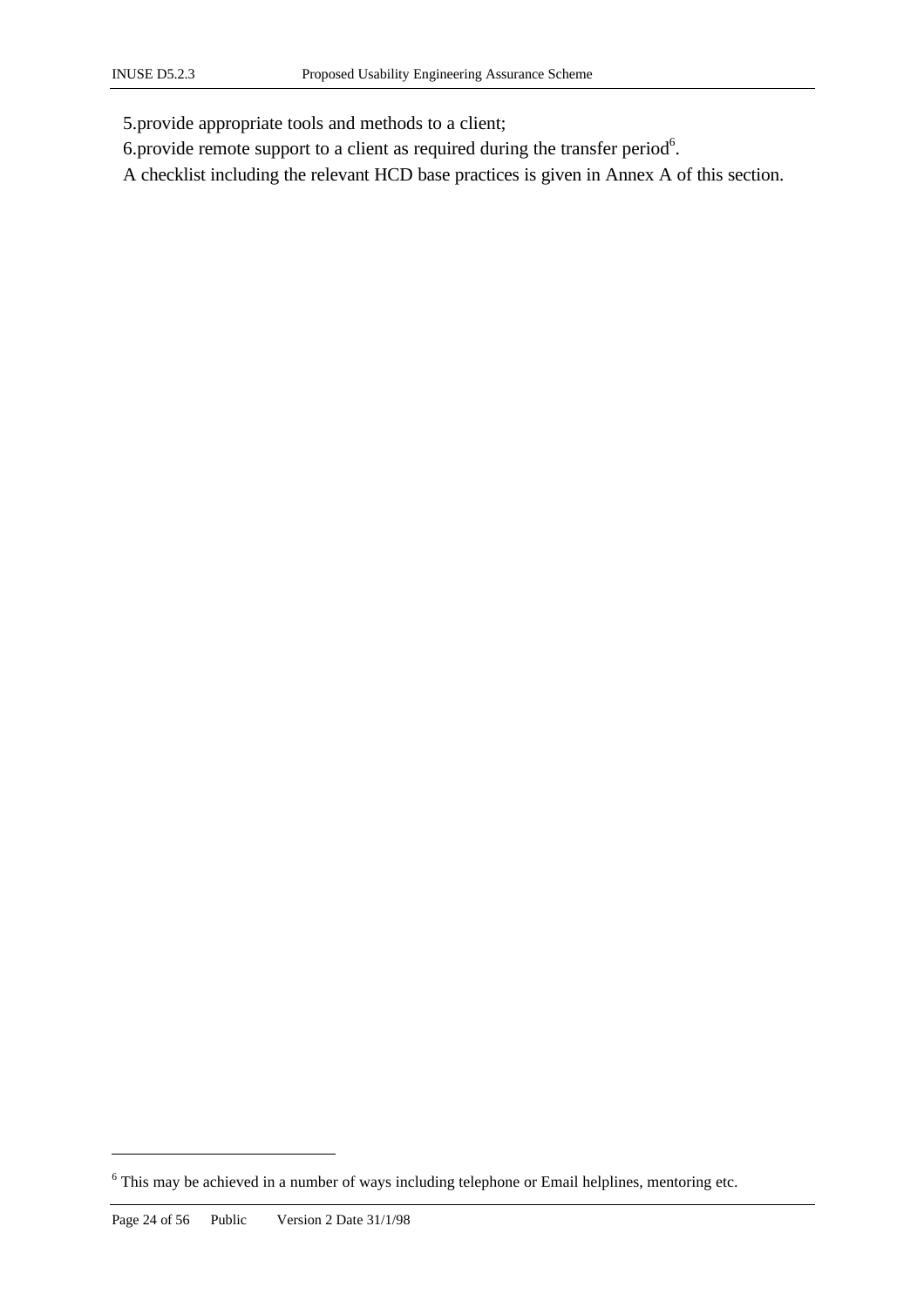5. provide appropriate tools and methods to a client;

6. provide remote support to a client as required during the transfer period[6].

A checklist including the relevant HCD base practices is given in Annex A of this section.

[6] This may be achieved in a number of ways including telephone or Email helplines, mentoring etc.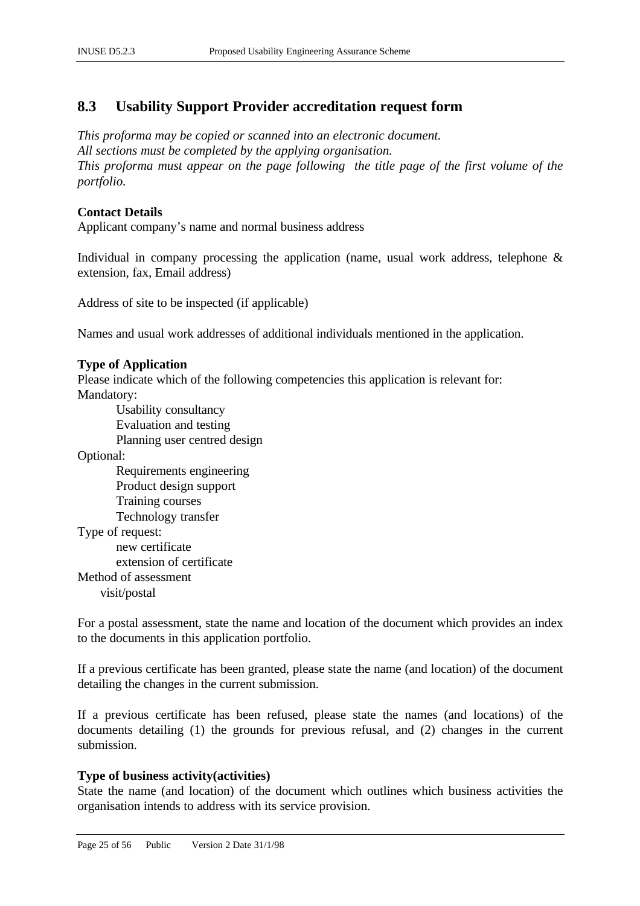## 8.3 Usability Support Provider accreditation request form

*This proforma may be copied or scanned into an electronic document.*
*All sections must be completed by the applying organisation.*
*This proforma must appear on the page following the title page of the first volume of the portfolio.*

**Contact Details**

Applicant company's name and normal business address

Individual in company processing the application (name, usual work address, telephone & extension, fax, Email address)

Address of site to be inspected (if applicable)

Names and usual work addresses of additional individuals mentioned in the application.

**Type of Application**

Please indicate which of the following competencies this application is relevant for:

Mandatory:

- Usability consultancy
- Evaluation and testing
- Planning user centred design

Optional:

- Requirements engineering
- Product design support
- Training courses
- Technology transfer

Type of request:

- new certificate
- extension of certificate

Method of assessment

- visit/postal

For a postal assessment, state the name and location of the document which provides an index to the documents in this application portfolio.

If a previous certificate has been granted, please state the name (and location) of the document detailing the changes in the current submission.

If a previous certificate has been refused, please state the names (and locations) of the documents detailing (1) the grounds for previous refusal, and (2) changes in the current submission.

**Type of business activity(activities)**

State the name (and location) of the document which outlines which business activities the organisation intends to address with its service provision.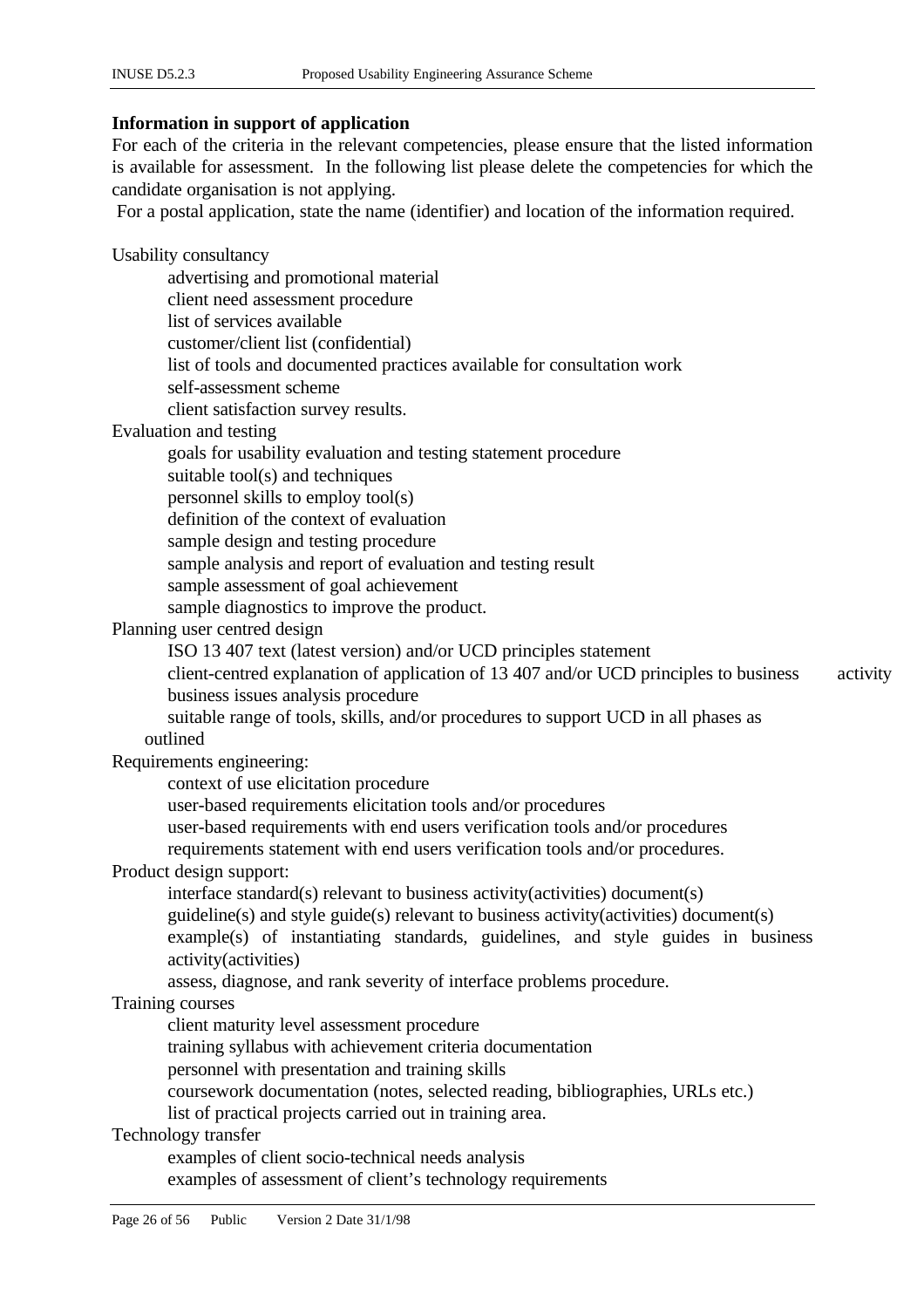**Information in support of application**

For each of the criteria in the relevant competencies, please ensure that the listed information is available for assessment. In the following list please delete the competencies for which the candidate organisation is not applying.

For a postal application, state the name (identifier) and location of the information required.

Usability consultancy

- advertising and promotional material
- client need assessment procedure
- list of services available
- customer/client list (confidential)
- list of tools and documented practices available for consultation work
- self-assessment scheme
- client satisfaction survey results.

Evaluation and testing

- goals for usability evaluation and testing statement procedure
- suitable tool(s) and techniques
- personnel skills to employ tool(s)
- definition of the context of evaluation
- sample design and testing procedure
- sample analysis and report of evaluation and testing result
- sample assessment of goal achievement
- sample diagnostics to improve the product.

Planning user centred design

- ISO 13 407 text (latest version) and/or UCD principles statement
- client-centred explanation of application of 13 407 and/or UCD principles to business activity
- business issues analysis procedure
- suitable range of tools, skills, and/or procedures to support UCD in all phases as outlined

Requirements engineering:

- context of use elicitation procedure
- user-based requirements elicitation tools and/or procedures
- user-based requirements with end users verification tools and/or procedures
- requirements statement with end users verification tools and/or procedures.

Product design support:

- interface standard(s) relevant to business activity(activities) document(s)
- guideline(s) and style guide(s) relevant to business activity(activities) document(s)
- example(s) of instantiating standards, guidelines, and style guides in business activity(activities)
- assess, diagnose, and rank severity of interface problems procedure.

Training courses

- client maturity level assessment procedure
- training syllabus with achievement criteria documentation
- personnel with presentation and training skills
- coursework documentation (notes, selected reading, bibliographies, URLs etc.)
- list of practical projects carried out in training area.

Technology transfer

- examples of client socio-technical needs analysis
- examples of assessment of client's technology requirements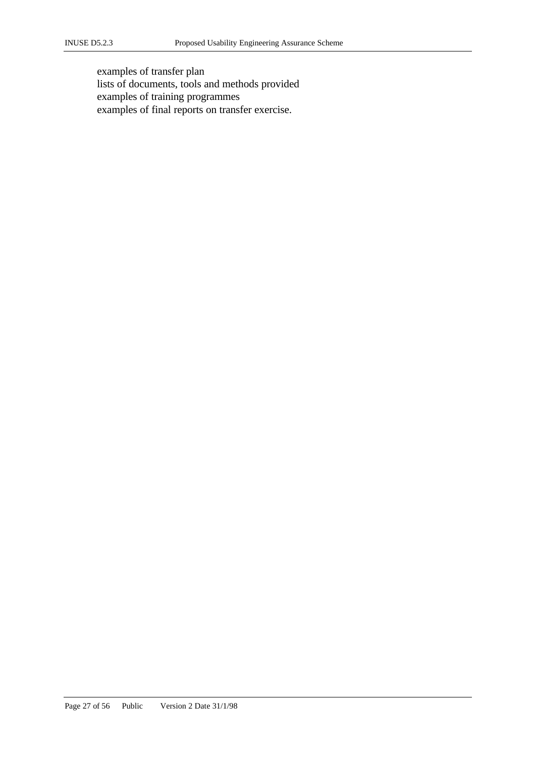examples of transfer plan
lists of documents, tools and methods provided
examples of training programmes
examples of final reports on transfer exercise.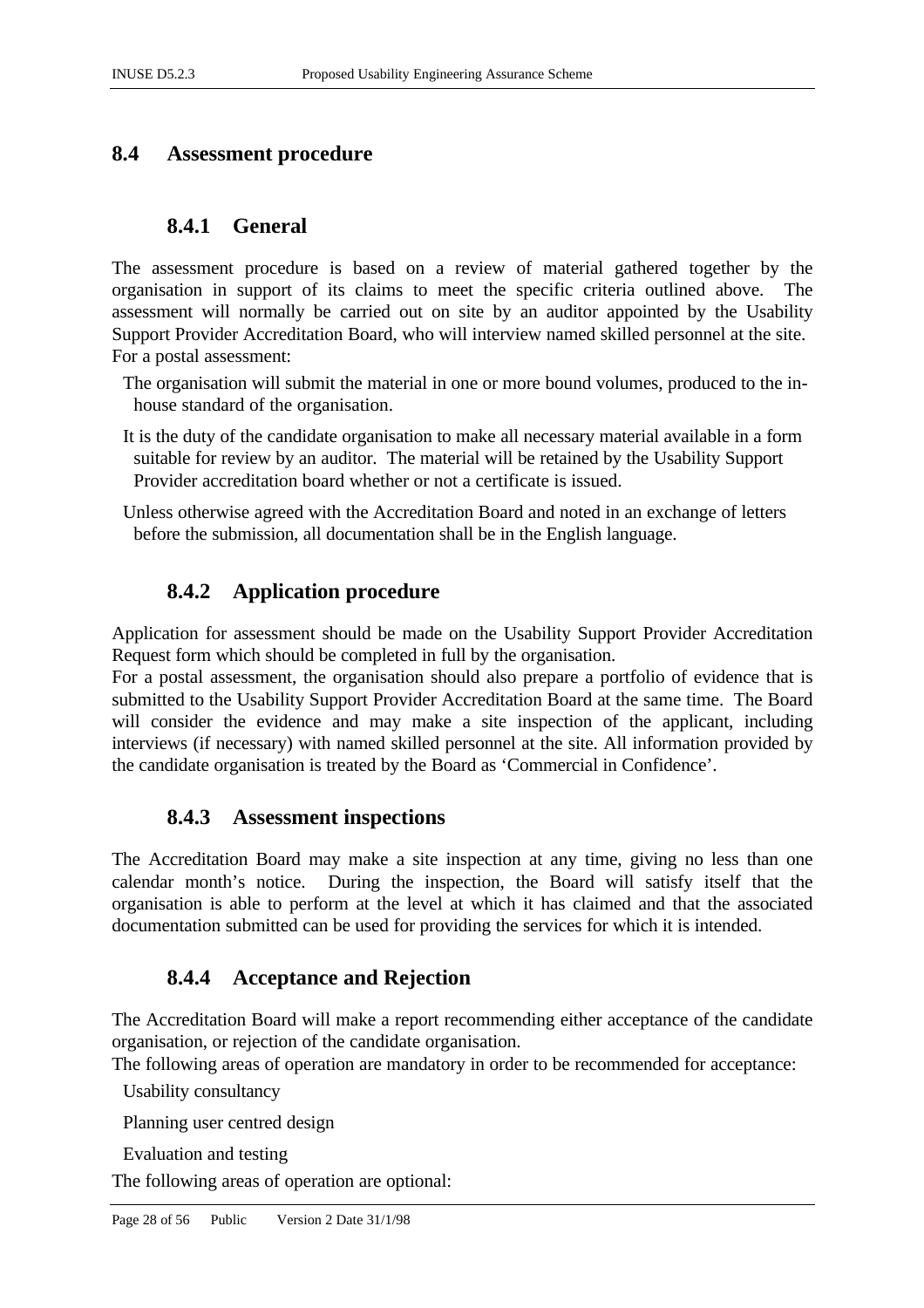## 8.4 Assessment procedure

### 8.4.1 General

The assessment procedure is based on a review of material gathered together by the organisation in support of its claims to meet the specific criteria outlined above. The assessment will normally be carried out on site by an auditor appointed by the Usability Support Provider Accreditation Board, who will interview named skilled personnel at the site. For a postal assessment:

- The organisation will submit the material in one or more bound volumes, produced to the in-house standard of the organisation.
- It is the duty of the candidate organisation to make all necessary material available in a form suitable for review by an auditor. The material will be retained by the Usability Support Provider accreditation board whether or not a certificate is issued.
- Unless otherwise agreed with the Accreditation Board and noted in an exchange of letters before the submission, all documentation shall be in the English language.

### 8.4.2 Application procedure

Application for assessment should be made on the Usability Support Provider Accreditation Request form which should be completed in full by the organisation.

For a postal assessment, the organisation should also prepare a portfolio of evidence that is submitted to the Usability Support Provider Accreditation Board at the same time. The Board will consider the evidence and may make a site inspection of the applicant, including interviews (if necessary) with named skilled personnel at the site. All information provided by the candidate organisation is treated by the Board as 'Commercial in Confidence'.

### 8.4.3 Assessment inspections

The Accreditation Board may make a site inspection at any time, giving no less than one calendar month's notice. During the inspection, the Board will satisfy itself that the organisation is able to perform at the level at which it has claimed and that the associated documentation submitted can be used for providing the services for which it is intended.

### 8.4.4 Acceptance and Rejection

The Accreditation Board will make a report recommending either acceptance of the candidate organisation, or rejection of the candidate organisation.

The following areas of operation are mandatory in order to be recommended for acceptance:

- Usability consultancy
- Planning user centred design
- Evaluation and testing

The following areas of operation are optional: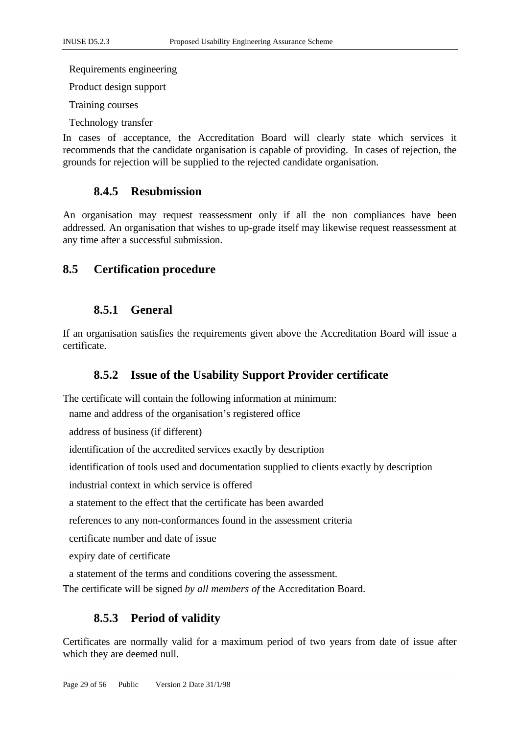- Requirements engineering
- Product design support
- Training courses
- Technology transfer

In cases of acceptance, the Accreditation Board will clearly state which services it recommends that the candidate organisation is capable of providing. In cases of rejection, the grounds for rejection will be supplied to the rejected candidate organisation.

### 8.4.5 Resubmission

An organisation may request reassessment only if all the non compliances have been addressed. An organisation that wishes to up-grade itself may likewise request reassessment at any time after a successful submission.

## 8.5 Certification procedure

### 8.5.1 General

If an organisation satisfies the requirements given above the Accreditation Board will issue a certificate.

### 8.5.2 Issue of the Usability Support Provider certificate

The certificate will contain the following information at minimum:

- name and address of the organisation's registered office
- address of business (if different)
- identification of the accredited services exactly by description
- identification of tools used and documentation supplied to clients exactly by description
- industrial context in which service is offered
- a statement to the effect that the certificate has been awarded
- references to any non-conformances found in the assessment criteria
- certificate number and date of issue
- expiry date of certificate
- a statement of the terms and conditions covering the assessment.

The certificate will be signed *by all members of* the Accreditation Board.

### 8.5.3 Period of validity

Certificates are normally valid for a maximum period of two years from date of issue after which they are deemed null.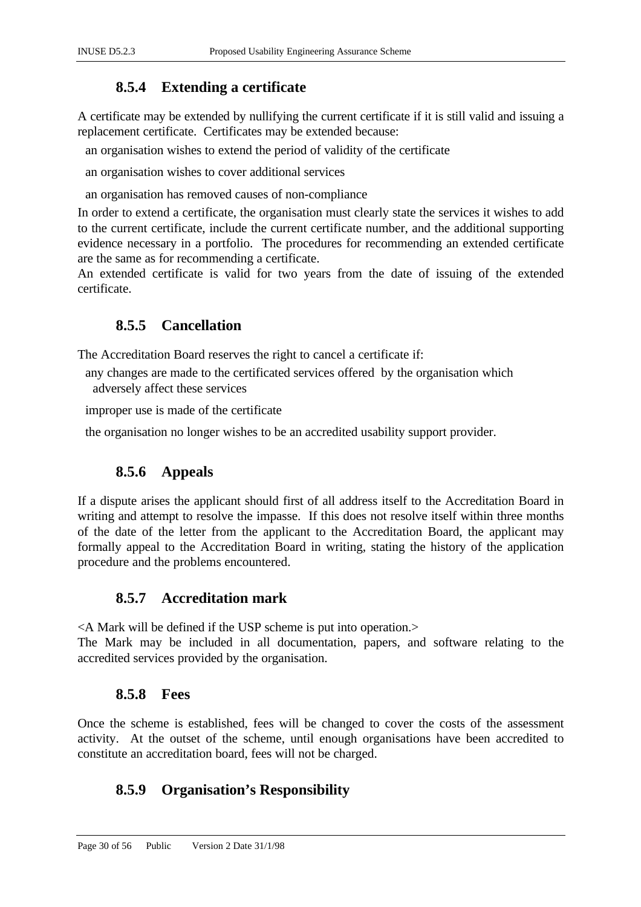### 8.5.4 Extending a certificate

A certificate may be extended by nullifying the current certificate if it is still valid and issuing a replacement certificate. Certificates may be extended because:

- an organisation wishes to extend the period of validity of the certificate
- an organisation wishes to cover additional services
- an organisation has removed causes of non-compliance

In order to extend a certificate, the organisation must clearly state the services it wishes to add to the current certificate, include the current certificate number, and the additional supporting evidence necessary in a portfolio. The procedures for recommending an extended certificate are the same as for recommending a certificate.

An extended certificate is valid for two years from the date of issuing of the extended certificate.

### 8.5.5 Cancellation

The Accreditation Board reserves the right to cancel a certificate if:

- any changes are made to the certificated services offered by the organisation which adversely affect these services
- improper use is made of the certificate
- the organisation no longer wishes to be an accredited usability support provider.

### 8.5.6 Appeals

If a dispute arises the applicant should first of all address itself to the Accreditation Board in writing and attempt to resolve the impasse. If this does not resolve itself within three months of the date of the letter from the applicant to the Accreditation Board, the applicant may formally appeal to the Accreditation Board in writing, stating the history of the application procedure and the problems encountered.

### 8.5.7 Accreditation mark

<A Mark will be defined if the USP scheme is put into operation.>

The Mark may be included in all documentation, papers, and software relating to the accredited services provided by the organisation.

### 8.5.8 Fees

Once the scheme is established, fees will be changed to cover the costs of the assessment activity. At the outset of the scheme, until enough organisations have been accredited to constitute an accreditation board, fees will not be charged.

### 8.5.9 Organisation's Responsibility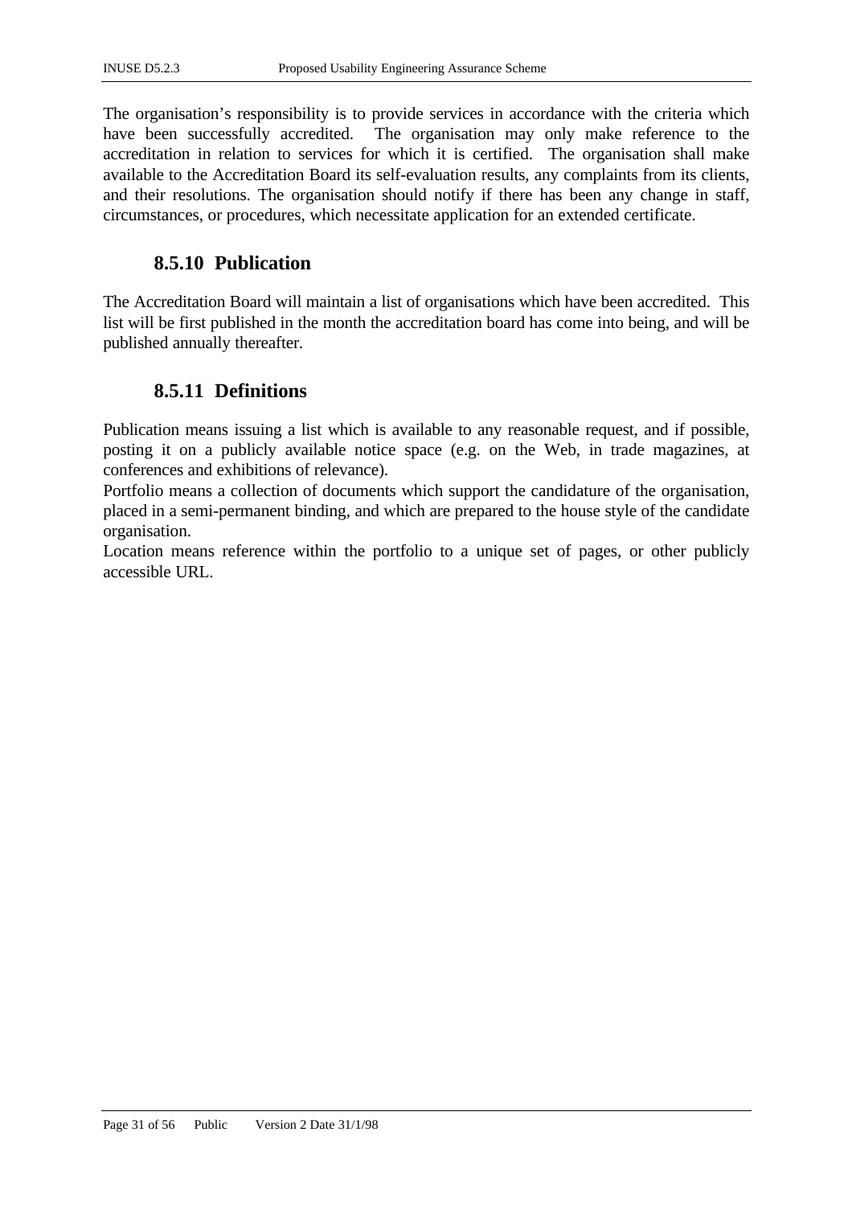The organisation's responsibility is to provide services in accordance with the criteria which have been successfully accredited. The organisation may only make reference to the accreditation in relation to services for which it is certified. The organisation shall make available to the Accreditation Board its self-evaluation results, any complaints from its clients, and their resolutions. The organisation should notify if there has been any change in staff, circumstances, or procedures, which necessitate application for an extended certificate.

### 8.5.10 Publication

The Accreditation Board will maintain a list of organisations which have been accredited. This list will be first published in the month the accreditation board has come into being, and will be published annually thereafter.

### 8.5.11 Definitions

Publication means issuing a list which is available to any reasonable request, and if possible, posting it on a publicly available notice space (e.g. on the Web, in trade magazines, at conferences and exhibitions of relevance).

Portfolio means a collection of documents which support the candidature of the organisation, placed in a semi-permanent binding, and which are prepared to the house style of the candidate organisation.

Location means reference within the portfolio to a unique set of pages, or other publicly accessible URL.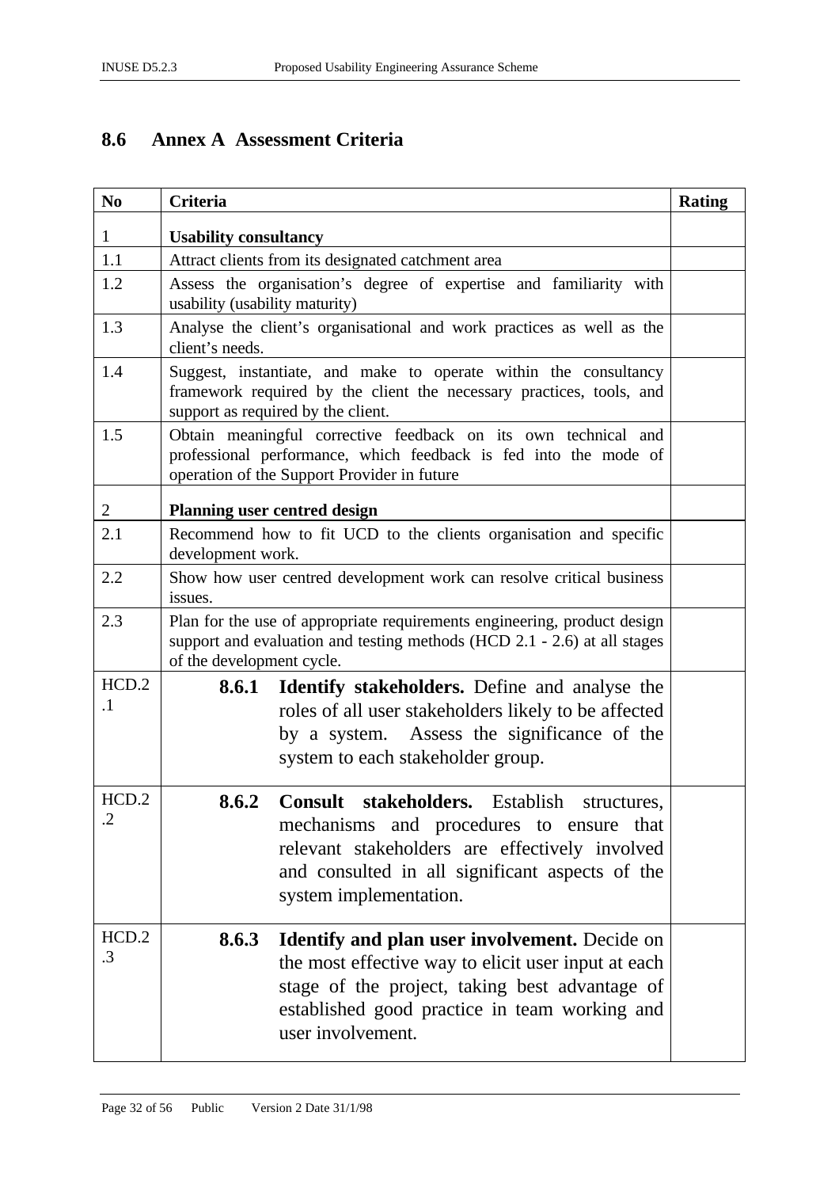## 8.6 Annex A Assessment Criteria

| No | Criteria | Rating |
|---|---|---|
| 1 | **Usability consultancy** | |
| 1.1 | Attract clients from its designated catchment area | |
| 1.2 | Assess the organisation's degree of expertise and familiarity with usability (usability maturity) | |
| 1.3 | Analyse the client's organisational and work practices as well as the client's needs. | |
| 1.4 | Suggest, instantiate, and make to operate within the consultancy framework required by the client the necessary practices, tools, and support as required by the client. | |
| 1.5 | Obtain meaningful corrective feedback on its own technical and professional performance, which feedback is fed into the mode of operation of the Support Provider in future | |
| 2 | **Planning user centred design** | |
| 2.1 | Recommend how to fit UCD to the clients organisation and specific development work. | |
| 2.2 | Show how user centred development work can resolve critical business issues. | |
| 2.3 | Plan for the use of appropriate requirements engineering, product design support and evaluation and testing methods (HCD 2.1 - 2.6) at all stages of the development cycle. | |
| HCD.2.1 | **8.6.1 Identify stakeholders.** Define and analyse the roles of all user stakeholders likely to be affected by a system. Assess the significance of the system to each stakeholder group. | |
| HCD.2.2 | **8.6.2 Consult stakeholders.** Establish structures, mechanisms and procedures to ensure that relevant stakeholders are effectively involved and consulted in all significant aspects of the system implementation. | |
| HCD.2.3 | **8.6.3 Identify and plan user involvement.** Decide on the most effective way to elicit user input at each stage of the project, taking best advantage of established good practice in team working and user involvement. | |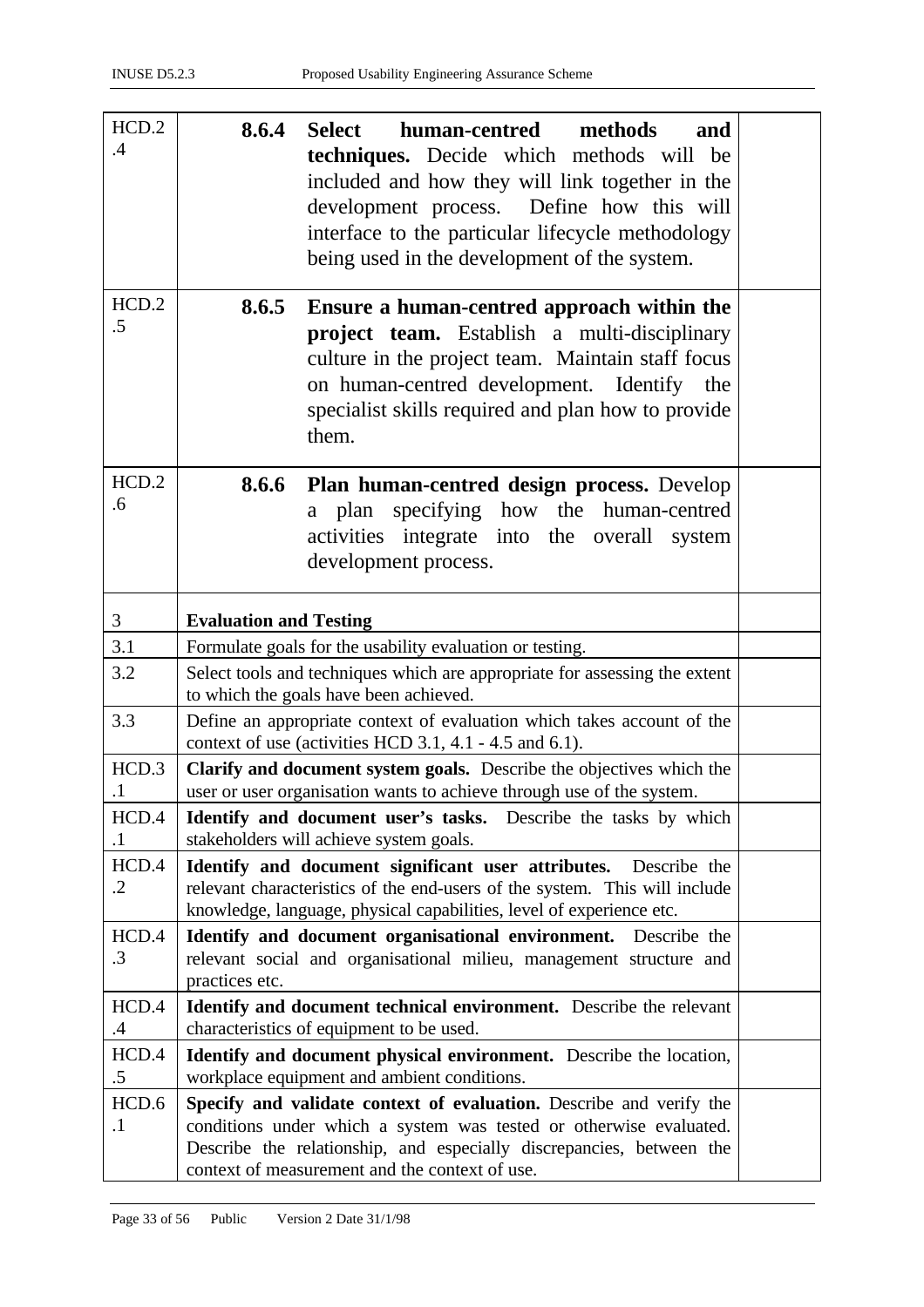| | | |
|---|---|---|
| HCD.2.4 | **8.6.4 Select human-centred methods and techniques.** Decide which methods will be included and how they will link together in the development process. Define how this will interface to the particular lifecycle methodology being used in the development of the system. | |
| HCD.2.5 | **8.6.5 Ensure a human-centred approach within the project team.** Establish a multi-disciplinary culture in the project team. Maintain staff focus on human-centred development. Identify the specialist skills required and plan how to provide them. | |
| HCD.2.6 | **8.6.6 Plan human-centred design process.** Develop a plan specifying how the human-centred activities integrate into the overall system development process. | |
| 3 | **Evaluation and Testing** | |
| 3.1 | Formulate goals for the usability evaluation or testing. | |
| 3.2 | Select tools and techniques which are appropriate for assessing the extent to which the goals have been achieved. | |
| 3.3 | Define an appropriate context of evaluation which takes account of the context of use (activities HCD 3.1, 4.1 - 4.5 and 6.1). | |
| HCD.3.1 | **Clarify and document system goals.** Describe the objectives which the user or user organisation wants to achieve through use of the system. | |
| HCD.4.1 | **Identify and document user's tasks.** Describe the tasks by which stakeholders will achieve system goals. | |
| HCD.4.2 | **Identify and document significant user attributes.** Describe the relevant characteristics of the end-users of the system. This will include knowledge, language, physical capabilities, level of experience etc. | |
| HCD.4.3 | **Identify and document organisational environment.** Describe the relevant social and organisational milieu, management structure and practices etc. | |
| HCD.4.4 | **Identify and document technical environment.** Describe the relevant characteristics of equipment to be used. | |
| HCD.4.5 | **Identify and document physical environment.** Describe the location, workplace equipment and ambient conditions. | |
| HCD.6.1 | **Specify and validate context of evaluation.** Describe and verify the conditions under which a system was tested or otherwise evaluated. Describe the relationship, and especially discrepancies, between the context of measurement and the context of use. | |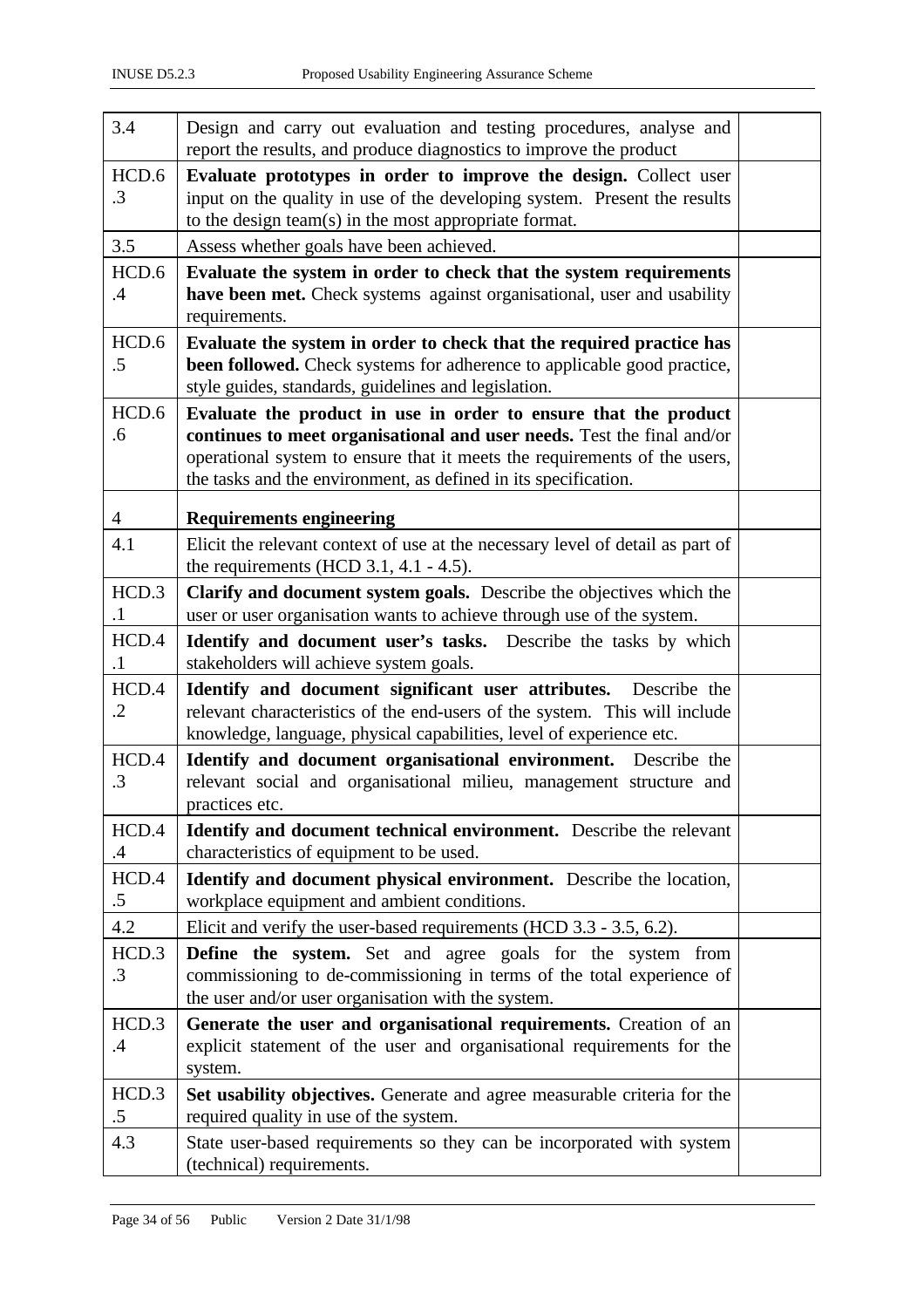| | | |
|---|---|---|
| 3.4 | Design and carry out evaluation and testing procedures, analyse and report the results, and produce diagnostics to improve the product | |
| HCD.6.3 | **Evaluate prototypes in order to improve the design.** Collect user input on the quality in use of the developing system. Present the results to the design team(s) in the most appropriate format. | |
| 3.5 | Assess whether goals have been achieved. | |
| HCD.6.4 | **Evaluate the system in order to check that the system requirements have been met.** Check systems against organisational, user and usability requirements. | |
| HCD.6.5 | **Evaluate the system in order to check that the required practice has been followed.** Check systems for adherence to applicable good practice, style guides, standards, guidelines and legislation. | |
| HCD.6.6 | **Evaluate the product in use in order to ensure that the product continues to meet organisational and user needs.** Test the final and/or operational system to ensure that it meets the requirements of the users, the tasks and the environment, as defined in its specification. | |
| 4 | **Requirements engineering** | |
| 4.1 | Elicit the relevant context of use at the necessary level of detail as part of the requirements (HCD 3.1, 4.1 - 4.5). | |
| HCD.3.1 | **Clarify and document system goals.** Describe the objectives which the user or user organisation wants to achieve through use of the system. | |
| HCD.4.1 | **Identify and document user's tasks.** Describe the tasks by which stakeholders will achieve system goals. | |
| HCD.4.2 | **Identify and document significant user attributes.** Describe the relevant characteristics of the end-users of the system. This will include knowledge, language, physical capabilities, level of experience etc. | |
| HCD.4.3 | **Identify and document organisational environment.** Describe the relevant social and organisational milieu, management structure and practices etc. | |
| HCD.4.4 | **Identify and document technical environment.** Describe the relevant characteristics of equipment to be used. | |
| HCD.4.5 | **Identify and document physical environment.** Describe the location, workplace equipment and ambient conditions. | |
| 4.2 | Elicit and verify the user-based requirements (HCD 3.3 - 3.5, 6.2). | |
| HCD.3.3 | **Define the system.** Set and agree goals for the system from commissioning to de-commissioning in terms of the total experience of the user and/or user organisation with the system. | |
| HCD.3.4 | **Generate the user and organisational requirements.** Creation of an explicit statement of the user and organisational requirements for the system. | |
| HCD.3.5 | **Set usability objectives.** Generate and agree measurable criteria for the required quality in use of the system. | |
| 4.3 | State user-based requirements so they can be incorporated with system (technical) requirements. | |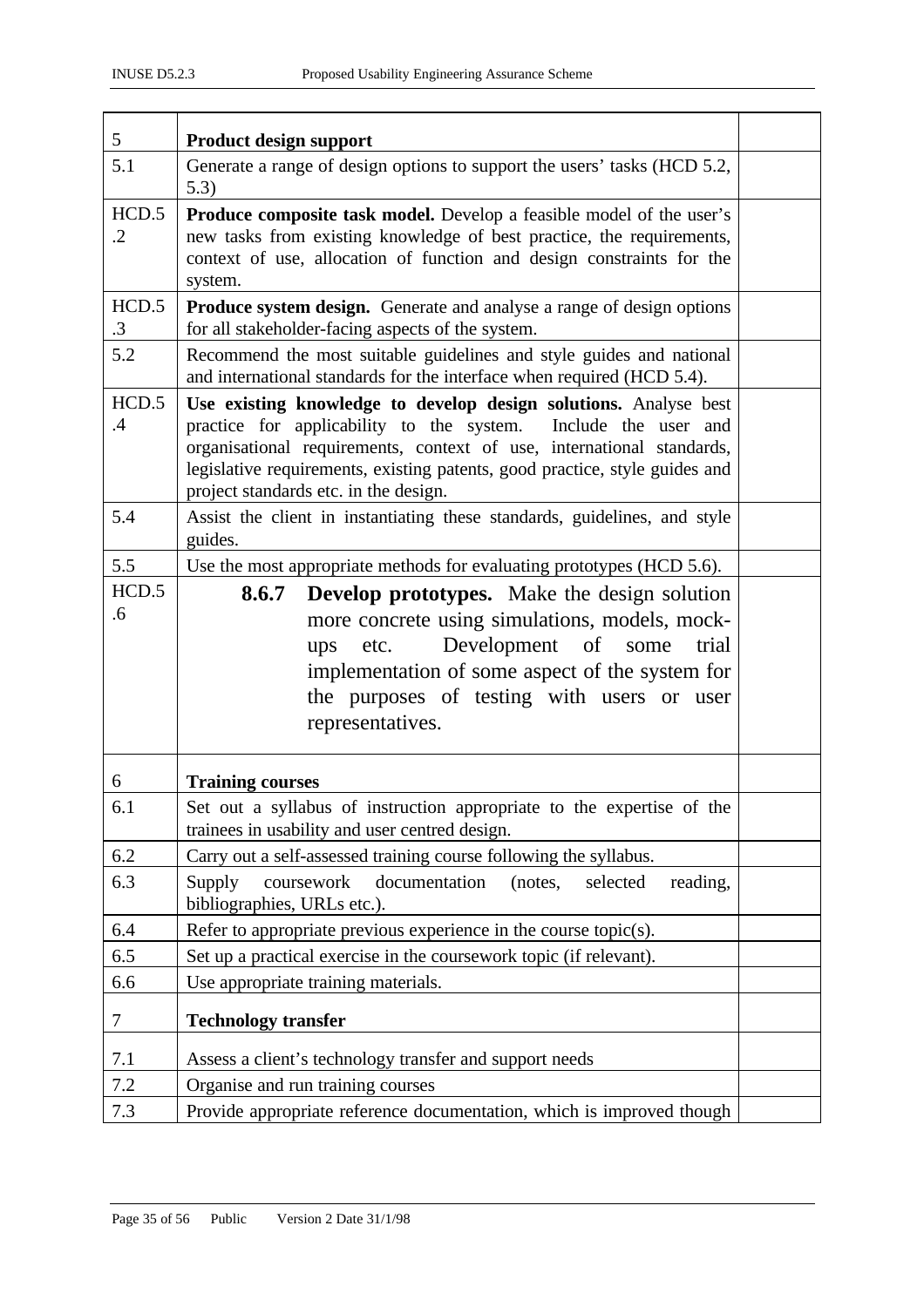| | | |
|---|---|---|
| 5 | **Product design support** | |
| 5.1 | Generate a range of design options to support the users' tasks (HCD 5.2, 5.3) | |
| HCD.5.2 | **Produce composite task model.** Develop a feasible model of the user's new tasks from existing knowledge of best practice, the requirements, context of use, allocation of function and design constraints for the system. | |
| HCD.5.3 | **Produce system design.** Generate and analyse a range of design options for all stakeholder-facing aspects of the system. | |
| 5.2 | Recommend the most suitable guidelines and style guides and national and international standards for the interface when required (HCD 5.4). | |
| HCD.5.4 | **Use existing knowledge to develop design solutions.** Analyse best practice for applicability to the system. Include the user and organisational requirements, context of use, international standards, legislative requirements, existing patents, good practice, style guides and project standards etc. in the design. | |
| 5.4 | Assist the client in instantiating these standards, guidelines, and style guides. | |
| 5.5 | Use the most appropriate methods for evaluating prototypes (HCD 5.6). | |
| HCD.5.6 | **8.6.7 Develop prototypes.** Make the design solution more concrete using simulations, models, mock-ups etc. Development of some trial implementation of some aspect of the system for the purposes of testing with users or user representatives. | |
| 6 | **Training courses** | |
| 6.1 | Set out a syllabus of instruction appropriate to the expertise of the trainees in usability and user centred design. | |
| 6.2 | Carry out a self-assessed training course following the syllabus. | |
| 6.3 | Supply coursework documentation (notes, selected reading, bibliographies, URLs etc.). | |
| 6.4 | Refer to appropriate previous experience in the course topic(s). | |
| 6.5 | Set up a practical exercise in the coursework topic (if relevant). | |
| 6.6 | Use appropriate training materials. | |
| 7 | **Technology transfer** | |
| 7.1 | Assess a client's technology transfer and support needs | |
| 7.2 | Organise and run training courses | |
| 7.3 | Provide appropriate reference documentation, which is improved though | |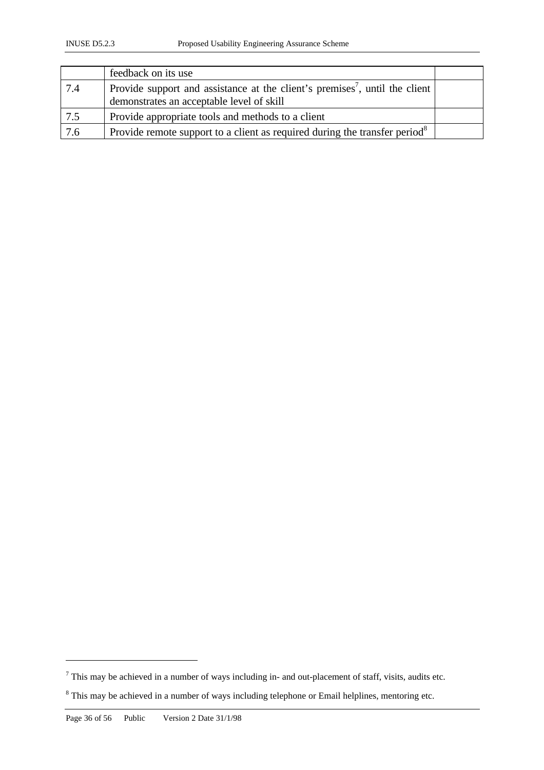|  |  |  |
|---|---|---|
|  | feedback on its use |  |
| 7.4 | Provide support and assistance at the client's premises[7], until the client demonstrates an acceptable level of skill |  |
| 7.5 | Provide appropriate tools and methods to a client |  |
| 7.6 | Provide remote support to a client as required during the transfer period[8] |  |

[7] This may be achieved in a number of ways including in- and out-placement of staff, visits, audits etc.

[8] This may be achieved in a number of ways including telephone or Email helplines, mentoring etc.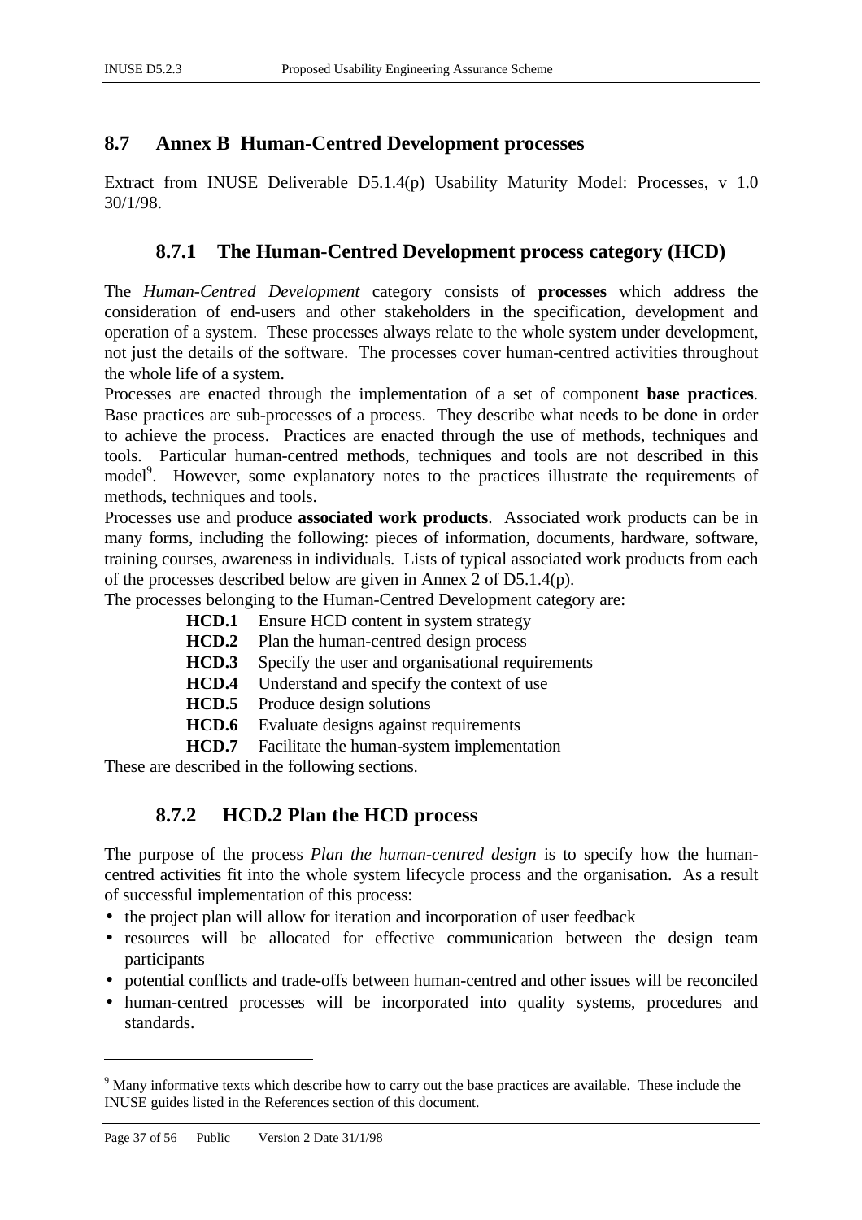## 8.7 Annex B Human-Centred Development processes

Extract from INUSE Deliverable D5.1.4(p) Usability Maturity Model: Processes, v 1.0 30/1/98.

### 8.7.1 The Human-Centred Development process category (HCD)

The *Human-Centred Development* category consists of **processes** which address the consideration of end-users and other stakeholders in the specification, development and operation of a system. These processes always relate to the whole system under development, not just the details of the software. The processes cover human-centred activities throughout the whole life of a system.

Processes are enacted through the implementation of a set of component **base practices**. Base practices are sub-processes of a process. They describe what needs to be done in order to achieve the process. Practices are enacted through the use of methods, techniques and tools. Particular human-centred methods, techniques and tools are not described in this model[9]. However, some explanatory notes to the practices illustrate the requirements of methods, techniques and tools.

Processes use and produce **associated work products**. Associated work products can be in many forms, including the following: pieces of information, documents, hardware, software, training courses, awareness in individuals. Lists of typical associated work products from each of the processes described below are given in Annex 2 of D5.1.4(p).

The processes belonging to the Human-Centred Development category are:

- **HCD.1** Ensure HCD content in system strategy
- **HCD.2** Plan the human-centred design process
- **HCD.3** Specify the user and organisational requirements
- **HCD.4** Understand and specify the context of use
- **HCD.5** Produce design solutions
- **HCD.6** Evaluate designs against requirements
- **HCD.7** Facilitate the human-system implementation

These are described in the following sections.

### 8.7.2 HCD.2 Plan the HCD process

The purpose of the process *Plan the human-centred design* is to specify how the human-centred activities fit into the whole system lifecycle process and the organisation. As a result of successful implementation of this process:

- the project plan will allow for iteration and incorporation of user feedback
- resources will be allocated for effective communication between the design team participants
- potential conflicts and trade-offs between human-centred and other issues will be reconciled
- human-centred processes will be incorporated into quality systems, procedures and standards.

[9] Many informative texts which describe how to carry out the base practices are available. These include the INUSE guides listed in the References section of this document.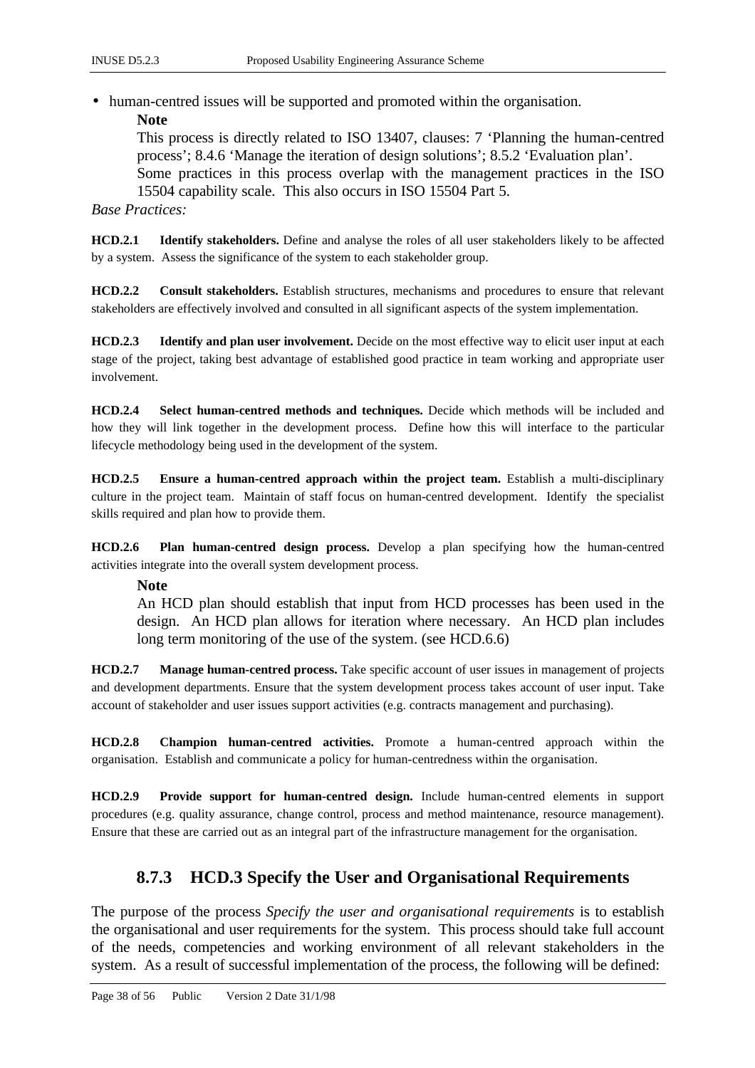- human-centred issues will be supported and promoted within the organisation.

  **Note**

  This process is directly related to ISO 13407, clauses: 7 'Planning the human-centred process'; 8.4.6 'Manage the iteration of design solutions'; 8.5.2 'Evaluation plan'. Some practices in this process overlap with the management practices in the ISO 15504 capability scale. This also occurs in ISO 15504 Part 5.

*Base Practices:*

**HCD.2.1 Identify stakeholders.** Define and analyse the roles of all user stakeholders likely to be affected by a system. Assess the significance of the system to each stakeholder group.

**HCD.2.2 Consult stakeholders.** Establish structures, mechanisms and procedures to ensure that relevant stakeholders are effectively involved and consulted in all significant aspects of the system implementation.

**HCD.2.3 Identify and plan user involvement.** Decide on the most effective way to elicit user input at each stage of the project, taking best advantage of established good practice in team working and appropriate user involvement.

**HCD.2.4 Select human-centred methods and techniques.** Decide which methods will be included and how they will link together in the development process. Define how this will interface to the particular lifecycle methodology being used in the development of the system.

**HCD.2.5 Ensure a human-centred approach within the project team.** Establish a multi-disciplinary culture in the project team. Maintain of staff focus on human-centred development. Identify the specialist skills required and plan how to provide them.

**HCD.2.6 Plan human-centred design process.** Develop a plan specifying how the human-centred activities integrate into the overall system development process.

> **Note**
>
> An HCD plan should establish that input from HCD processes has been used in the design. An HCD plan allows for iteration where necessary. An HCD plan includes long term monitoring of the use of the system. (see HCD.6.6)

**HCD.2.7 Manage human-centred process.** Take specific account of user issues in management of projects and development departments. Ensure that the system development process takes account of user input. Take account of stakeholder and user issues support activities (e.g. contracts management and purchasing).

**HCD.2.8 Champion human-centred activities.** Promote a human-centred approach within the organisation. Establish and communicate a policy for human-centredness within the organisation.

**HCD.2.9 Provide support for human-centred design.** Include human-centred elements in support procedures (e.g. quality assurance, change control, process and method maintenance, resource management). Ensure that these are carried out as an integral part of the infrastructure management for the organisation.

### 8.7.3 HCD.3 Specify the User and Organisational Requirements

The purpose of the process *Specify the user and organisational requirements* is to establish the organisational and user requirements for the system. This process should take full account of the needs, competencies and working environment of all relevant stakeholders in the system. As a result of successful implementation of the process, the following will be defined: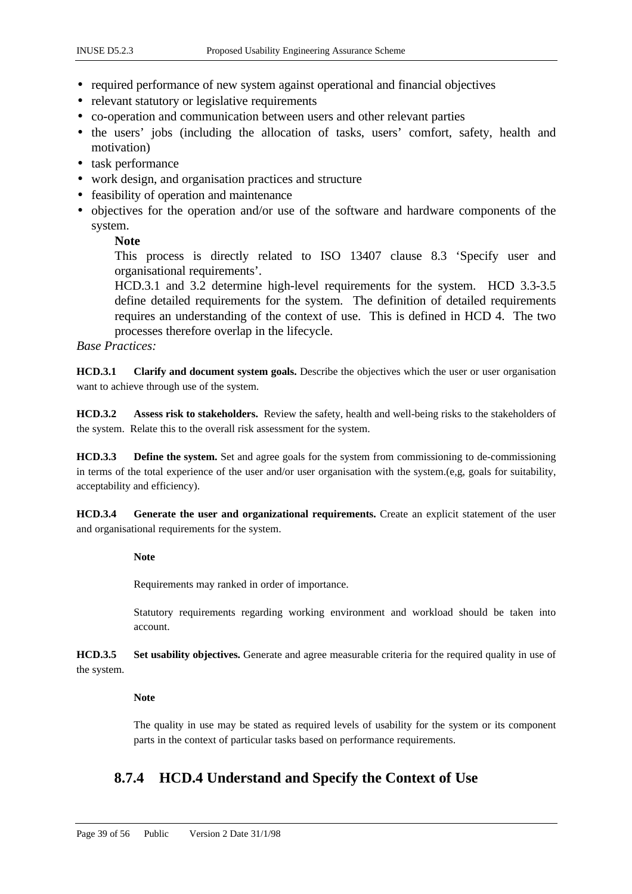- required performance of new system against operational and financial objectives
- relevant statutory or legislative requirements
- co-operation and communication between users and other relevant parties
- the users' jobs (including the allocation of tasks, users' comfort, safety, health and motivation)
- task performance
- work design, and organisation practices and structure
- feasibility of operation and maintenance
- objectives for the operation and/or use of the software and hardware components of the system.

  **Note**

  This process is directly related to ISO 13407 clause 8.3 'Specify user and organisational requirements'.

  HCD.3.1 and 3.2 determine high-level requirements for the system. HCD 3.3-3.5 define detailed requirements for the system. The definition of detailed requirements requires an understanding of the context of use. This is defined in HCD 4. The two processes therefore overlap in the lifecycle.

*Base Practices:*

**HCD.3.1 Clarify and document system goals.** Describe the objectives which the user or user organisation want to achieve through use of the system.

**HCD.3.2 Assess risk to stakeholders.** Review the safety, health and well-being risks to the stakeholders of the system. Relate this to the overall risk assessment for the system.

**HCD.3.3 Define the system.** Set and agree goals for the system from commissioning to de-commissioning in terms of the total experience of the user and/or user organisation with the system.(e,g, goals for suitability, acceptability and efficiency).

**HCD.3.4 Generate the user and organizational requirements.** Create an explicit statement of the user and organisational requirements for the system.

> **Note**
>
> Requirements may ranked in order of importance.
>
> Statutory requirements regarding working environment and workload should be taken into account.

**HCD.3.5 Set usability objectives.** Generate and agree measurable criteria for the required quality in use of the system.

> **Note**
>
> The quality in use may be stated as required levels of usability for the system or its component parts in the context of particular tasks based on performance requirements.

### 8.7.4 HCD.4 Understand and Specify the Context of Use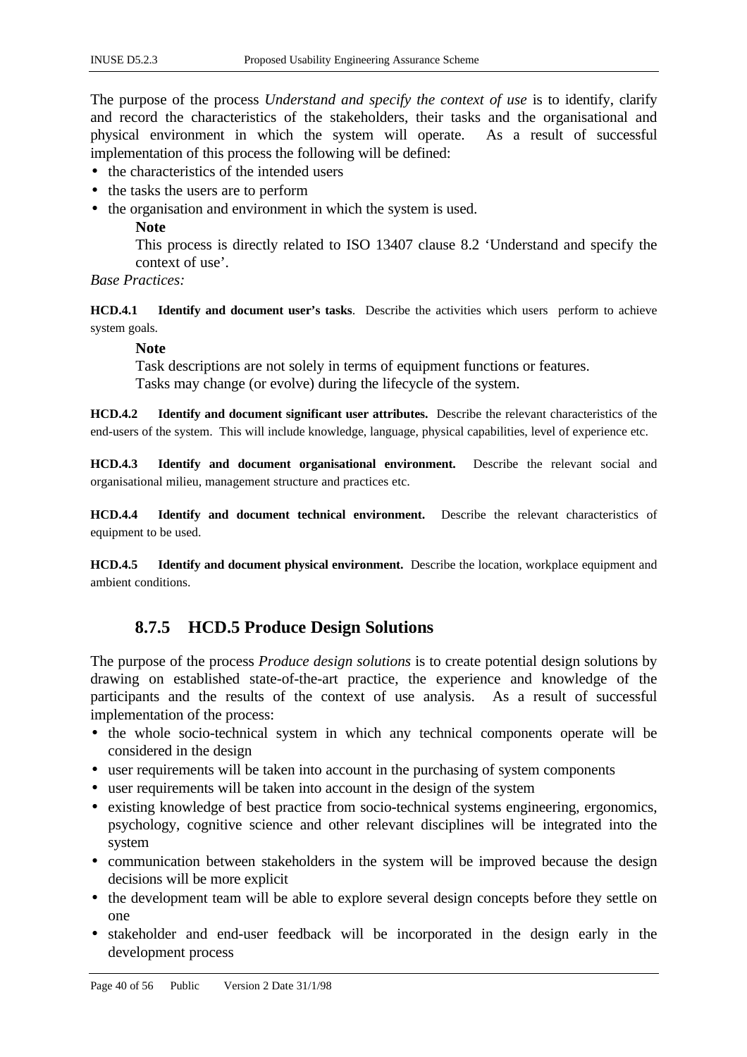The purpose of the process *Understand and specify the context of use* is to identify, clarify and record the characteristics of the stakeholders, their tasks and the organisational and physical environment in which the system will operate. As a result of successful implementation of this process the following will be defined:

- the characteristics of the intended users
- the tasks the users are to perform
- the organisation and environment in which the system is used.

> **Note**
>
> This process is directly related to ISO 13407 clause 8.2 'Understand and specify the context of use'.

*Base Practices:*

**HCD.4.1 Identify and document user's tasks**. Describe the activities which users perform to achieve system goals.

> **Note**
>
> Task descriptions are not solely in terms of equipment functions or features.
> Tasks may change (or evolve) during the lifecycle of the system.

**HCD.4.2 Identify and document significant user attributes.** Describe the relevant characteristics of the end-users of the system. This will include knowledge, language, physical capabilities, level of experience etc.

**HCD.4.3 Identify and document organisational environment.** Describe the relevant social and organisational milieu, management structure and practices etc.

**HCD.4.4 Identify and document technical environment.** Describe the relevant characteristics of equipment to be used.

**HCD.4.5 Identify and document physical environment.** Describe the location, workplace equipment and ambient conditions.

### 8.7.5 HCD.5 Produce Design Solutions

The purpose of the process *Produce design solutions* is to create potential design solutions by drawing on established state-of-the-art practice, the experience and knowledge of the participants and the results of the context of use analysis. As a result of successful implementation of the process:

- the whole socio-technical system in which any technical components operate will be considered in the design
- user requirements will be taken into account in the purchasing of system components
- user requirements will be taken into account in the design of the system
- existing knowledge of best practice from socio-technical systems engineering, ergonomics, psychology, cognitive science and other relevant disciplines will be integrated into the system
- communication between stakeholders in the system will be improved because the design decisions will be more explicit
- the development team will be able to explore several design concepts before they settle on one
- stakeholder and end-user feedback will be incorporated in the design early in the development process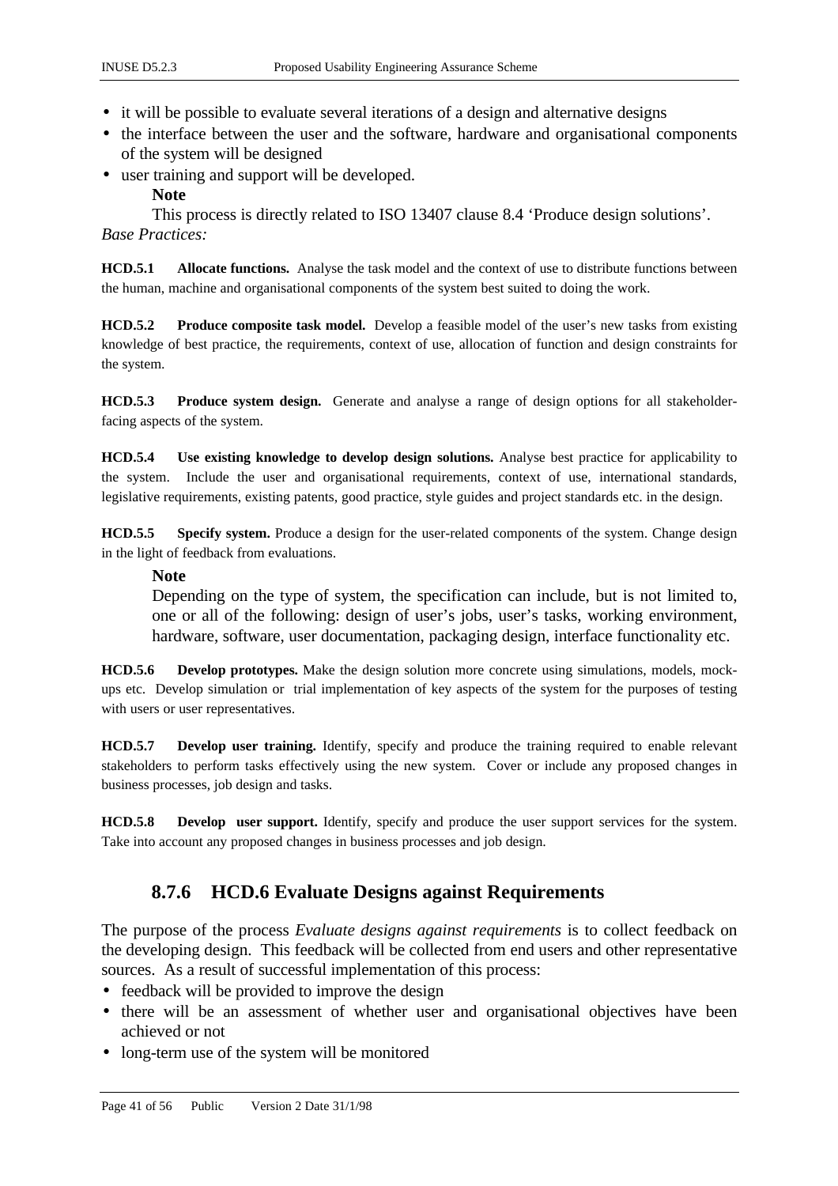- it will be possible to evaluate several iterations of a design and alternative designs
- the interface between the user and the software, hardware and organisational components of the system will be designed
- user training and support will be developed.

  **Note**

  This process is directly related to ISO 13407 clause 8.4 'Produce design solutions'.

*Base Practices:*

**HCD.5.1 Allocate functions.** Analyse the task model and the context of use to distribute functions between the human, machine and organisational components of the system best suited to doing the work.

**HCD.5.2 Produce composite task model.** Develop a feasible model of the user's new tasks from existing knowledge of best practice, the requirements, context of use, allocation of function and design constraints for the system.

**HCD.5.3 Produce system design.** Generate and analyse a range of design options for all stakeholder-facing aspects of the system.

**HCD.5.4 Use existing knowledge to develop design solutions.** Analyse best practice for applicability to the system. Include the user and organisational requirements, context of use, international standards, legislative requirements, existing patents, good practice, style guides and project standards etc. in the design.

**HCD.5.5 Specify system.** Produce a design for the user-related components of the system. Change design in the light of feedback from evaluations.

> **Note**
>
> Depending on the type of system, the specification can include, but is not limited to, one or all of the following: design of user's jobs, user's tasks, working environment, hardware, software, user documentation, packaging design, interface functionality etc.

**HCD.5.6 Develop prototypes.** Make the design solution more concrete using simulations, models, mock-ups etc. Develop simulation or trial implementation of key aspects of the system for the purposes of testing with users or user representatives.

**HCD.5.7 Develop user training.** Identify, specify and produce the training required to enable relevant stakeholders to perform tasks effectively using the new system. Cover or include any proposed changes in business processes, job design and tasks.

**HCD.5.8 Develop user support.** Identify, specify and produce the user support services for the system. Take into account any proposed changes in business processes and job design.

### 8.7.6 HCD.6 Evaluate Designs against Requirements

The purpose of the process *Evaluate designs against requirements* is to collect feedback on the developing design. This feedback will be collected from end users and other representative sources. As a result of successful implementation of this process:

- feedback will be provided to improve the design
- there will be an assessment of whether user and organisational objectives have been achieved or not
- long-term use of the system will be monitored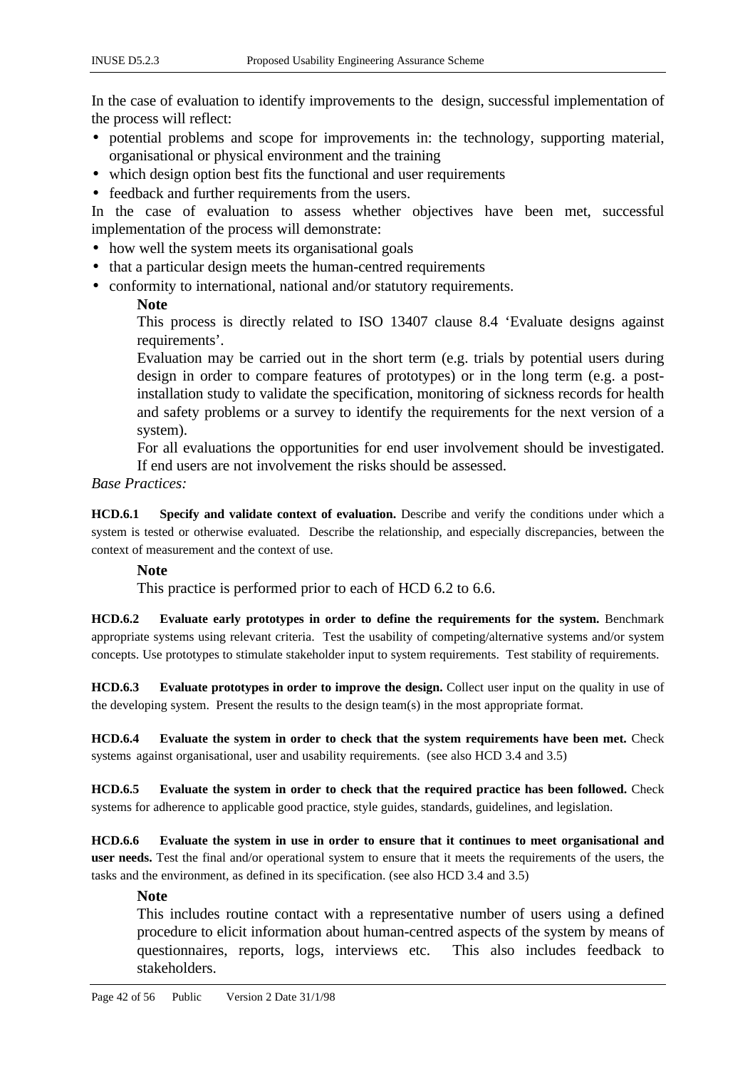In the case of evaluation to identify improvements to the design, successful implementation of the process will reflect:

- potential problems and scope for improvements in: the technology, supporting material, organisational or physical environment and the training
- which design option best fits the functional and user requirements
- feedback and further requirements from the users.

In the case of evaluation to assess whether objectives have been met, successful implementation of the process will demonstrate:

- how well the system meets its organisational goals
- that a particular design meets the human-centred requirements
- conformity to international, national and/or statutory requirements.

> **Note**
>
> This process is directly related to ISO 13407 clause 8.4 'Evaluate designs against requirements'.
>
> Evaluation may be carried out in the short term (e.g. trials by potential users during design in order to compare features of prototypes) or in the long term (e.g. a post-installation study to validate the specification, monitoring of sickness records for health and safety problems or a survey to identify the requirements for the next version of a system).
>
> For all evaluations the opportunities for end user involvement should be investigated. If end users are not involvement the risks should be assessed.

*Base Practices:*

**HCD.6.1 Specify and validate context of evaluation.** Describe and verify the conditions under which a system is tested or otherwise evaluated. Describe the relationship, and especially discrepancies, between the context of measurement and the context of use.

> **Note**
>
> This practice is performed prior to each of HCD 6.2 to 6.6.

**HCD.6.2 Evaluate early prototypes in order to define the requirements for the system.** Benchmark appropriate systems using relevant criteria. Test the usability of competing/alternative systems and/or system concepts. Use prototypes to stimulate stakeholder input to system requirements. Test stability of requirements.

**HCD.6.3 Evaluate prototypes in order to improve the design.** Collect user input on the quality in use of the developing system. Present the results to the design team(s) in the most appropriate format.

**HCD.6.4 Evaluate the system in order to check that the system requirements have been met.** Check systems against organisational, user and usability requirements. (see also HCD 3.4 and 3.5)

**HCD.6.5 Evaluate the system in order to check that the required practice has been followed.** Check systems for adherence to applicable good practice, style guides, standards, guidelines, and legislation.

**HCD.6.6 Evaluate the system in use in order to ensure that it continues to meet organisational and user needs.** Test the final and/or operational system to ensure that it meets the requirements of the users, the tasks and the environment, as defined in its specification. (see also HCD 3.4 and 3.5)

> **Note**
>
> This includes routine contact with a representative number of users using a defined procedure to elicit information about human-centred aspects of the system by means of questionnaires, reports, logs, interviews etc. This also includes feedback to stakeholders.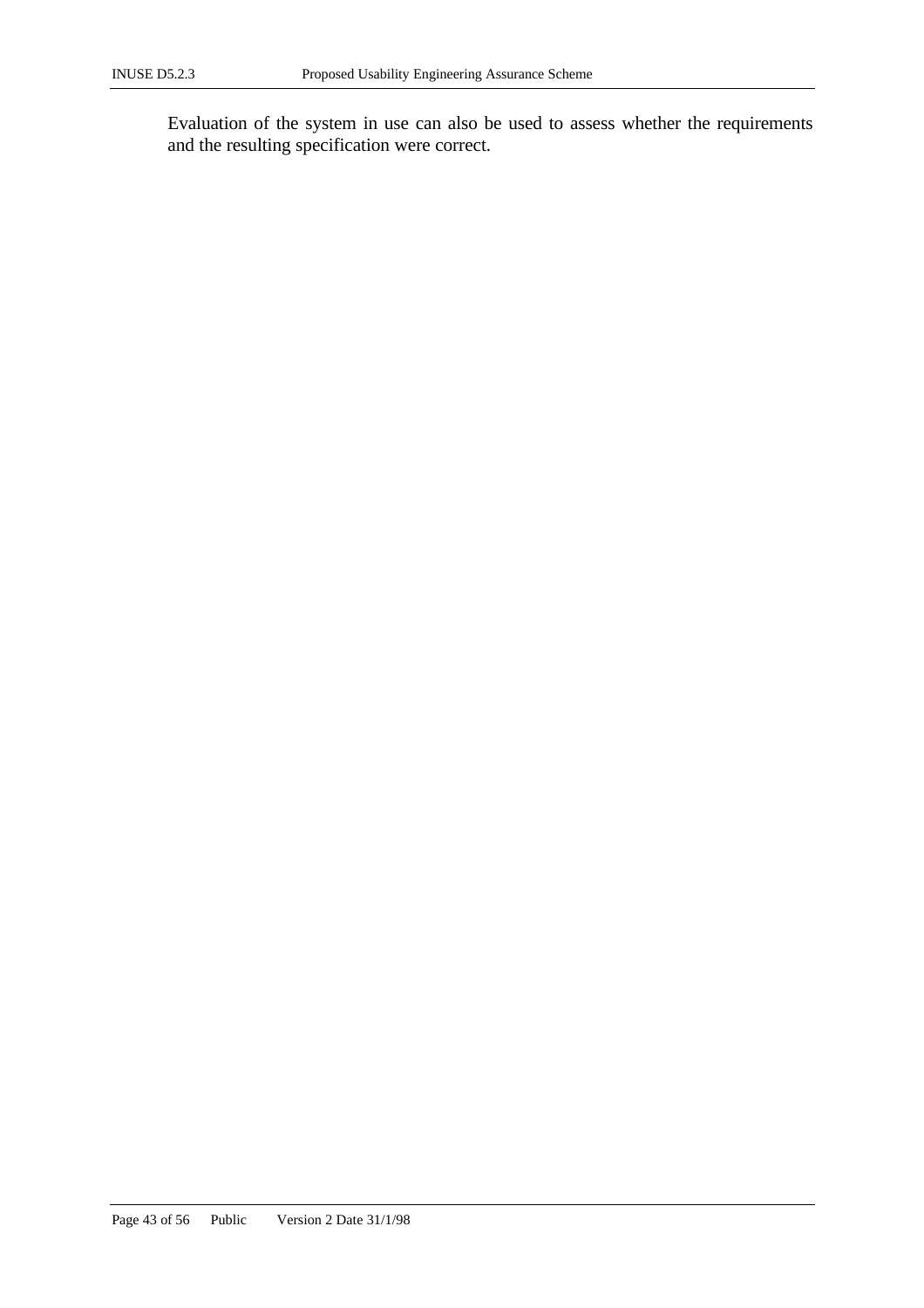Evaluation of the system in use can also be used to assess whether the requirements and the resulting specification were correct.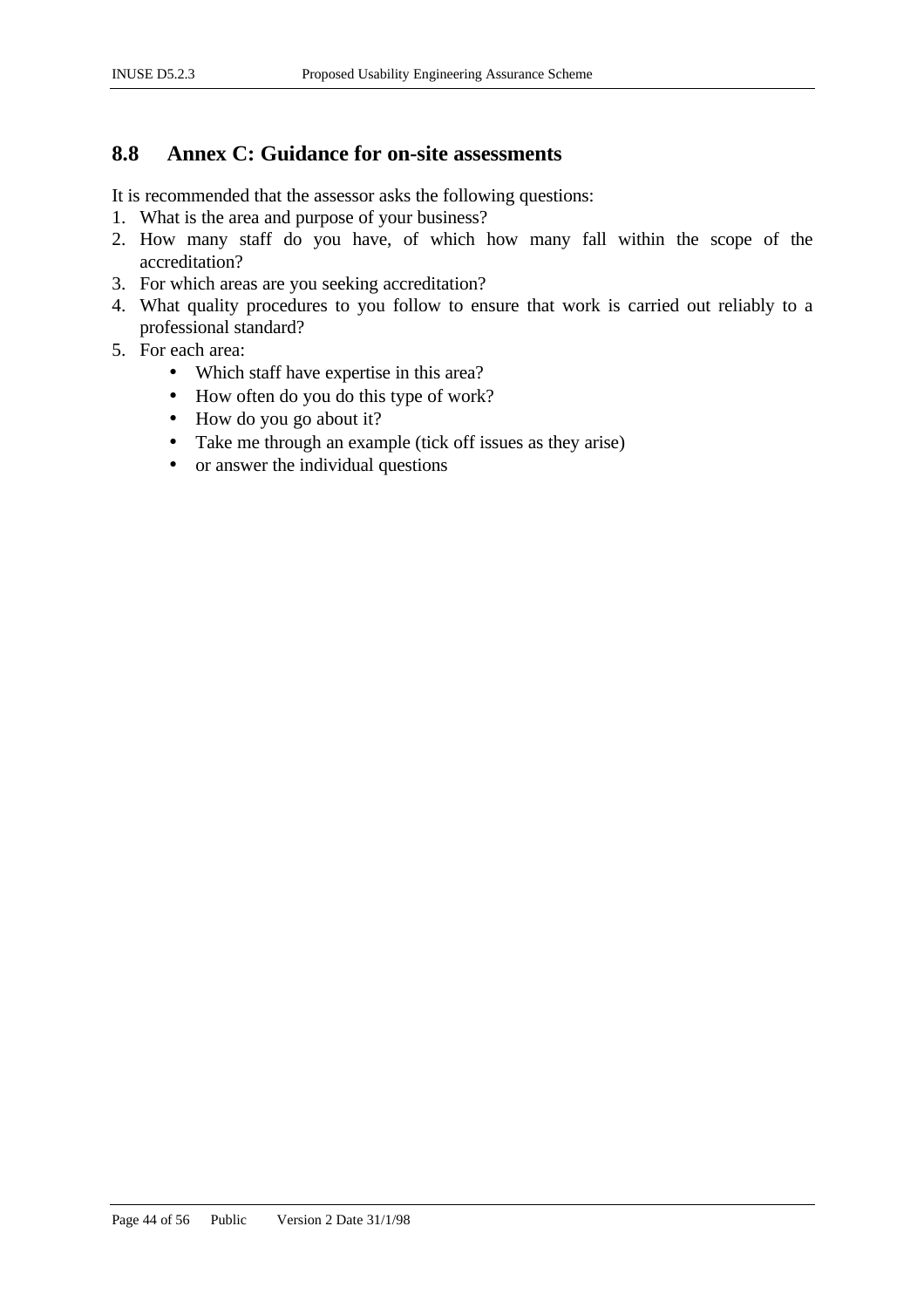## 8.8 Annex C: Guidance for on-site assessments

It is recommended that the assessor asks the following questions:

1. What is the area and purpose of your business?
2. How many staff do you have, of which how many fall within the scope of the accreditation?
3. For which areas are you seeking accreditation?
4. What quality procedures to you follow to ensure that work is carried out reliably to a professional standard?
5. For each area:
   - Which staff have expertise in this area?
   - How often do you do this type of work?
   - How do you go about it?
   - Take me through an example (tick off issues as they arise)
   - or answer the individual questions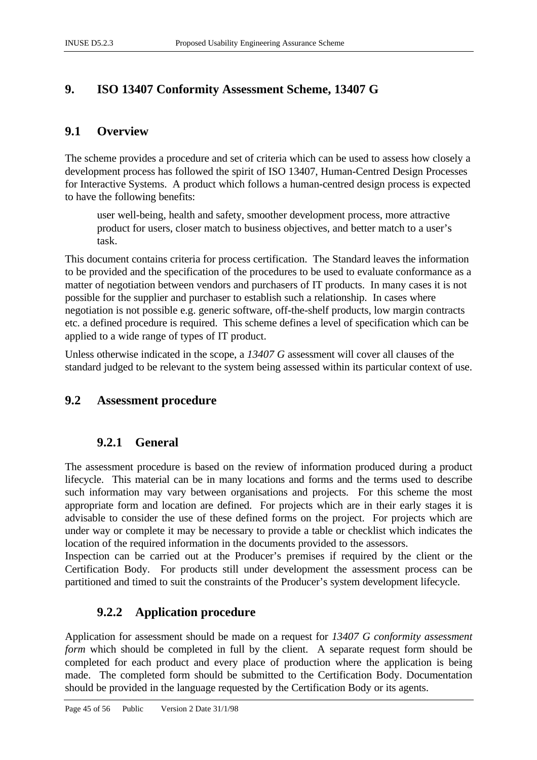# 9. ISO 13407 Conformity Assessment Scheme, 13407 G

## 9.1 Overview

The scheme provides a procedure and set of criteria which can be used to assess how closely a development process has followed the spirit of ISO 13407, Human-Centred Design Processes for Interactive Systems. A product which follows a human-centred design process is expected to have the following benefits:

> user well-being, health and safety, smoother development process, more attractive product for users, closer match to business objectives, and better match to a user's task.

This document contains criteria for process certification. The Standard leaves the information to be provided and the specification of the procedures to be used to evaluate conformance as a matter of negotiation between vendors and purchasers of IT products. In many cases it is not possible for the supplier and purchaser to establish such a relationship. In cases where negotiation is not possible e.g. generic software, off-the-shelf products, low margin contracts etc. a defined procedure is required. This scheme defines a level of specification which can be applied to a wide range of types of IT product.

Unless otherwise indicated in the scope, a *13407 G* assessment will cover all clauses of the standard judged to be relevant to the system being assessed within its particular context of use.

## 9.2 Assessment procedure

### 9.2.1 General

The assessment procedure is based on the review of information produced during a product lifecycle. This material can be in many locations and forms and the terms used to describe such information may vary between organisations and projects. For this scheme the most appropriate form and location are defined. For projects which are in their early stages it is advisable to consider the use of these defined forms on the project. For projects which are under way or complete it may be necessary to provide a table or checklist which indicates the location of the required information in the documents provided to the assessors.

Inspection can be carried out at the Producer's premises if required by the client or the Certification Body. For products still under development the assessment process can be partitioned and timed to suit the constraints of the Producer's system development lifecycle.

### 9.2.2 Application procedure

Application for assessment should be made on a request for *13407 G conformity assessment form* which should be completed in full by the client. A separate request form should be completed for each product and every place of production where the application is being made. The completed form should be submitted to the Certification Body. Documentation should be provided in the language requested by the Certification Body or its agents.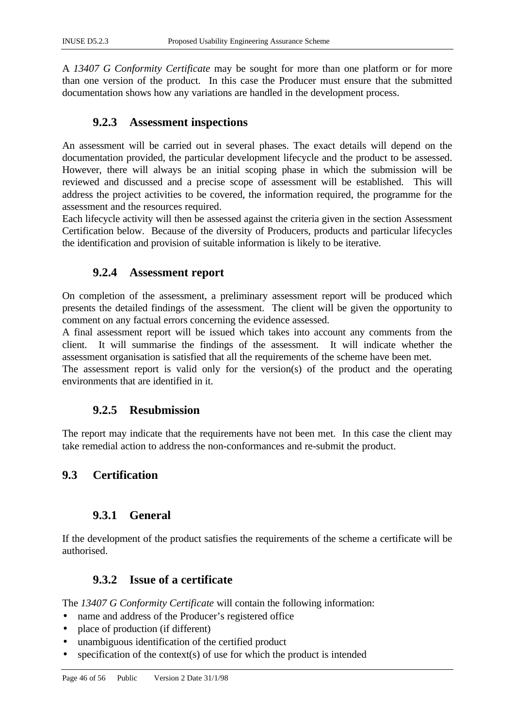A *13407 G Conformity Certificate* may be sought for more than one platform or for more than one version of the product. In this case the Producer must ensure that the submitted documentation shows how any variations are handled in the development process.

### 9.2.3 Assessment inspections

An assessment will be carried out in several phases. The exact details will depend on the documentation provided, the particular development lifecycle and the product to be assessed. However, there will always be an initial scoping phase in which the submission will be reviewed and discussed and a precise scope of assessment will be established. This will address the project activities to be covered, the information required, the programme for the assessment and the resources required.

Each lifecycle activity will then be assessed against the criteria given in the section Assessment Certification below. Because of the diversity of Producers, products and particular lifecycles the identification and provision of suitable information is likely to be iterative.

### 9.2.4 Assessment report

On completion of the assessment, a preliminary assessment report will be produced which presents the detailed findings of the assessment. The client will be given the opportunity to comment on any factual errors concerning the evidence assessed.

A final assessment report will be issued which takes into account any comments from the client. It will summarise the findings of the assessment. It will indicate whether the assessment organisation is satisfied that all the requirements of the scheme have been met.

The assessment report is valid only for the version(s) of the product and the operating environments that are identified in it.

### 9.2.5 Resubmission

The report may indicate that the requirements have not been met. In this case the client may take remedial action to address the non-conformances and re-submit the product.

## 9.3 Certification

### 9.3.1 General

If the development of the product satisfies the requirements of the scheme a certificate will be authorised.

### 9.3.2 Issue of a certificate

The *13407 G Conformity Certificate* will contain the following information:

- name and address of the Producer's registered office
- place of production (if different)
- unambiguous identification of the certified product
- specification of the context(s) of use for which the product is intended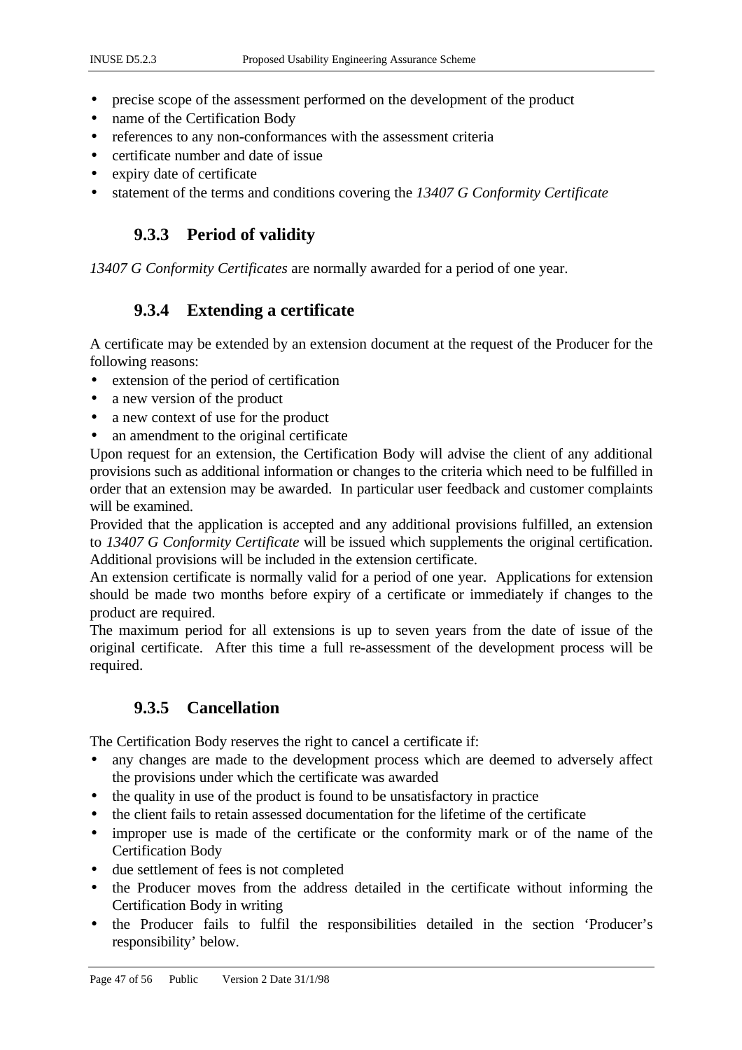- precise scope of the assessment performed on the development of the product
- name of the Certification Body
- references to any non-conformances with the assessment criteria
- certificate number and date of issue
- expiry date of certificate
- statement of the terms and conditions covering the *13407 G Conformity Certificate*

### 9.3.3 Period of validity

*13407 G Conformity Certificates* are normally awarded for a period of one year.

### 9.3.4 Extending a certificate

A certificate may be extended by an extension document at the request of the Producer for the following reasons:

- extension of the period of certification
- a new version of the product
- a new context of use for the product
- an amendment to the original certificate

Upon request for an extension, the Certification Body will advise the client of any additional provisions such as additional information or changes to the criteria which need to be fulfilled in order that an extension may be awarded. In particular user feedback and customer complaints will be examined.

Provided that the application is accepted and any additional provisions fulfilled, an extension to *13407 G Conformity Certificate* will be issued which supplements the original certification. Additional provisions will be included in the extension certificate.

An extension certificate is normally valid for a period of one year. Applications for extension should be made two months before expiry of a certificate or immediately if changes to the product are required.

The maximum period for all extensions is up to seven years from the date of issue of the original certificate. After this time a full re-assessment of the development process will be required.

### 9.3.5 Cancellation

The Certification Body reserves the right to cancel a certificate if:

- any changes are made to the development process which are deemed to adversely affect the provisions under which the certificate was awarded
- the quality in use of the product is found to be unsatisfactory in practice
- the client fails to retain assessed documentation for the lifetime of the certificate
- improper use is made of the certificate or the conformity mark or of the name of the Certification Body
- due settlement of fees is not completed
- the Producer moves from the address detailed in the certificate without informing the Certification Body in writing
- the Producer fails to fulfil the responsibilities detailed in the section 'Producer's responsibility' below.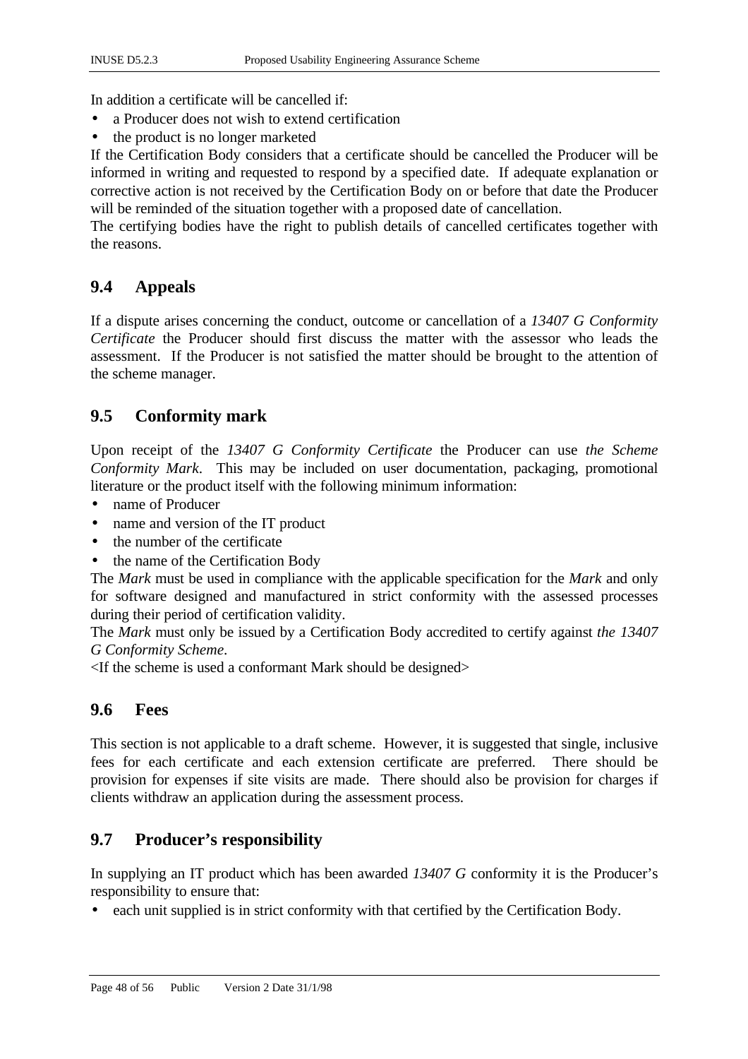In addition a certificate will be cancelled if:

- a Producer does not wish to extend certification
- the product is no longer marketed

If the Certification Body considers that a certificate should be cancelled the Producer will be informed in writing and requested to respond by a specified date. If adequate explanation or corrective action is not received by the Certification Body on or before that date the Producer will be reminded of the situation together with a proposed date of cancellation.

The certifying bodies have the right to publish details of cancelled certificates together with the reasons.

## 9.4 Appeals

If a dispute arises concerning the conduct, outcome or cancellation of a *13407 G Conformity Certificate* the Producer should first discuss the matter with the assessor who leads the assessment. If the Producer is not satisfied the matter should be brought to the attention of the scheme manager.

## 9.5 Conformity mark

Upon receipt of the *13407 G Conformity Certificate* the Producer can use *the Scheme Conformity Mark*. This may be included on user documentation, packaging, promotional literature or the product itself with the following minimum information:

- name of Producer
- name and version of the IT product
- the number of the certificate
- the name of the Certification Body

The *Mark* must be used in compliance with the applicable specification for the *Mark* and only for software designed and manufactured in strict conformity with the assessed processes during their period of certification validity.

The *Mark* must only be issued by a Certification Body accredited to certify against *the 13407 G Conformity Scheme*.

<If the scheme is used a conformant Mark should be designed>

## 9.6 Fees

This section is not applicable to a draft scheme. However, it is suggested that single, inclusive fees for each certificate and each extension certificate are preferred. There should be provision for expenses if site visits are made. There should also be provision for charges if clients withdraw an application during the assessment process.

## 9.7 Producer's responsibility

In supplying an IT product which has been awarded *13407 G* conformity it is the Producer's responsibility to ensure that:

- each unit supplied is in strict conformity with that certified by the Certification Body.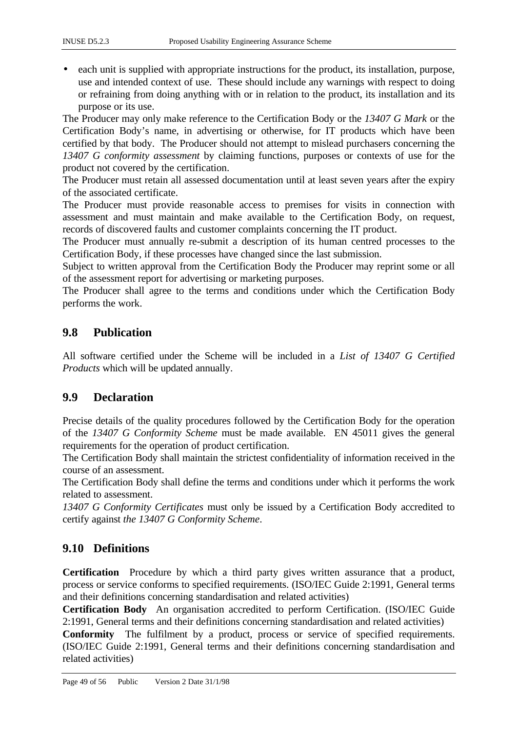- each unit is supplied with appropriate instructions for the product, its installation, purpose, use and intended context of use. These should include any warnings with respect to doing or refraining from doing anything with or in relation to the product, its installation and its purpose or its use.

The Producer may only make reference to the Certification Body or the *13407 G Mark* or the Certification Body's name, in advertising or otherwise, for IT products which have been certified by that body. The Producer should not attempt to mislead purchasers concerning the *13407 G conformity assessment* by claiming functions, purposes or contexts of use for the product not covered by the certification.

The Producer must retain all assessed documentation until at least seven years after the expiry of the associated certificate.

The Producer must provide reasonable access to premises for visits in connection with assessment and must maintain and make available to the Certification Body, on request, records of discovered faults and customer complaints concerning the IT product.

The Producer must annually re-submit a description of its human centred processes to the Certification Body, if these processes have changed since the last submission.

Subject to written approval from the Certification Body the Producer may reprint some or all of the assessment report for advertising or marketing purposes.

The Producer shall agree to the terms and conditions under which the Certification Body performs the work.

## 9.8 Publication

All software certified under the Scheme will be included in a *List of 13407 G Certified Products* which will be updated annually.

## 9.9 Declaration

Precise details of the quality procedures followed by the Certification Body for the operation of the *13407 G Conformity Scheme* must be made available. EN 45011 gives the general requirements for the operation of product certification.

The Certification Body shall maintain the strictest confidentiality of information received in the course of an assessment.

The Certification Body shall define the terms and conditions under which it performs the work related to assessment.

*13407 G Conformity Certificates* must only be issued by a Certification Body accredited to certify against *the 13407 G Conformity Scheme*.

## 9.10 Definitions

**Certification** Procedure by which a third party gives written assurance that a product, process or service conforms to specified requirements. (ISO/IEC Guide 2:1991, General terms and their definitions concerning standardisation and related activities)

**Certification Body** An organisation accredited to perform Certification. (ISO/IEC Guide 2:1991, General terms and their definitions concerning standardisation and related activities)

**Conformity** The fulfilment by a product, process or service of specified requirements. (ISO/IEC Guide 2:1991, General terms and their definitions concerning standardisation and related activities)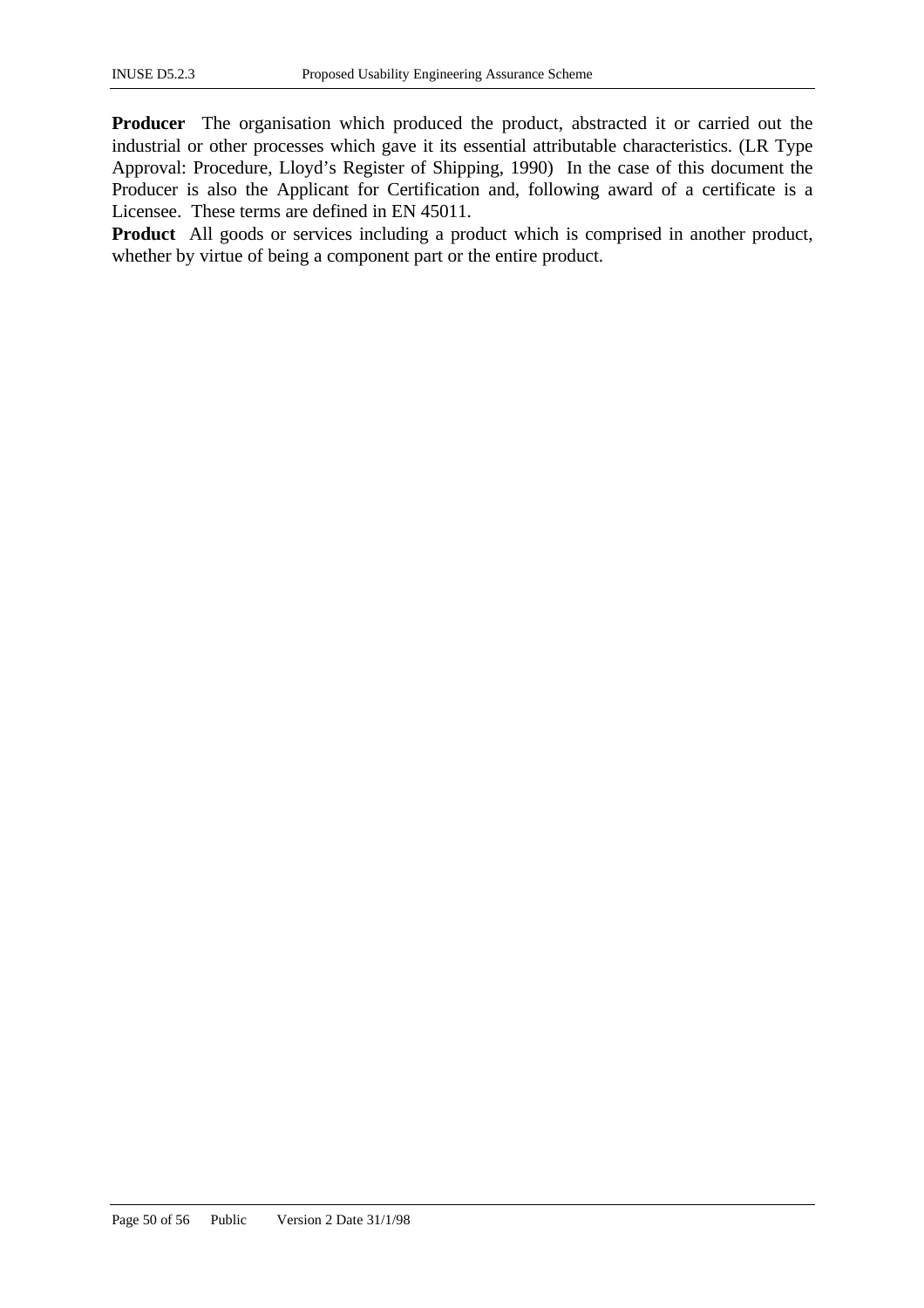**Producer** The organisation which produced the product, abstracted it or carried out the industrial or other processes which gave it its essential attributable characteristics. (LR Type Approval: Procedure, Lloyd's Register of Shipping, 1990) In the case of this document the Producer is also the Applicant for Certification and, following award of a certificate is a Licensee. These terms are defined in EN 45011.

**Product** All goods or services including a product which is comprised in another product, whether by virtue of being a component part or the entire product.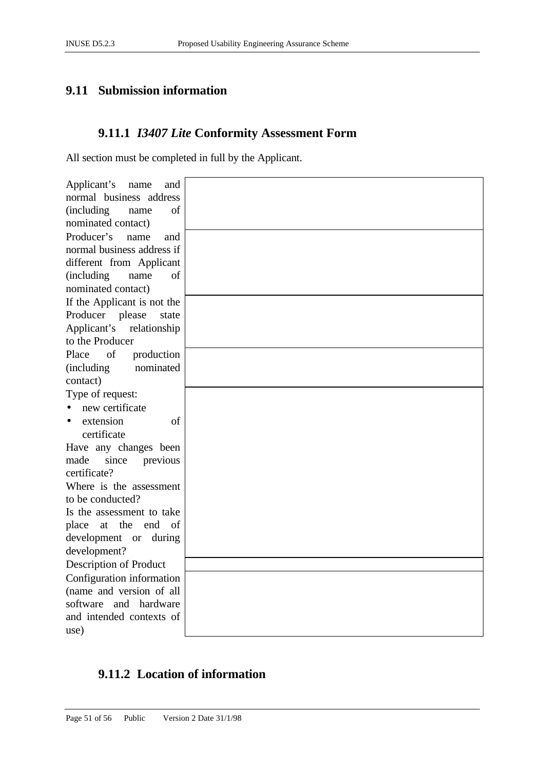## 9.11 Submission information

### 9.11.1 *I3407 Lite* Conformity Assessment Form

All section must be completed in full by the Applicant.

| | |
|---|---|
| Applicant's name and normal business address (including name of nominated contact) | |
| Producer's name and normal business address if different from Applicant (including name of nominated contact) | |
| If the Applicant is not the Producer please state Applicant's relationship to the Producer | |
| Place of production (including nominated contact) | |
| Type of request:<br>• new certificate<br>• extension of certificate<br>Have any changes been made since previous certificate?<br>Where is the assessment to be conducted?<br>Is the assessment to take place at the end of development or during development? | |
| Description of Product | |
| Configuration information (name and version of all software and hardware and intended contexts of use) | |

### 9.11.2 Location of information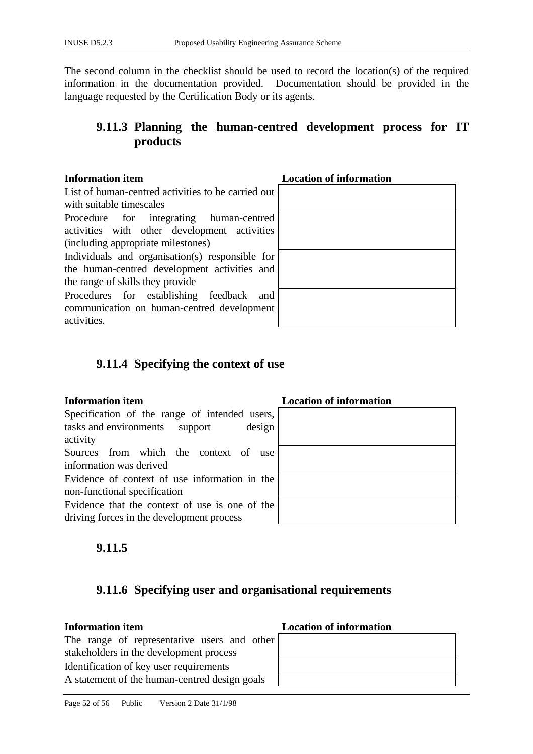The second column in the checklist should be used to record the location(s) of the required information in the documentation provided. Documentation should be provided in the language requested by the Certification Body or its agents.

### 9.11.3 Planning the human-centred development process for IT products

| Information item | Location of information |
|---|---|
| List of human-centred activities to be carried out with suitable timescales | |
| Procedure for integrating human-centred activities with other development activities (including appropriate milestones) | |
| Individuals and organisation(s) responsible for the human-centred development activities and the range of skills they provide | |
| Procedures for establishing feedback and communication on human-centred development activities. | |

### 9.11.4 Specifying the context of use

| Information item | Location of information |
|---|---|
| Specification of the range of intended users, tasks and environments support design activity | |
| Sources from which the context of use information was derived | |
| Evidence of context of use information in the non-functional specification | |
| Evidence that the context of use is one of the driving forces in the development process | |

### 9.11.5

### 9.11.6 Specifying user and organisational requirements

| Information item | Location of information |
|---|---|
| The range of representative users and other stakeholders in the development process | |
| Identification of key user requirements | |
| A statement of the human-centred design goals | |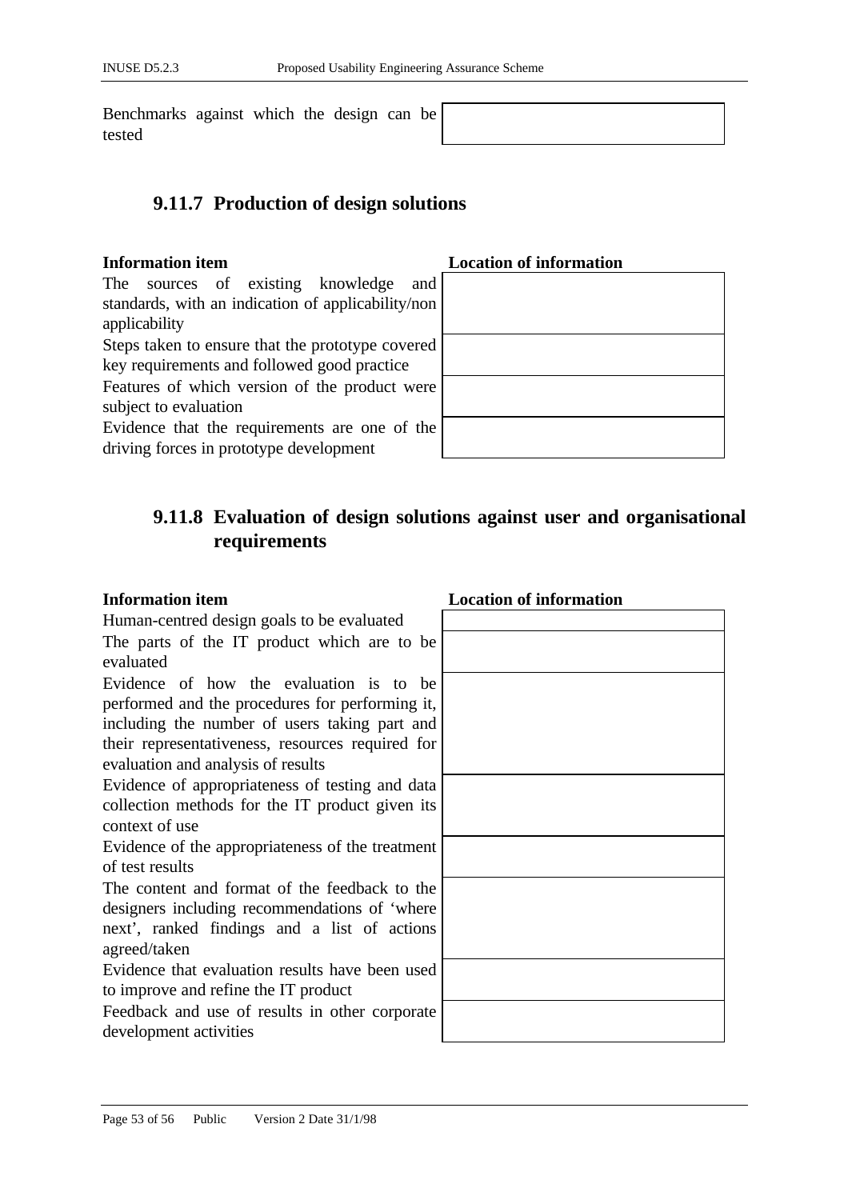| Information item | Location of information |
| --- | --- |
| Benchmarks against which the design can be tested | |

### 9.11.7 Production of design solutions

| Information item | Location of information |
| --- | --- |
| The sources of existing knowledge and standards, with an indication of applicability/non applicability | |
| Steps taken to ensure that the prototype covered key requirements and followed good practice | |
| Features of which version of the product were subject to evaluation | |
| Evidence that the requirements are one of the driving forces in prototype development | |

### 9.11.8 Evaluation of design solutions against user and organisational requirements

| Information item | Location of information |
| --- | --- |
| Human-centred design goals to be evaluated | |
| The parts of the IT product which are to be evaluated | |
| Evidence of how the evaluation is to be performed and the procedures for performing it, including the number of users taking part and their representativeness, resources required for evaluation and analysis of results | |
| Evidence of appropriateness of testing and data collection methods for the IT product given its context of use | |
| Evidence of the appropriateness of the treatment of test results | |
| The content and format of the feedback to the designers including recommendations of 'where next', ranked findings and a list of actions agreed/taken | |
| Evidence that evaluation results have been used to improve and refine the IT product | |
| Feedback and use of results in other corporate development activities | |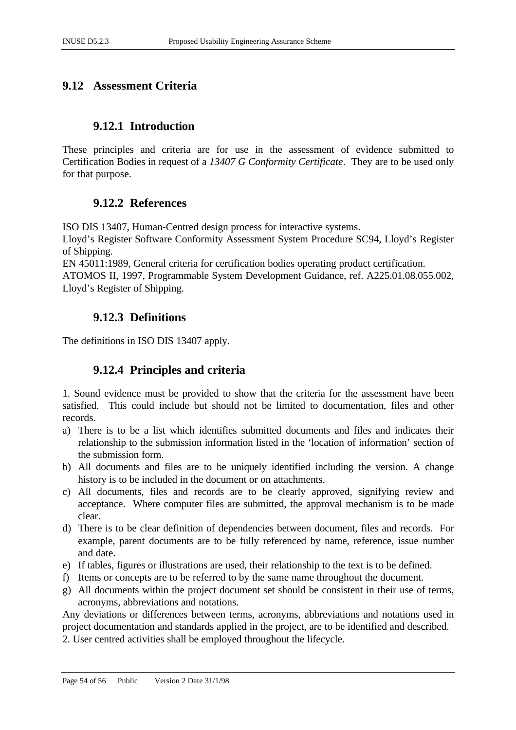## 9.12 Assessment Criteria

### 9.12.1 Introduction

These principles and criteria are for use in the assessment of evidence submitted to Certification Bodies in request of a *13407 G Conformity Certificate*. They are to be used only for that purpose.

### 9.12.2 References

ISO DIS 13407, Human-Centred design process for interactive systems.
Lloyd's Register Software Conformity Assessment System Procedure SC94, Lloyd's Register of Shipping.
EN 45011:1989, General criteria for certification bodies operating product certification.
ATOMOS II, 1997, Programmable System Development Guidance, ref. A225.01.08.055.002, Lloyd's Register of Shipping.

### 9.12.3 Definitions

The definitions in ISO DIS 13407 apply.

### 9.12.4 Principles and criteria

1. Sound evidence must be provided to show that the criteria for the assessment have been satisfied. This could include but should not be limited to documentation, files and other records.

a) There is to be a list which identifies submitted documents and files and indicates their relationship to the submission information listed in the 'location of information' section of the submission form.
b) All documents and files are to be uniquely identified including the version. A change history is to be included in the document or on attachments.
c) All documents, files and records are to be clearly approved, signifying review and acceptance. Where computer files are submitted, the approval mechanism is to be made clear.
d) There is to be clear definition of dependencies between document, files and records. For example, parent documents are to be fully referenced by name, reference, issue number and date.
e) If tables, figures or illustrations are used, their relationship to the text is to be defined.
f) Items or concepts are to be referred to by the same name throughout the document.
g) All documents within the project document set should be consistent in their use of terms, acronyms, abbreviations and notations.

Any deviations or differences between terms, acronyms, abbreviations and notations used in project documentation and standards applied in the project, are to be identified and described.

2. User centred activities shall be employed throughout the lifecycle.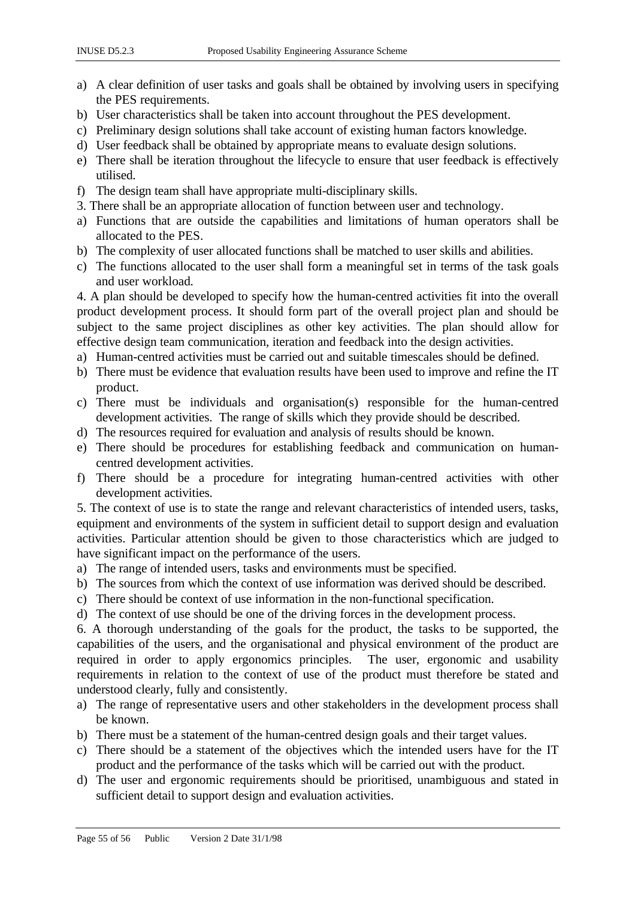a) A clear definition of user tasks and goals shall be obtained by involving users in specifying the PES requirements.
b) User characteristics shall be taken into account throughout the PES development.
c) Preliminary design solutions shall take account of existing human factors knowledge.
d) User feedback shall be obtained by appropriate means to evaluate design solutions.
e) There shall be iteration throughout the lifecycle to ensure that user feedback is effectively utilised.
f) The design team shall have appropriate multi-disciplinary skills.

3. There shall be an appropriate allocation of function between user and technology.

a) Functions that are outside the capabilities and limitations of human operators shall be allocated to the PES.
b) The complexity of user allocated functions shall be matched to user skills and abilities.
c) The functions allocated to the user shall form a meaningful set in terms of the task goals and user workload.

4. A plan should be developed to specify how the human-centred activities fit into the overall product development process. It should form part of the overall project plan and should be subject to the same project disciplines as other key activities. The plan should allow for effective design team communication, iteration and feedback into the design activities.

a) Human-centred activities must be carried out and suitable timescales should be defined.
b) There must be evidence that evaluation results have been used to improve and refine the IT product.
c) There must be individuals and organisation(s) responsible for the human-centred development activities. The range of skills which they provide should be described.
d) The resources required for evaluation and analysis of results should be known.
e) There should be procedures for establishing feedback and communication on human-centred development activities.
f) There should be a procedure for integrating human-centred activities with other development activities.

5. The context of use is to state the range and relevant characteristics of intended users, tasks, equipment and environments of the system in sufficient detail to support design and evaluation activities. Particular attention should be given to those characteristics which are judged to have significant impact on the performance of the users.

a) The range of intended users, tasks and environments must be specified.
b) The sources from which the context of use information was derived should be described.
c) There should be context of use information in the non-functional specification.
d) The context of use should be one of the driving forces in the development process.

6. A thorough understanding of the goals for the product, the tasks to be supported, the capabilities of the users, and the organisational and physical environment of the product are required in order to apply ergonomics principles. The user, ergonomic and usability requirements in relation to the context of use of the product must therefore be stated and understood clearly, fully and consistently.

a) The range of representative users and other stakeholders in the development process shall be known.
b) There must be a statement of the human-centred design goals and their target values.
c) There should be a statement of the objectives which the intended users have for the IT product and the performance of the tasks which will be carried out with the product.
d) The user and ergonomic requirements should be prioritised, unambiguous and stated in sufficient detail to support design and evaluation activities.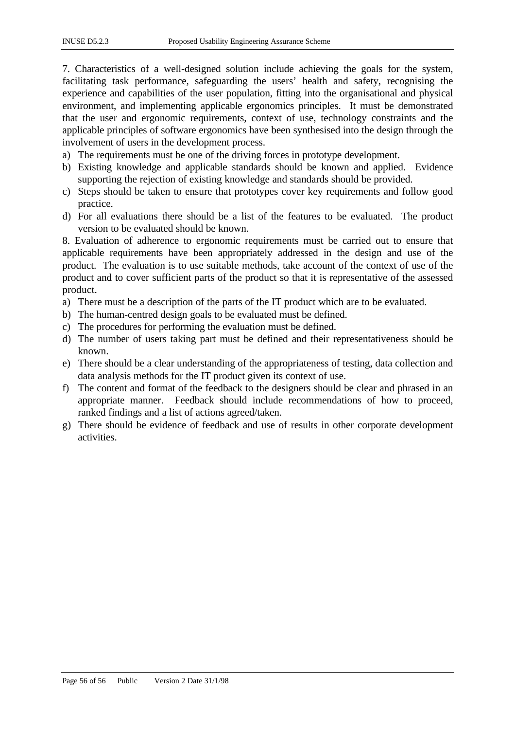7. Characteristics of a well-designed solution include achieving the goals for the system, facilitating task performance, safeguarding the users' health and safety, recognising the experience and capabilities of the user population, fitting into the organisational and physical environment, and implementing applicable ergonomics principles. It must be demonstrated that the user and ergonomic requirements, context of use, technology constraints and the applicable principles of software ergonomics have been synthesised into the design through the involvement of users in the development process.

a) The requirements must be one of the driving forces in prototype development.
b) Existing knowledge and applicable standards should be known and applied. Evidence supporting the rejection of existing knowledge and standards should be provided.
c) Steps should be taken to ensure that prototypes cover key requirements and follow good practice.
d) For all evaluations there should be a list of the features to be evaluated. The product version to be evaluated should be known.

8. Evaluation of adherence to ergonomic requirements must be carried out to ensure that applicable requirements have been appropriately addressed in the design and use of the product. The evaluation is to use suitable methods, take account of the context of use of the product and to cover sufficient parts of the product so that it is representative of the assessed product.

a) There must be a description of the parts of the IT product which are to be evaluated.
b) The human-centred design goals to be evaluated must be defined.
c) The procedures for performing the evaluation must be defined.
d) The number of users taking part must be defined and their representativeness should be known.
e) There should be a clear understanding of the appropriateness of testing, data collection and data analysis methods for the IT product given its context of use.
f) The content and format of the feedback to the designers should be clear and phrased in an appropriate manner. Feedback should include recommendations of how to proceed, ranked findings and a list of actions agreed/taken.
g) There should be evidence of feedback and use of results in other corporate development activities.